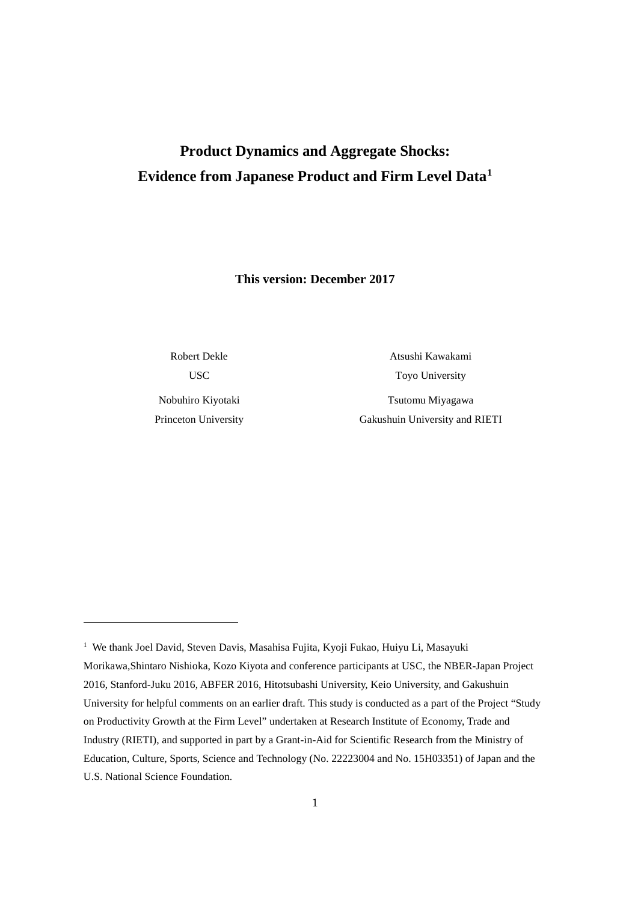# Product Dynamics and Aggregate Shocks: Evidence from Japanese Product and Firm Level Data[1]

**This version: December 2017**

| | |
|---|---|
| Robert Dekle | Atsushi Kawakami |
| USC | Toyo University |
| Nobuhiro Kiyotaki | Tsutomu Miyagawa |
| Princeton University | Gakushuin University and RIETI |

---

[1] We thank Joel David, Steven Davis, Masahisa Fujita, Kyoji Fukao, Huiyu Li, Masayuki Morikawa,Shintaro Nishioka, Kozo Kiyota and conference participants at USC, the NBER-Japan Project 2016, Stanford-Juku 2016, ABFER 2016, Hitotsubashi University, Keio University, and Gakushuin University for helpful comments on an earlier draft. This study is conducted as a part of the Project "Study on Productivity Growth at the Firm Level" undertaken at Research Institute of Economy, Trade and Industry (RIETI), and supported in part by a Grant-in-Aid for Scientific Research from the Ministry of Education, Culture, Sports, Science and Technology (No. 22223004 and No. 15H03351) of Japan and the U.S. National Science Foundation.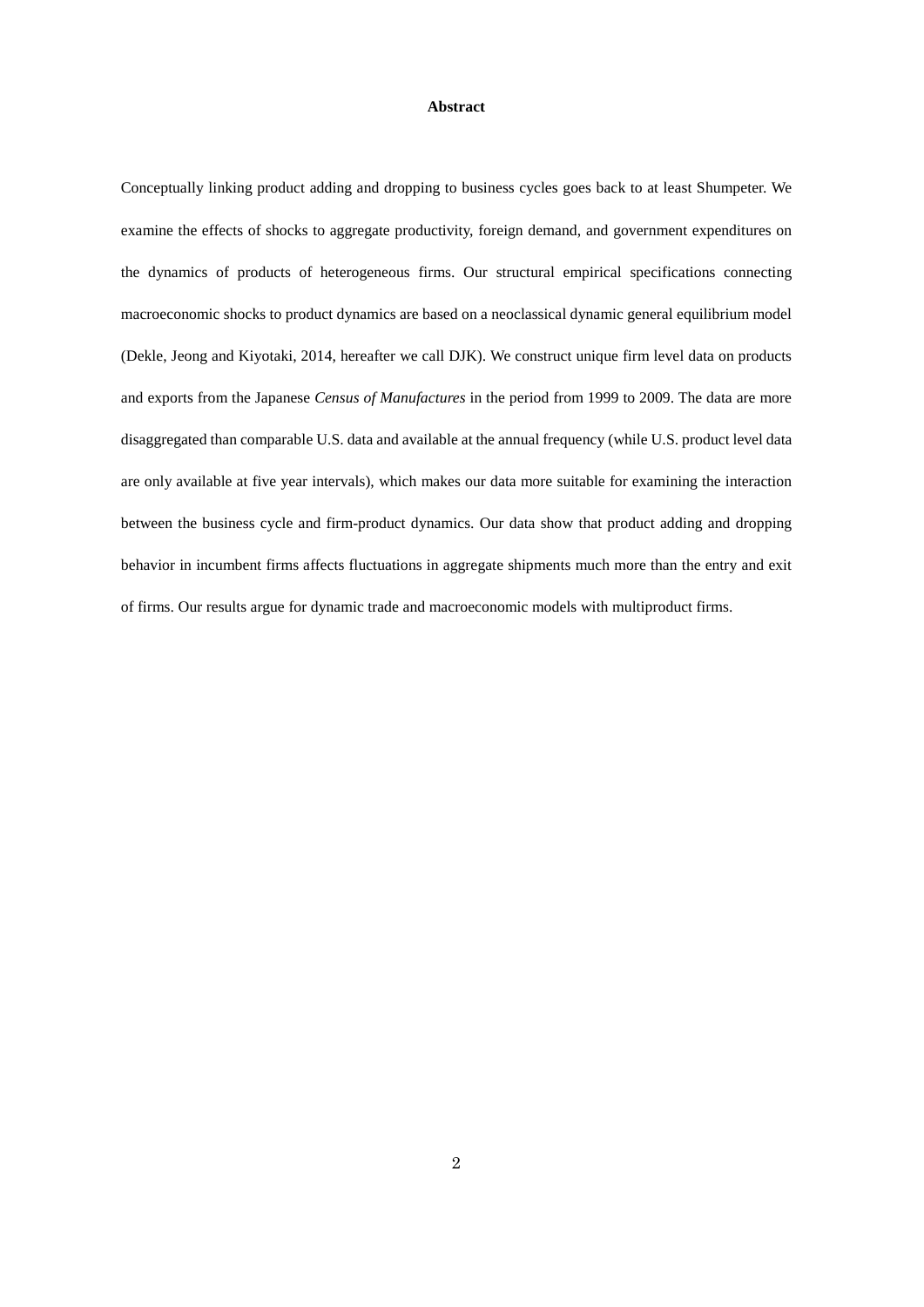**Abstract**

Conceptually linking product adding and dropping to business cycles goes back to at least Shumpeter. We examine the effects of shocks to aggregate productivity, foreign demand, and government expenditures on the dynamics of products of heterogeneous firms. Our structural empirical specifications connecting macroeconomic shocks to product dynamics are based on a neoclassical dynamic general equilibrium model (Dekle, Jeong and Kiyotaki, 2014, hereafter we call DJK). We construct unique firm level data on products and exports from the Japanese *Census of Manufactures* in the period from 1999 to 2009. The data are more disaggregated than comparable U.S. data and available at the annual frequency (while U.S. product level data are only available at five year intervals), which makes our data more suitable for examining the interaction between the business cycle and firm-product dynamics. Our data show that product adding and dropping behavior in incumbent firms affects fluctuations in aggregate shipments much more than the entry and exit of firms. Our results argue for dynamic trade and macroeconomic models with multiproduct firms.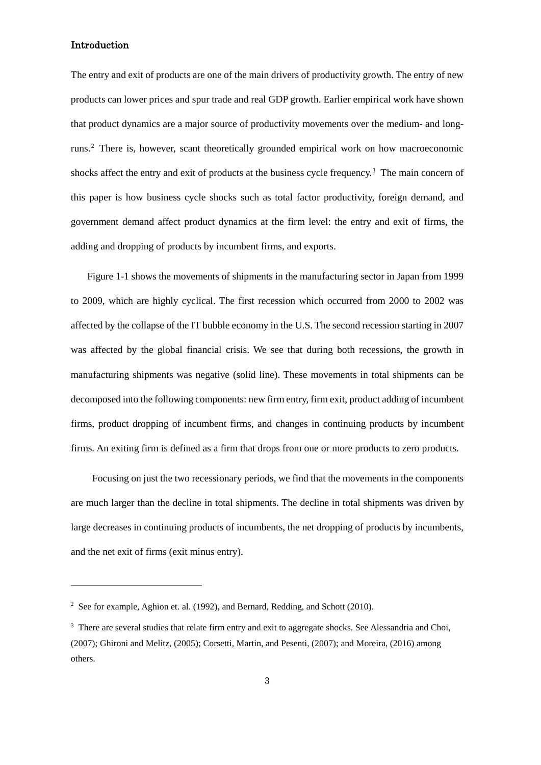## Introduction

The entry and exit of products are one of the main drivers of productivity growth. The entry of new products can lower prices and spur trade and real GDP growth. Earlier empirical work have shown that product dynamics are a major source of productivity movements over the medium- and long-runs.[2] There is, however, scant theoretically grounded empirical work on how macroeconomic shocks affect the entry and exit of products at the business cycle frequency.[3] The main concern of this paper is how business cycle shocks such as total factor productivity, foreign demand, and government demand affect product dynamics at the firm level: the entry and exit of firms, the adding and dropping of products by incumbent firms, and exports.

Figure 1-1 shows the movements of shipments in the manufacturing sector in Japan from 1999 to 2009, which are highly cyclical. The first recession which occurred from 2000 to 2002 was affected by the collapse of the IT bubble economy in the U.S. The second recession starting in 2007 was affected by the global financial crisis. We see that during both recessions, the growth in manufacturing shipments was negative (solid line). These movements in total shipments can be decomposed into the following components: new firm entry, firm exit, product adding of incumbent firms, product dropping of incumbent firms, and changes in continuing products by incumbent firms. An exiting firm is defined as a firm that drops from one or more products to zero products.

Focusing on just the two recessionary periods, we find that the movements in the components are much larger than the decline in total shipments. The decline in total shipments was driven by large decreases in continuing products of incumbents, the net dropping of products by incumbents, and the net exit of firms (exit minus entry).

---

[2] See for example, Aghion et. al. (1992), and Bernard, Redding, and Schott (2010).

[3] There are several studies that relate firm entry and exit to aggregate shocks. See Alessandria and Choi, (2007); Ghironi and Melitz, (2005); Corsetti, Martin, and Pesenti, (2007); and Moreira, (2016) among others.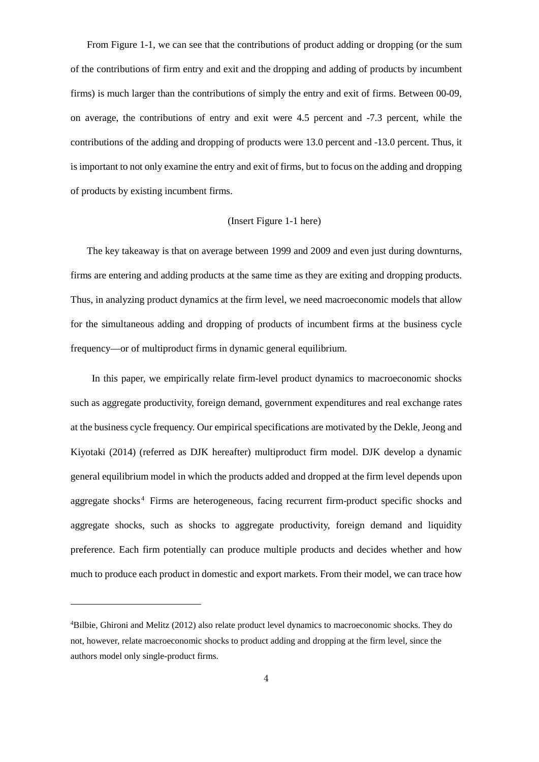From Figure 1-1, we can see that the contributions of product adding or dropping (or the sum of the contributions of firm entry and exit and the dropping and adding of products by incumbent firms) is much larger than the contributions of simply the entry and exit of firms. Between 00-09, on average, the contributions of entry and exit were 4.5 percent and -7.3 percent, while the contributions of the adding and dropping of products were 13.0 percent and -13.0 percent. Thus, it is important to not only examine the entry and exit of firms, but to focus on the adding and dropping of products by existing incumbent firms.

(Insert Figure 1-1 here)

The key takeaway is that on average between 1999 and 2009 and even just during downturns, firms are entering and adding products at the same time as they are exiting and dropping products. Thus, in analyzing product dynamics at the firm level, we need macroeconomic models that allow for the simultaneous adding and dropping of products of incumbent firms at the business cycle frequency—or of multiproduct firms in dynamic general equilibrium.

In this paper, we empirically relate firm-level product dynamics to macroeconomic shocks such as aggregate productivity, foreign demand, government expenditures and real exchange rates at the business cycle frequency. Our empirical specifications are motivated by the Dekle, Jeong and Kiyotaki (2014) (referred as DJK hereafter) multiproduct firm model. DJK develop a dynamic general equilibrium model in which the products added and dropped at the firm level depends upon aggregate shocks[4] Firms are heterogeneous, facing recurrent firm-product specific shocks and aggregate shocks, such as shocks to aggregate productivity, foreign demand and liquidity preference. Each firm potentially can produce multiple products and decides whether and how much to produce each product in domestic and export markets. From their model, we can trace how

[4]Bilbie, Ghironi and Melitz (2012) also relate product level dynamics to macroeconomic shocks. They do not, however, relate macroeconomic shocks to product adding and dropping at the firm level, since the authors model only single-product firms.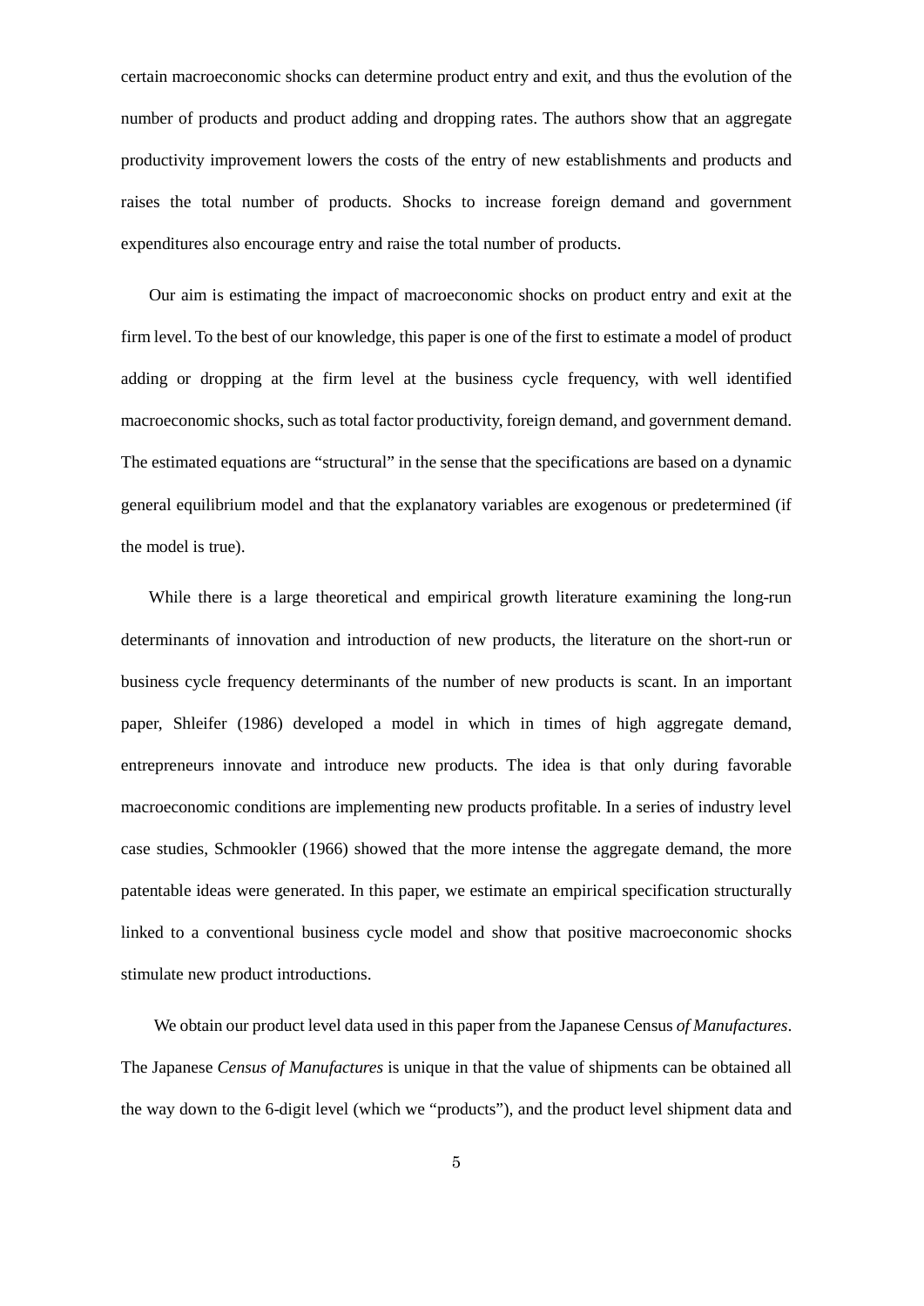certain macroeconomic shocks can determine product entry and exit, and thus the evolution of the number of products and product adding and dropping rates. The authors show that an aggregate productivity improvement lowers the costs of the entry of new establishments and products and raises the total number of products. Shocks to increase foreign demand and government expenditures also encourage entry and raise the total number of products.

Our aim is estimating the impact of macroeconomic shocks on product entry and exit at the firm level. To the best of our knowledge, this paper is one of the first to estimate a model of product adding or dropping at the firm level at the business cycle frequency, with well identified macroeconomic shocks, such as total factor productivity, foreign demand, and government demand. The estimated equations are "structural" in the sense that the specifications are based on a dynamic general equilibrium model and that the explanatory variables are exogenous or predetermined (if the model is true).

While there is a large theoretical and empirical growth literature examining the long-run determinants of innovation and introduction of new products, the literature on the short-run or business cycle frequency determinants of the number of new products is scant. In an important paper, Shleifer (1986) developed a model in which in times of high aggregate demand, entrepreneurs innovate and introduce new products. The idea is that only during favorable macroeconomic conditions are implementing new products profitable. In a series of industry level case studies, Schmookler (1966) showed that the more intense the aggregate demand, the more patentable ideas were generated. In this paper, we estimate an empirical specification structurally linked to a conventional business cycle model and show that positive macroeconomic shocks stimulate new product introductions.

We obtain our product level data used in this paper from the Japanese Census *of Manufactures*. The Japanese *Census of Manufactures* is unique in that the value of shipments can be obtained all the way down to the 6-digit level (which we "products"), and the product level shipment data and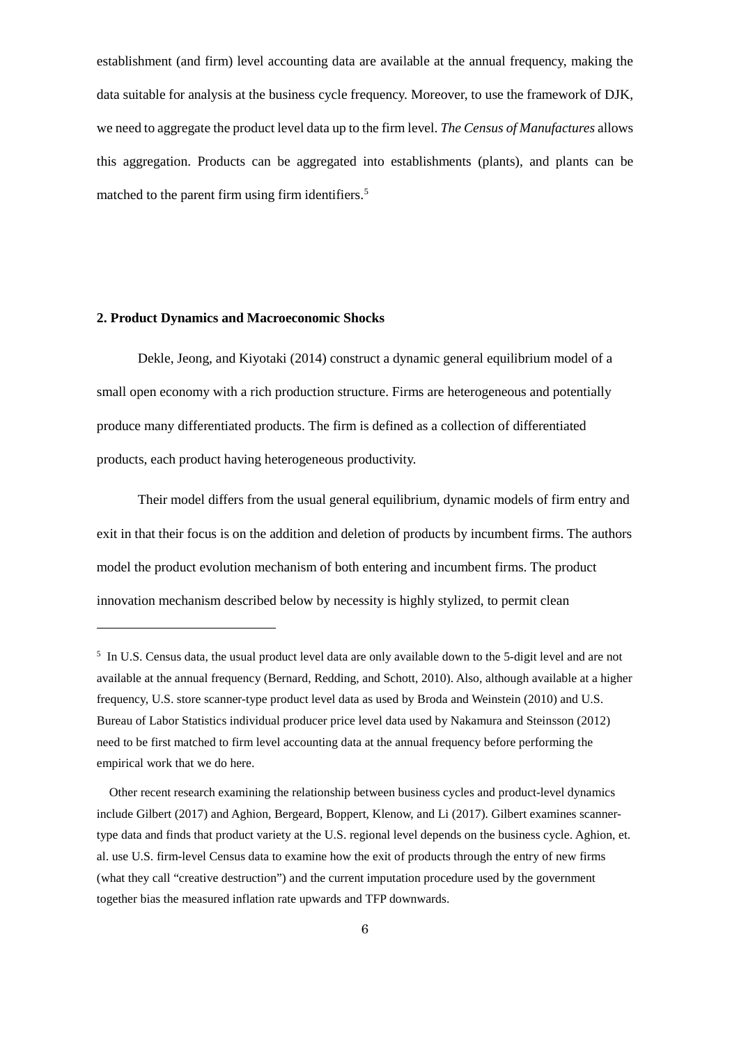establishment (and firm) level accounting data are available at the annual frequency, making the data suitable for analysis at the business cycle frequency. Moreover, to use the framework of DJK, we need to aggregate the product level data up to the firm level. *The Census of Manufactures* allows this aggregation. Products can be aggregated into establishments (plants), and plants can be matched to the parent firm using firm identifiers.[5]

## 2. Product Dynamics and Macroeconomic Shocks

Dekle, Jeong, and Kiyotaki (2014) construct a dynamic general equilibrium model of a small open economy with a rich production structure. Firms are heterogeneous and potentially produce many differentiated products. The firm is defined as a collection of differentiated products, each product having heterogeneous productivity.

Their model differs from the usual general equilibrium, dynamic models of firm entry and exit in that their focus is on the addition and deletion of products by incumbent firms. The authors model the product evolution mechanism of both entering and incumbent firms. The product innovation mechanism described below by necessity is highly stylized, to permit clean

---

[5] In U.S. Census data, the usual product level data are only available down to the 5-digit level and are not available at the annual frequency (Bernard, Redding, and Schott, 2010). Also, although available at a higher frequency, U.S. store scanner-type product level data as used by Broda and Weinstein (2010) and U.S. Bureau of Labor Statistics individual producer price level data used by Nakamura and Steinsson (2012) need to be first matched to firm level accounting data at the annual frequency before performing the empirical work that we do here.

Other recent research examining the relationship between business cycles and product-level dynamics include Gilbert (2017) and Aghion, Bergeard, Boppert, Klenow, and Li (2017). Gilbert examines scanner-type data and finds that product variety at the U.S. regional level depends on the business cycle. Aghion, et. al. use U.S. firm-level Census data to examine how the exit of products through the entry of new firms (what they call "creative destruction") and the current imputation procedure used by the government together bias the measured inflation rate upwards and TFP downwards.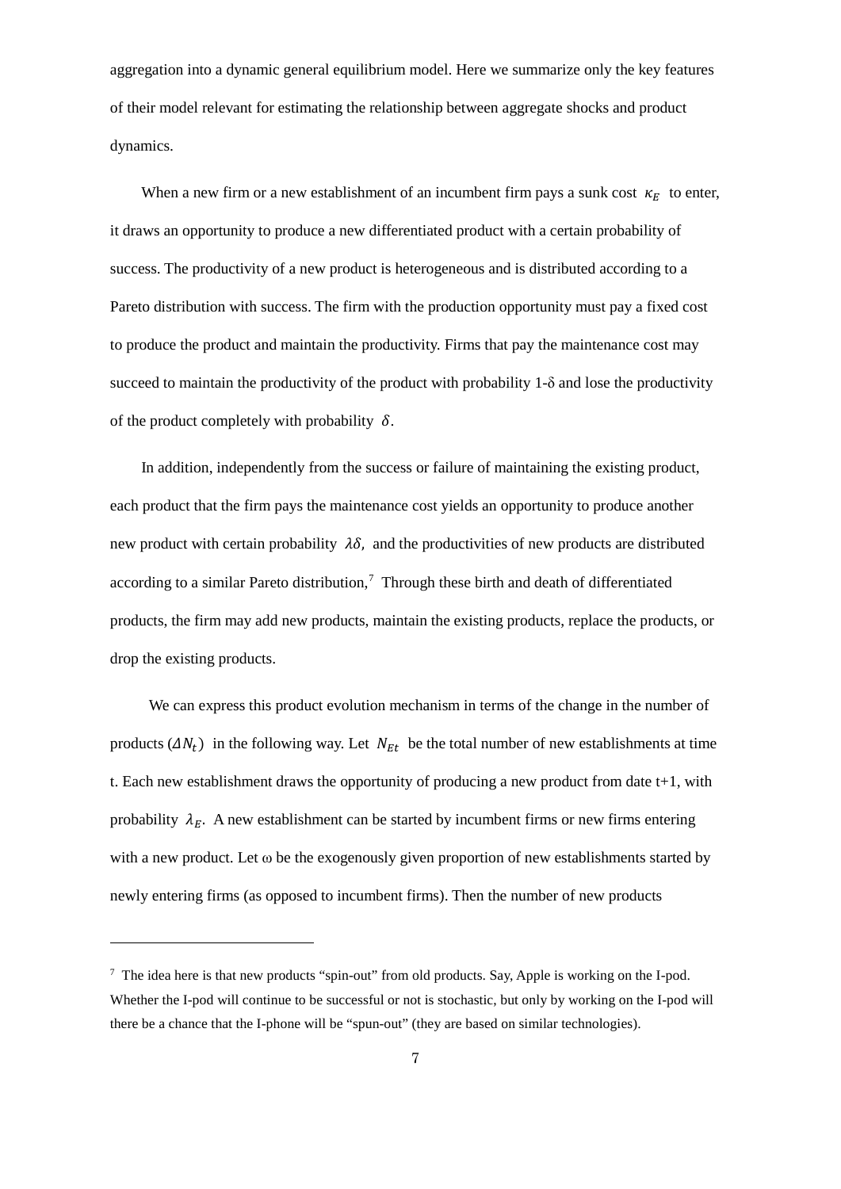aggregation into a dynamic general equilibrium model. Here we summarize only the key features of their model relevant for estimating the relationship between aggregate shocks and product dynamics.

When a new firm or a new establishment of an incumbent firm pays a sunk cost $\kappa_E$ to enter, it draws an opportunity to produce a new differentiated product with a certain probability of success. The productivity of a new product is heterogeneous and is distributed according to a Pareto distribution with success. The firm with the production opportunity must pay a fixed cost to produce the product and maintain the productivity. Firms that pay the maintenance cost may succeed to maintain the productivity of the product with probability 1-$\delta$ and lose the productivity of the product completely with probability $\delta$.

In addition, independently from the success or failure of maintaining the existing product, each product that the firm pays the maintenance cost yields an opportunity to produce another new product with certain probability $\lambda\delta$, and the productivities of new products are distributed according to a similar Pareto distribution,[7] Through these birth and death of differentiated products, the firm may add new products, maintain the existing products, replace the products, or drop the existing products.

We can express this product evolution mechanism in terms of the change in the number of products ($\Delta N_t$) in the following way. Let $N_{Et}$ be the total number of new establishments at time t. Each new establishment draws the opportunity of producing a new product from date t+1, with probability $\lambda_E$. A new establishment can be started by incumbent firms or new firms entering with a new product. Let ω be the exogenously given proportion of new establishments started by newly entering firms (as opposed to incumbent firms). Then the number of new products

---

[7] The idea here is that new products "spin-out" from old products. Say, Apple is working on the I-pod. Whether the I-pod will continue to be successful or not is stochastic, but only by working on the I-pod will there be a chance that the I-phone will be "spun-out" (they are based on similar technologies).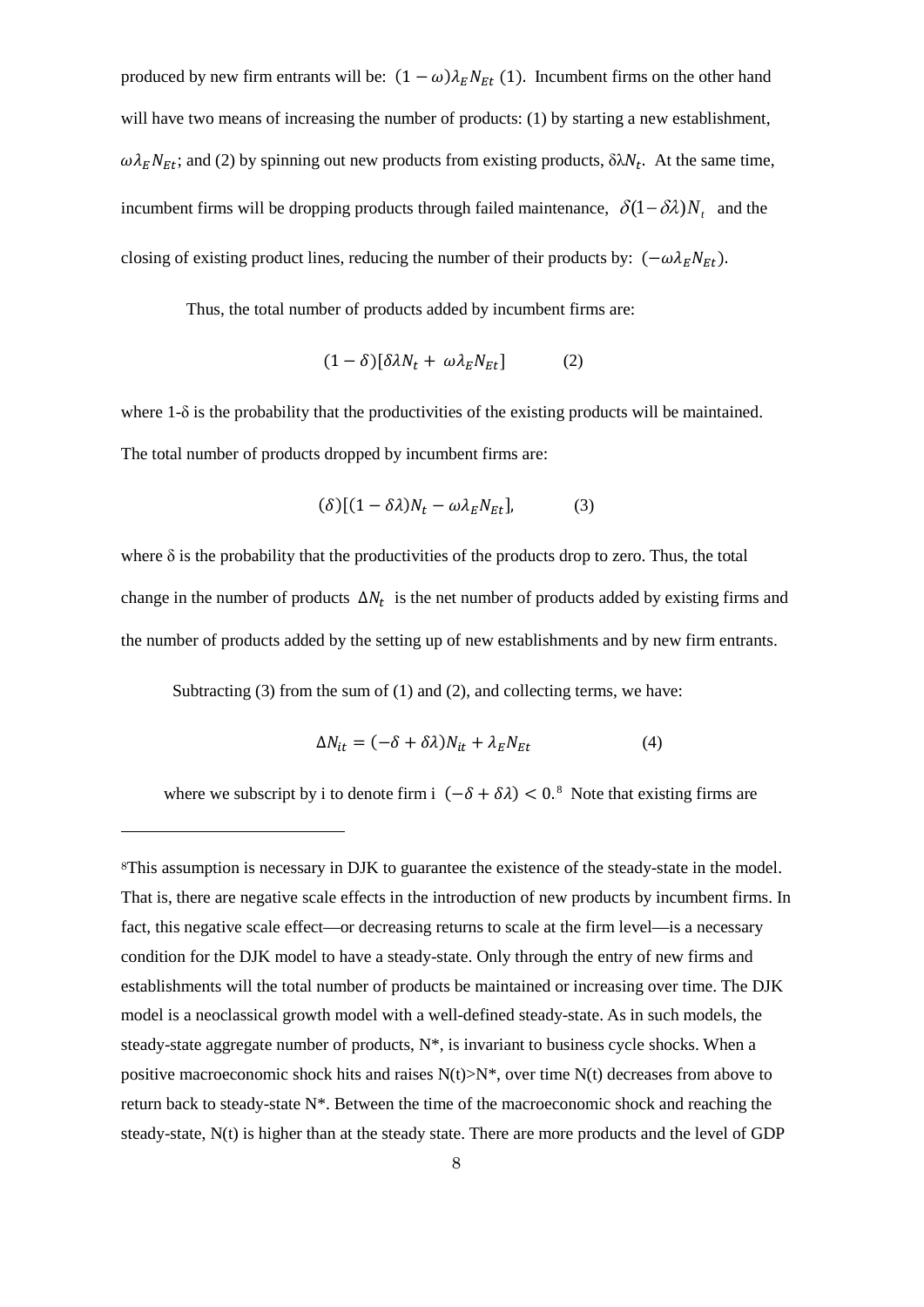produced by new firm entrants will be: $(1-\omega)\lambda_E N_{Et}$ (1). Incumbent firms on the other hand will have two means of increasing the number of products: (1) by starting a new establishment, $\omega\lambda_E N_{Et}$; and (2) by spinning out new products from existing products, $\delta\lambda N_t$. At the same time, incumbent firms will be dropping products through failed maintenance, $\delta(1-\delta\lambda)N_t$ and the closing of existing product lines, reducing the number of their products by: $(-\omega\lambda_E N_{Et})$.

Thus, the total number of products added by incumbent firms are:

$$(1-\delta)[\delta\lambda N_t + \omega\lambda_E N_{Et}] \qquad (2)$$

where 1-δ is the probability that the productivities of the existing products will be maintained. The total number of products dropped by incumbent firms are:

$$(\delta)[(1-\delta\lambda)N_t - \omega\lambda_E N_{Et}], \qquad (3)$$

where δ is the probability that the productivities of the products drop to zero. Thus, the total change in the number of products $\Delta N_t$ is the net number of products added by existing firms and the number of products added by the setting up of new establishments and by new firm entrants.

Subtracting (3) from the sum of (1) and (2), and collecting terms, we have:

$$\Delta N_{it} = (-\delta + \delta\lambda)N_{it} + \lambda_E N_{Et} \qquad (4)$$

where we subscript by i to denote firm i $(-\delta + \delta\lambda) < 0$.[8] Note that existing firms are

---

[8]This assumption is necessary in DJK to guarantee the existence of the steady-state in the model. That is, there are negative scale effects in the introduction of new products by incumbent firms. In fact, this negative scale effect—or decreasing returns to scale at the firm level—is a necessary condition for the DJK model to have a steady-state. Only through the entry of new firms and establishments will the total number of products be maintained or increasing over time. The DJK model is a neoclassical growth model with a well-defined steady-state. As in such models, the steady-state aggregate number of products, N*, is invariant to business cycle shocks. When a positive macroeconomic shock hits and raises N(t)>N*, over time N(t) decreases from above to return back to steady-state N*. Between the time of the macroeconomic shock and reaching the steady-state, N(t) is higher than at the steady state. There are more products and the level of GDP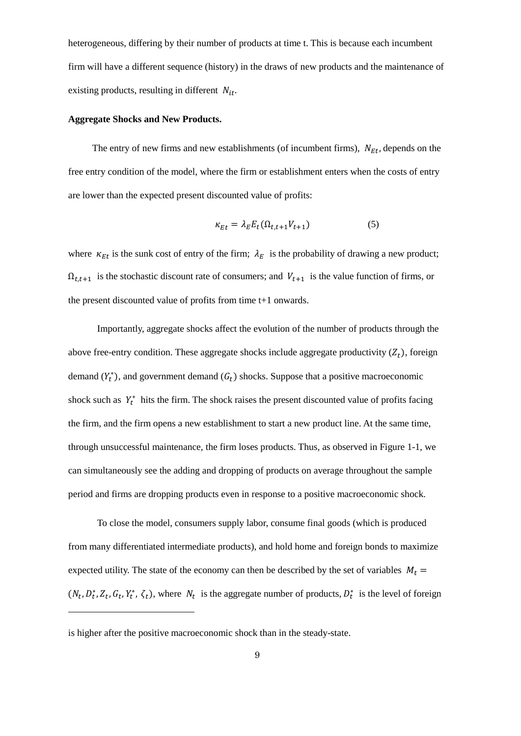heterogeneous, differing by their number of products at time t. This is because each incumbent firm will have a different sequence (history) in the draws of new products and the maintenance of existing products, resulting in different $N_{it}$.

**Aggregate Shocks and New Products.**

The entry of new firms and new establishments (of incumbent firms), $N_{Et}$, depends on the free entry condition of the model, where the firm or establishment enters when the costs of entry are lower than the expected present discounted value of profits:

$$\kappa_{Et} = \lambda_E E_t(\Omega_{t,t+1} V_{t+1}) \qquad (5)$$

where $\kappa_{Et}$ is the sunk cost of entry of the firm; $\lambda_E$ is the probability of drawing a new product; $\Omega_{t,t+1}$ is the stochastic discount rate of consumers; and $V_{t+1}$ is the value function of firms, or the present discounted value of profits from time t+1 onwards.

Importantly, aggregate shocks affect the evolution of the number of products through the above free-entry condition. These aggregate shocks include aggregate productivity $(Z_t)$, foreign demand $(Y_t^*)$, and government demand $(G_t)$ shocks. Suppose that a positive macroeconomic shock such as $Y_t^*$ hits the firm. The shock raises the present discounted value of profits facing the firm, and the firm opens a new establishment to start a new product line. At the same time, through unsuccessful maintenance, the firm loses products. Thus, as observed in Figure 1-1, we can simultaneously see the adding and dropping of products on average throughout the sample period and firms are dropping products even in response to a positive macroeconomic shock.

To close the model, consumers supply labor, consume final goods (which is produced from many differentiated intermediate products), and hold home and foreign bonds to maximize expected utility. The state of the economy can then be described by the set of variables $M_t = (N_t, D_t^*, Z_t, G_t, Y_t^*, \zeta_t)$, where $N_t$ is the aggregate number of products, $D_t^*$ is the level of foreign

---

is higher after the positive macroeconomic shock than in the steady-state.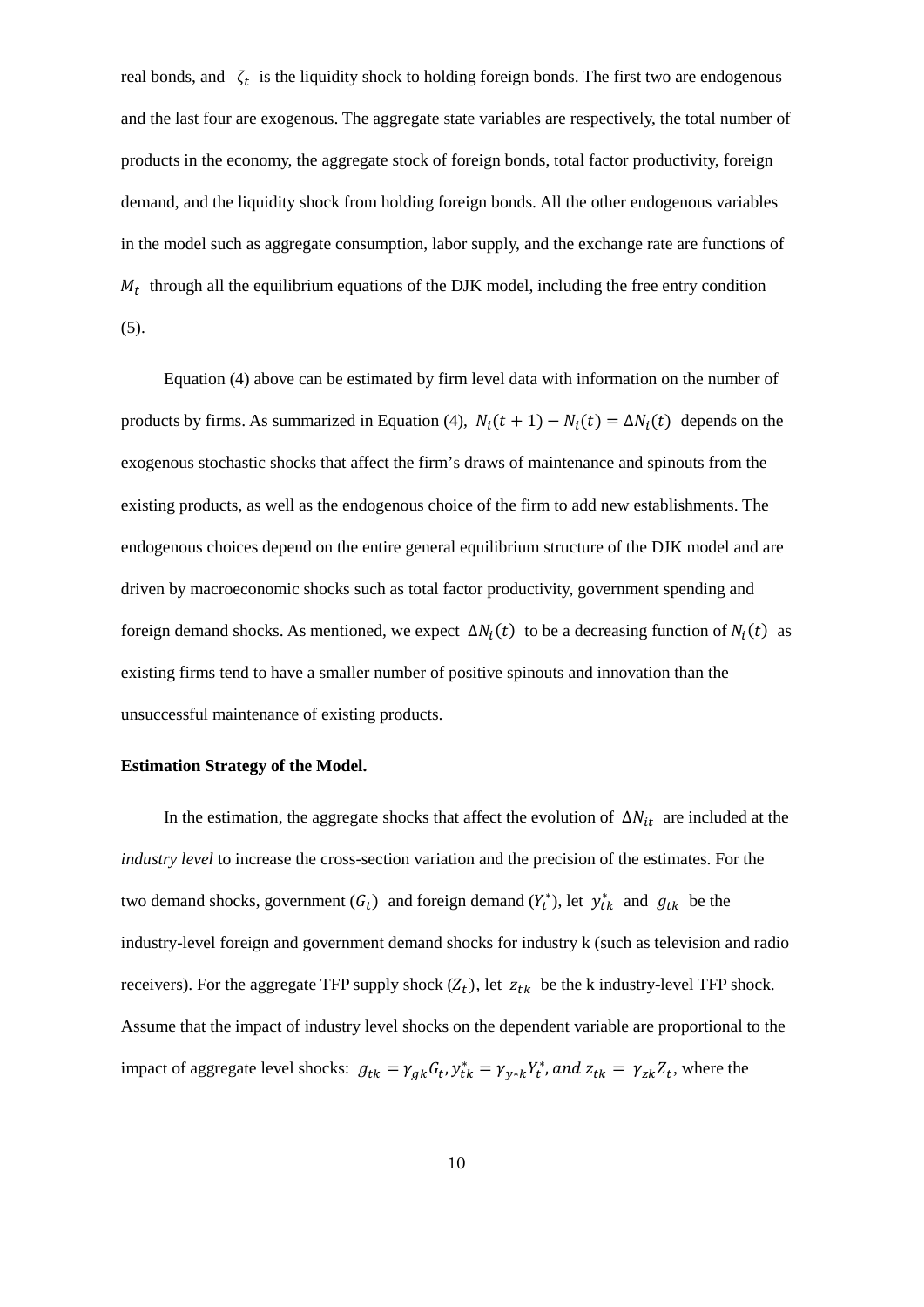real bonds, and $\zeta_t$ is the liquidity shock to holding foreign bonds. The first two are endogenous and the last four are exogenous. The aggregate state variables are respectively, the total number of products in the economy, the aggregate stock of foreign bonds, total factor productivity, foreign demand, and the liquidity shock from holding foreign bonds. All the other endogenous variables in the model such as aggregate consumption, labor supply, and the exchange rate are functions of $M_t$ through all the equilibrium equations of the DJK model, including the free entry condition (5).

Equation (4) above can be estimated by firm level data with information on the number of products by firms. As summarized in Equation (4), $N_i(t+1) - N_i(t) = \Delta N_i(t)$ depends on the exogenous stochastic shocks that affect the firm's draws of maintenance and spinouts from the existing products, as well as the endogenous choice of the firm to add new establishments. The endogenous choices depend on the entire general equilibrium structure of the DJK model and are driven by macroeconomic shocks such as total factor productivity, government spending and foreign demand shocks. As mentioned, we expect $\Delta N_i(t)$ to be a decreasing function of $N_i(t)$ as existing firms tend to have a smaller number of positive spinouts and innovation than the unsuccessful maintenance of existing products.

**Estimation Strategy of the Model.**

In the estimation, the aggregate shocks that affect the evolution of $\Delta N_{it}$ are included at the *industry level* to increase the cross-section variation and the precision of the estimates. For the two demand shocks, government ($G_t$) and foreign demand ($Y_t^*$), let $y_{tk}^*$ and $g_{tk}$ be the industry-level foreign and government demand shocks for industry k (such as television and radio receivers). For the aggregate TFP supply shock ($Z_t$), let $z_{tk}$ be the k industry-level TFP shock. Assume that the impact of industry level shocks on the dependent variable are proportional to the impact of aggregate level shocks: $g_{tk} = \gamma_{gk} G_t, y_{tk}^* = \gamma_{y*k} Y_t^*, and\ z_{tk} = \gamma_{zk} Z_t$, where the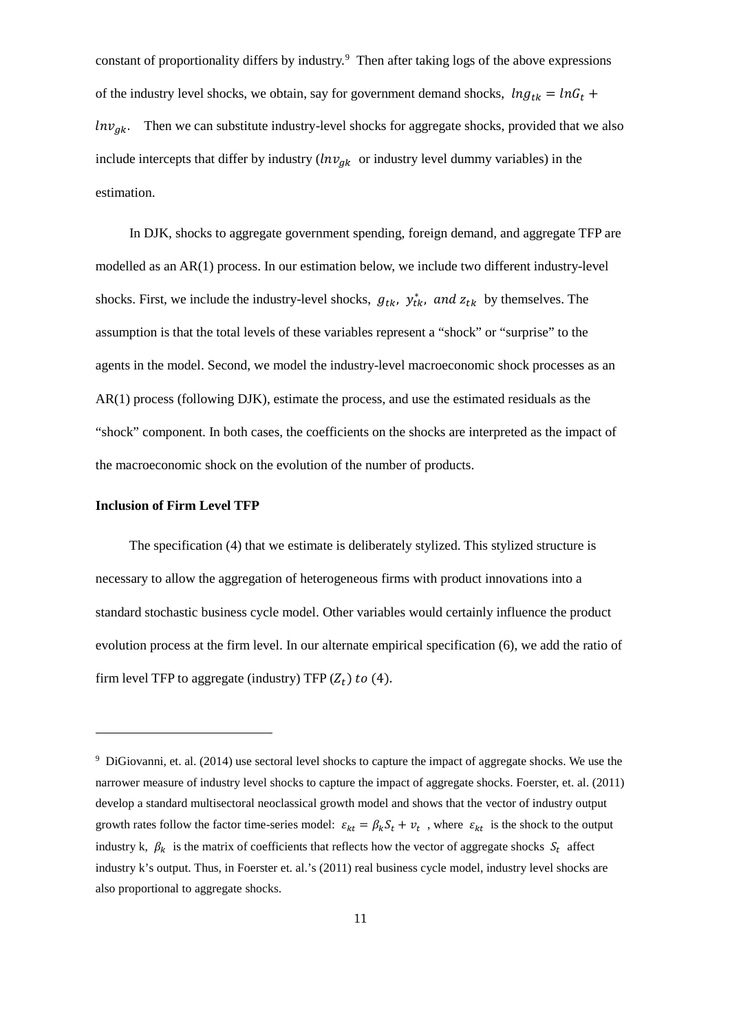constant of proportionality differs by industry.[9] Then after taking logs of the above expressions of the industry level shocks, we obtain, say for government demand shocks, $lng_{tk} = lnG_t + lnv_{gk}$. Then we can substitute industry-level shocks for aggregate shocks, provided that we also include intercepts that differ by industry ($lnv_{gk}$ or industry level dummy variables) in the estimation.

In DJK, shocks to aggregate government spending, foreign demand, and aggregate TFP are modelled as an AR(1) process. In our estimation below, we include two different industry-level shocks. First, we include the industry-level shocks, $g_{tk},\ y^{*}_{tk},\ and\ z_{tk}$ by themselves. The assumption is that the total levels of these variables represent a "shock" or "surprise" to the agents in the model. Second, we model the industry-level macroeconomic shock processes as an AR(1) process (following DJK), estimate the process, and use the estimated residuals as the "shock" component. In both cases, the coefficients on the shocks are interpreted as the impact of the macroeconomic shock on the evolution of the number of products.

**Inclusion of Firm Level TFP**

The specification (4) that we estimate is deliberately stylized. This stylized structure is necessary to allow the aggregation of heterogeneous firms with product innovations into a standard stochastic business cycle model. Other variables would certainly influence the product evolution process at the firm level. In our alternate empirical specification (6), we add the ratio of firm level TFP to aggregate (industry) TFP ($Z_t$) to (4).

---

[9] DiGiovanni, et. al. (2014) use sectoral level shocks to capture the impact of aggregate shocks. We use the narrower measure of industry level shocks to capture the impact of aggregate shocks. Foerster, et. al. (2011) develop a standard multisectoral neoclassical growth model and shows that the vector of industry output growth rates follow the factor time-series model: $\varepsilon_{kt} = \beta_k S_t + v_t$, where $\varepsilon_{kt}$ is the shock to the output industry k, $\beta_k$ is the matrix of coefficients that reflects how the vector of aggregate shocks $S_t$ affect industry k's output. Thus, in Foerster et. al.'s (2011) real business cycle model, industry level shocks are also proportional to aggregate shocks.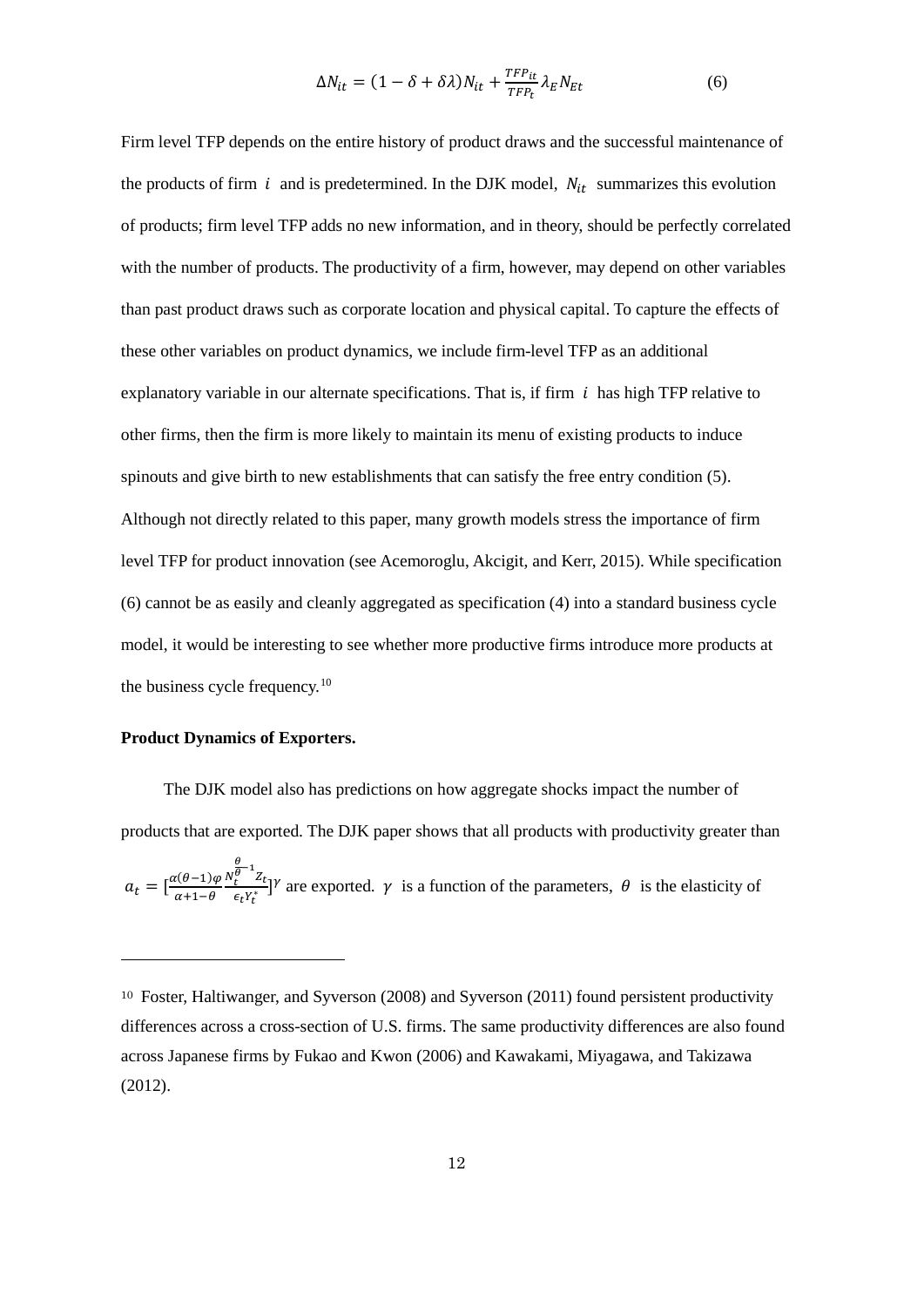$$\Delta N_{it} = (1 - \delta + \delta\lambda)N_{it} + \frac{TFP_{it}}{TFP_t}\lambda_E N_{Et} \qquad (6)$$

Firm level TFP depends on the entire history of product draws and the successful maintenance of the products of firm $i$ and is predetermined. In the DJK model, $N_{it}$ summarizes this evolution of products; firm level TFP adds no new information, and in theory, should be perfectly correlated with the number of products. The productivity of a firm, however, may depend on other variables than past product draws such as corporate location and physical capital. To capture the effects of these other variables on product dynamics, we include firm-level TFP as an additional explanatory variable in our alternate specifications. That is, if firm $i$ has high TFP relative to other firms, then the firm is more likely to maintain its menu of existing products to induce spinouts and give birth to new establishments that can satisfy the free entry condition (5). Although not directly related to this paper, many growth models stress the importance of firm level TFP for product innovation (see Acemoroglu, Akcigit, and Kerr, 2015). While specification (6) cannot be as easily and cleanly aggregated as specification (4) into a standard business cycle model, it would be interesting to see whether more productive firms introduce more products at the business cycle frequency.[10]

**Product Dynamics of Exporters.**

The DJK model also has predictions on how aggregate shocks impact the number of products that are exported. The DJK paper shows that all products with productivity greater than $a_t = [\frac{\alpha(\theta-1)\varphi}{\alpha+1-\theta}\frac{N_t^{\frac{\theta}{\theta}-1}Z_t}{\epsilon_t Y_t^*}]^\gamma$ are exported. $\gamma$ is a function of the parameters, $\theta$ is the elasticity of

[10] Foster, Haltiwanger, and Syverson (2008) and Syverson (2011) found persistent productivity differences across a cross-section of U.S. firms. The same productivity differences are also found across Japanese firms by Fukao and Kwon (2006) and Kawakami, Miyagawa, and Takizawa (2012).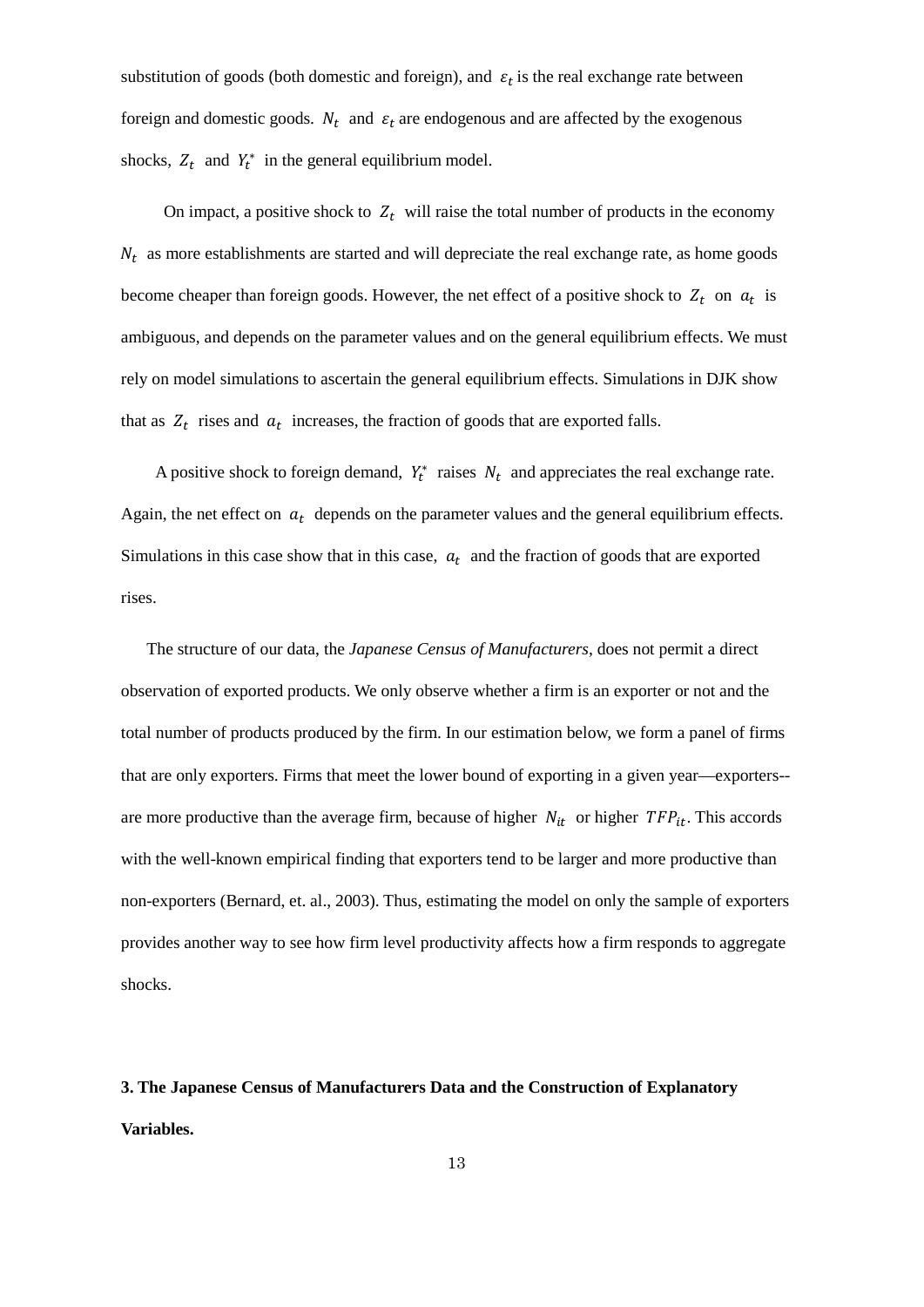substitution of goods (both domestic and foreign), and $\varepsilon_t$ is the real exchange rate between foreign and domestic goods. $N_t$ and $\varepsilon_t$ are endogenous and are affected by the exogenous shocks, $Z_t$ and $Y_t^*$ in the general equilibrium model.

On impact, a positive shock to $Z_t$ will raise the total number of products in the economy $N_t$ as more establishments are started and will depreciate the real exchange rate, as home goods become cheaper than foreign goods. However, the net effect of a positive shock to $Z_t$ on $a_t$ is ambiguous, and depends on the parameter values and on the general equilibrium effects. We must rely on model simulations to ascertain the general equilibrium effects. Simulations in DJK show that as $Z_t$ rises and $a_t$ increases, the fraction of goods that are exported falls.

A positive shock to foreign demand, $Y_t^*$ raises $N_t$ and appreciates the real exchange rate. Again, the net effect on $a_t$ depends on the parameter values and the general equilibrium effects. Simulations in this case show that in this case, $a_t$ and the fraction of goods that are exported rises.

The structure of our data, the *Japanese Census of Manufacturers*, does not permit a direct observation of exported products. We only observe whether a firm is an exporter or not and the total number of products produced by the firm. In our estimation below, we form a panel of firms that are only exporters. Firms that meet the lower bound of exporting in a given year—exporters--are more productive than the average firm, because of higher $N_{it}$ or higher $TFP_{it}$. This accords with the well-known empirical finding that exporters tend to be larger and more productive than non-exporters (Bernard, et. al., 2003). Thus, estimating the model on only the sample of exporters provides another way to see how firm level productivity affects how a firm responds to aggregate shocks.

## 3. The Japanese Census of Manufacturers Data and the Construction of Explanatory Variables.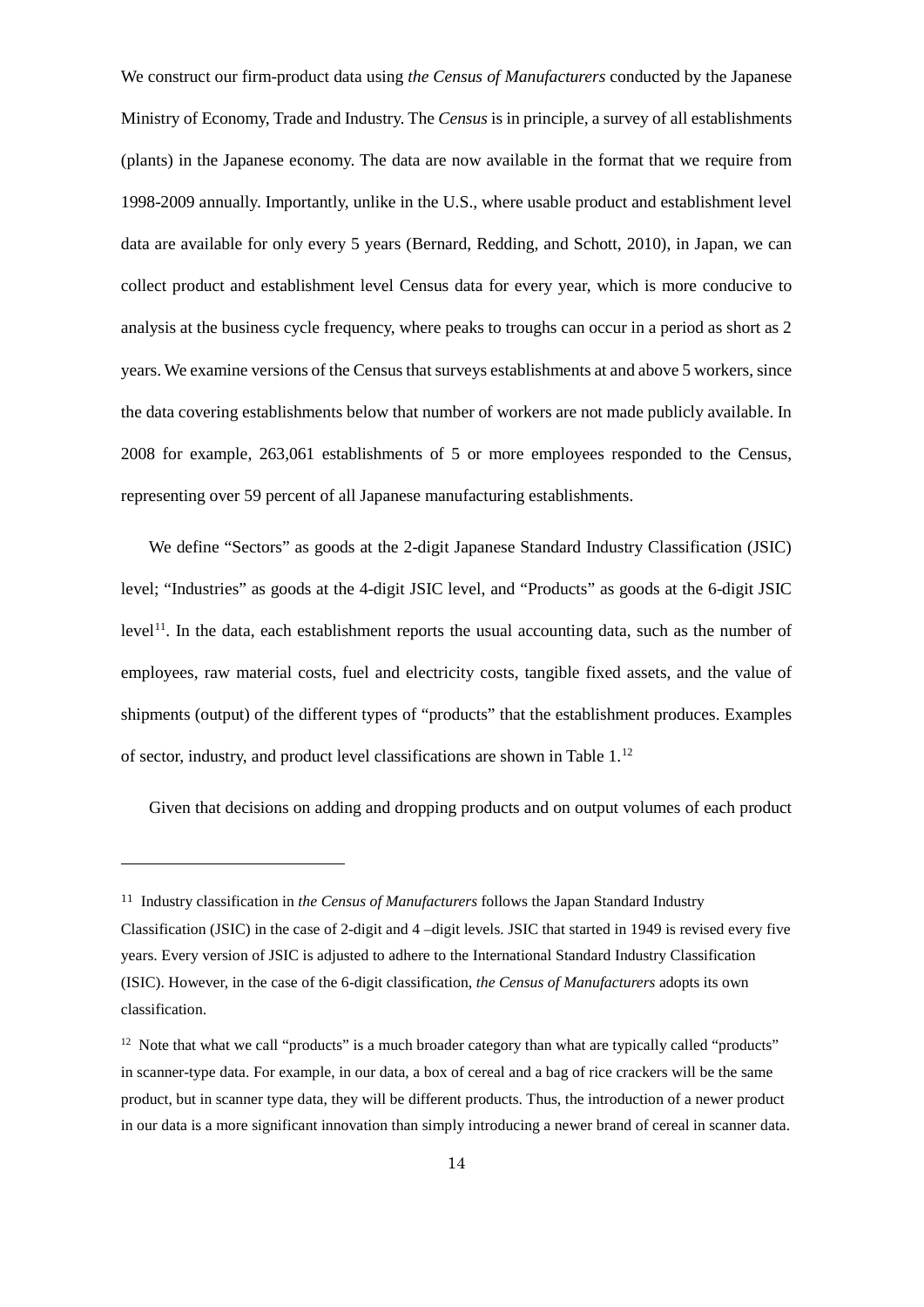We construct our firm-product data using *the Census of Manufacturers* conducted by the Japanese Ministry of Economy, Trade and Industry. The *Census* is in principle, a survey of all establishments (plants) in the Japanese economy. The data are now available in the format that we require from 1998-2009 annually. Importantly, unlike in the U.S., where usable product and establishment level data are available for only every 5 years (Bernard, Redding, and Schott, 2010), in Japan, we can collect product and establishment level Census data for every year, which is more conducive to analysis at the business cycle frequency, where peaks to troughs can occur in a period as short as 2 years. We examine versions of the Census that surveys establishments at and above 5 workers, since the data covering establishments below that number of workers are not made publicly available. In 2008 for example, 263,061 establishments of 5 or more employees responded to the Census, representing over 59 percent of all Japanese manufacturing establishments.

We define "Sectors" as goods at the 2-digit Japanese Standard Industry Classification (JSIC) level; "Industries" as goods at the 4-digit JSIC level, and "Products" as goods at the 6-digit JSIC level[11]. In the data, each establishment reports the usual accounting data, such as the number of employees, raw material costs, fuel and electricity costs, tangible fixed assets, and the value of shipments (output) of the different types of "products" that the establishment produces. Examples of sector, industry, and product level classifications are shown in Table 1.[12]

Given that decisions on adding and dropping products and on output volumes of each product

---

[11] Industry classification in *the Census of Manufacturers* follows the Japan Standard Industry Classification (JSIC) in the case of 2-digit and 4 –digit levels. JSIC that started in 1949 is revised every five years. Every version of JSIC is adjusted to adhere to the International Standard Industry Classification (ISIC). However, in the case of the 6-digit classification, *the Census of Manufacturers* adopts its own classification.

[12] Note that what we call "products" is a much broader category than what are typically called "products" in scanner-type data. For example, in our data, a box of cereal and a bag of rice crackers will be the same product, but in scanner type data, they will be different products. Thus, the introduction of a newer product in our data is a more significant innovation than simply introducing a newer brand of cereal in scanner data.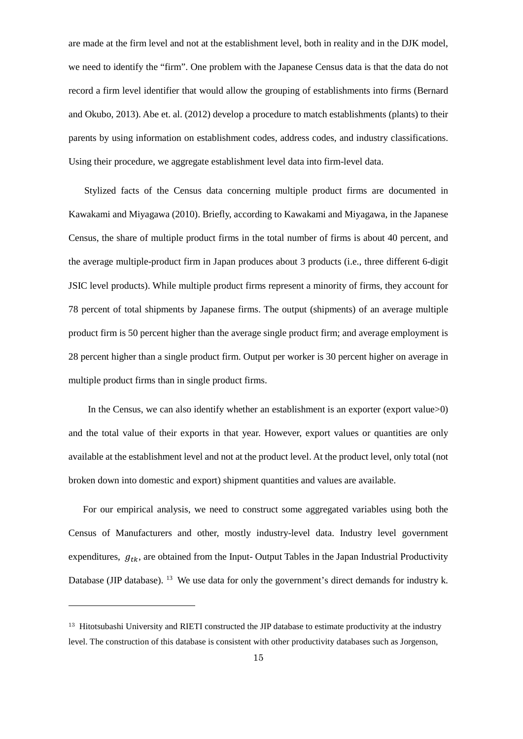are made at the firm level and not at the establishment level, both in reality and in the DJK model, we need to identify the "firm". One problem with the Japanese Census data is that the data do not record a firm level identifier that would allow the grouping of establishments into firms (Bernard and Okubo, 2013). Abe et. al. (2012) develop a procedure to match establishments (plants) to their parents by using information on establishment codes, address codes, and industry classifications. Using their procedure, we aggregate establishment level data into firm-level data.

Stylized facts of the Census data concerning multiple product firms are documented in Kawakami and Miyagawa (2010). Briefly, according to Kawakami and Miyagawa, in the Japanese Census, the share of multiple product firms in the total number of firms is about 40 percent, and the average multiple-product firm in Japan produces about 3 products (i.e., three different 6-digit JSIC level products). While multiple product firms represent a minority of firms, they account for 78 percent of total shipments by Japanese firms. The output (shipments) of an average multiple product firm is 50 percent higher than the average single product firm; and average employment is 28 percent higher than a single product firm. Output per worker is 30 percent higher on average in multiple product firms than in single product firms.

In the Census, we can also identify whether an establishment is an exporter (export value>0) and the total value of their exports in that year. However, export values or quantities are only available at the establishment level and not at the product level. At the product level, only total (not broken down into domestic and export) shipment quantities and values are available.

For our empirical analysis, we need to construct some aggregated variables using both the Census of Manufacturers and other, mostly industry-level data. Industry level government expenditures, $g_{tk}$, are obtained from the Input- Output Tables in the Japan Industrial Productivity Database (JIP database). [13] We use data for only the government's direct demands for industry k.

[13] Hitotsubashi University and RIETI constructed the JIP database to estimate productivity at the industry level. The construction of this database is consistent with other productivity databases such as Jorgenson,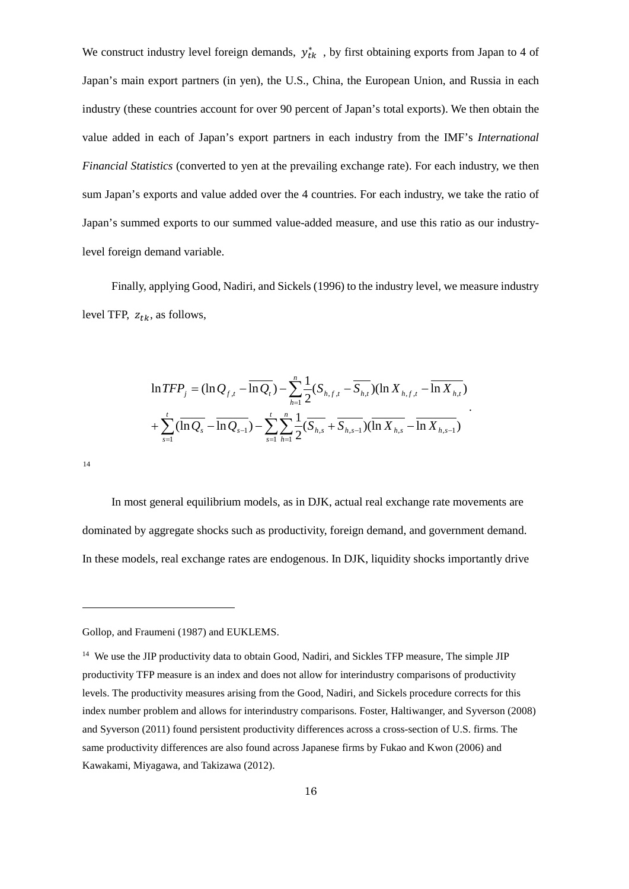We construct industry level foreign demands, $y^*_{tk}$ , by first obtaining exports from Japan to 4 of Japan's main export partners (in yen), the U.S., China, the European Union, and Russia in each industry (these countries account for over 90 percent of Japan's total exports). We then obtain the value added in each of Japan's export partners in each industry from the IMF's *International Financial Statistics* (converted to yen at the prevailing exchange rate). For each industry, we then sum Japan's exports and value added over the 4 countries. For each industry, we take the ratio of Japan's summed exports to our summed value-added measure, and use this ratio as our industry-level foreign demand variable.

Finally, applying Good, Nadiri, and Sickels (1996) to the industry level, we measure industry level TFP, $z_{tk}$, as follows,

$$
\begin{aligned}
\ln TFP_j &= (\ln Q_{f,t} - \overline{\ln Q_t}) - \sum_{h=1}^{n} \frac{1}{2}(S_{h,f,t} - \overline{S_{h,t}})(\ln X_{h,f,t} - \overline{\ln X_{h,t}}) \\
&+ \sum_{s=1}^{t} (\overline{\ln Q_s} - \overline{\ln Q_{s-1}}) - \sum_{s=1}^{t} \sum_{h=1}^{n} \frac{1}{2}(\overline{S_{h,s}} + \overline{S_{h,s-1}})(\overline{\ln X_{h,s}} - \overline{\ln X_{h,s-1}})
\end{aligned}
.
$$

[14]

In most general equilibrium models, as in DJK, actual real exchange rate movements are dominated by aggregate shocks such as productivity, foreign demand, and government demand. In these models, real exchange rates are endogenous. In DJK, liquidity shocks importantly drive

---

Gollop, and Fraumeni (1987) and EUKLEMS.

[14] We use the JIP productivity data to obtain Good, Nadiri, and Sickles TFP measure, The simple JIP productivity TFP measure is an index and does not allow for interindustry comparisons of productivity levels. The productivity measures arising from the Good, Nadiri, and Sickels procedure corrects for this index number problem and allows for interindustry comparisons. Foster, Haltiwanger, and Syverson (2008) and Syverson (2011) found persistent productivity differences across a cross-section of U.S. firms. The same productivity differences are also found across Japanese firms by Fukao and Kwon (2006) and Kawakami, Miyagawa, and Takizawa (2012).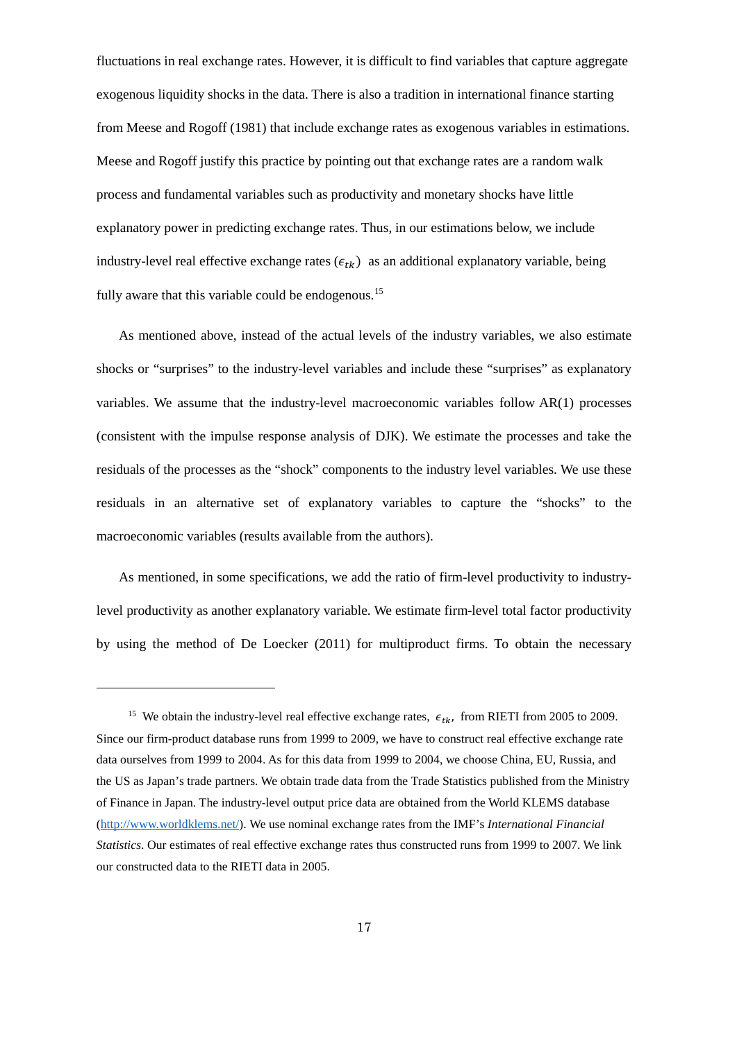fluctuations in real exchange rates. However, it is difficult to find variables that capture aggregate exogenous liquidity shocks in the data. There is also a tradition in international finance starting from Meese and Rogoff (1981) that include exchange rates as exogenous variables in estimations. Meese and Rogoff justify this practice by pointing out that exchange rates are a random walk process and fundamental variables such as productivity and monetary shocks have little explanatory power in predicting exchange rates. Thus, in our estimations below, we include industry-level real effective exchange rates ($\epsilon_{tk}$) as an additional explanatory variable, being fully aware that this variable could be endogenous.[15]

As mentioned above, instead of the actual levels of the industry variables, we also estimate shocks or "surprises" to the industry-level variables and include these "surprises" as explanatory variables. We assume that the industry-level macroeconomic variables follow AR(1) processes (consistent with the impulse response analysis of DJK). We estimate the processes and take the residuals of the processes as the "shock" components to the industry level variables. We use these residuals in an alternative set of explanatory variables to capture the "shocks" to the macroeconomic variables (results available from the authors).

As mentioned, in some specifications, we add the ratio of firm-level productivity to industry-level productivity as another explanatory variable. We estimate firm-level total factor productivity by using the method of De Loecker (2011) for multiproduct firms. To obtain the necessary

---

[15] We obtain the industry-level real effective exchange rates, $\epsilon_{tk}$, from RIETI from 2005 to 2009. Since our firm-product database runs from 1999 to 2009, we have to construct real effective exchange rate data ourselves from 1999 to 2004. As for this data from 1999 to 2004, we choose China, EU, Russia, and the US as Japan's trade partners. We obtain trade data from the Trade Statistics published from the Ministry of Finance in Japan. The industry-level output price data are obtained from the World KLEMS database (http://www.worldklems.net/). We use nominal exchange rates from the IMF's *International Financial Statistics*. Our estimates of real effective exchange rates thus constructed runs from 1999 to 2007. We link our constructed data to the RIETI data in 2005.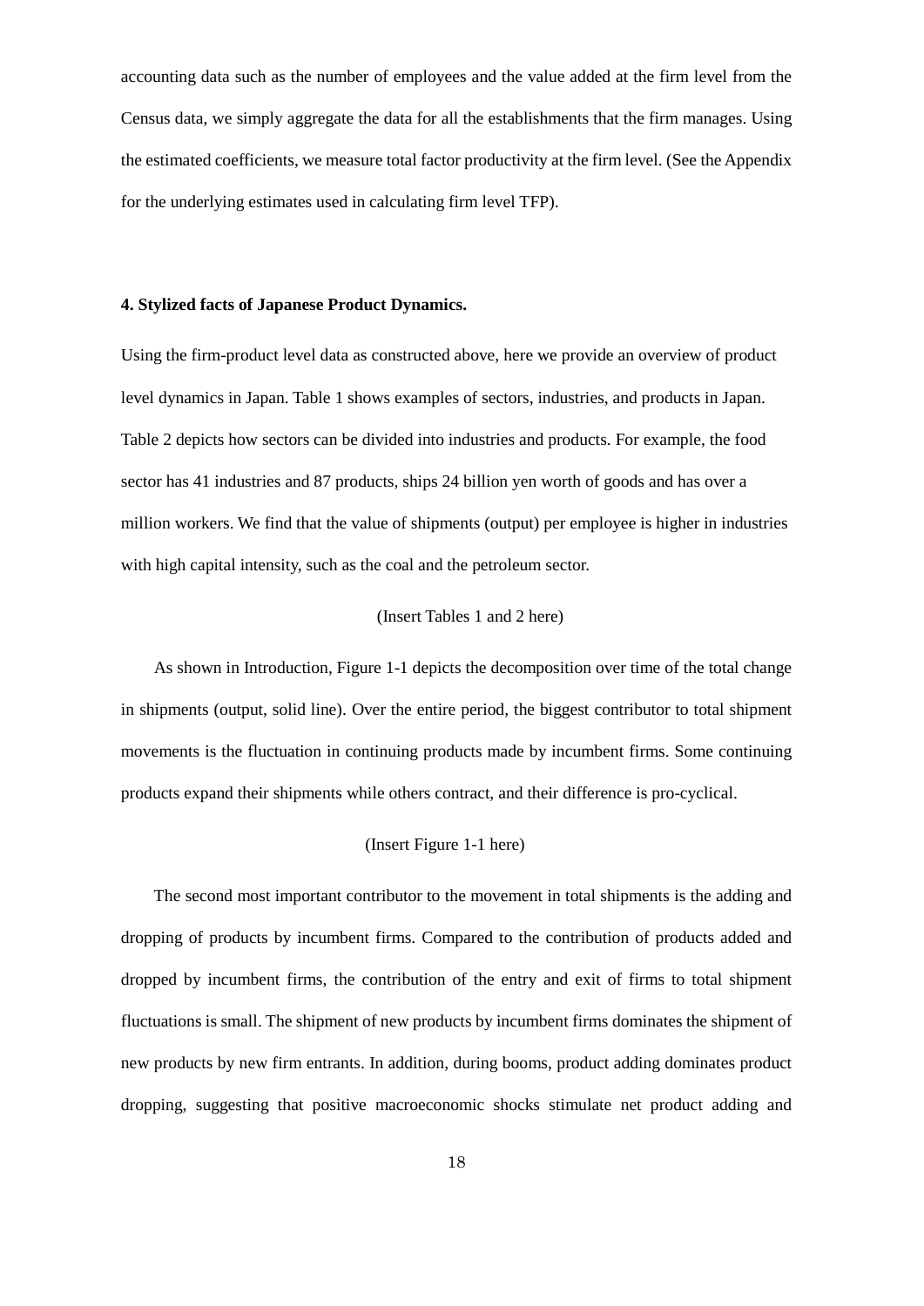accounting data such as the number of employees and the value added at the firm level from the Census data, we simply aggregate the data for all the establishments that the firm manages. Using the estimated coefficients, we measure total factor productivity at the firm level. (See the Appendix for the underlying estimates used in calculating firm level TFP).

## 4. Stylized facts of Japanese Product Dynamics.

Using the firm-product level data as constructed above, here we provide an overview of product level dynamics in Japan. Table 1 shows examples of sectors, industries, and products in Japan. Table 2 depicts how sectors can be divided into industries and products. For example, the food sector has 41 industries and 87 products, ships 24 billion yen worth of goods and has over a million workers. We find that the value of shipments (output) per employee is higher in industries with high capital intensity, such as the coal and the petroleum sector.

(Insert Tables 1 and 2 here)

As shown in Introduction, Figure 1-1 depicts the decomposition over time of the total change in shipments (output, solid line). Over the entire period, the biggest contributor to total shipment movements is the fluctuation in continuing products made by incumbent firms. Some continuing products expand their shipments while others contract, and their difference is pro-cyclical.

(Insert Figure 1-1 here)

The second most important contributor to the movement in total shipments is the adding and dropping of products by incumbent firms. Compared to the contribution of products added and dropped by incumbent firms, the contribution of the entry and exit of firms to total shipment fluctuations is small. The shipment of new products by incumbent firms dominates the shipment of new products by new firm entrants. In addition, during booms, product adding dominates product dropping, suggesting that positive macroeconomic shocks stimulate net product adding and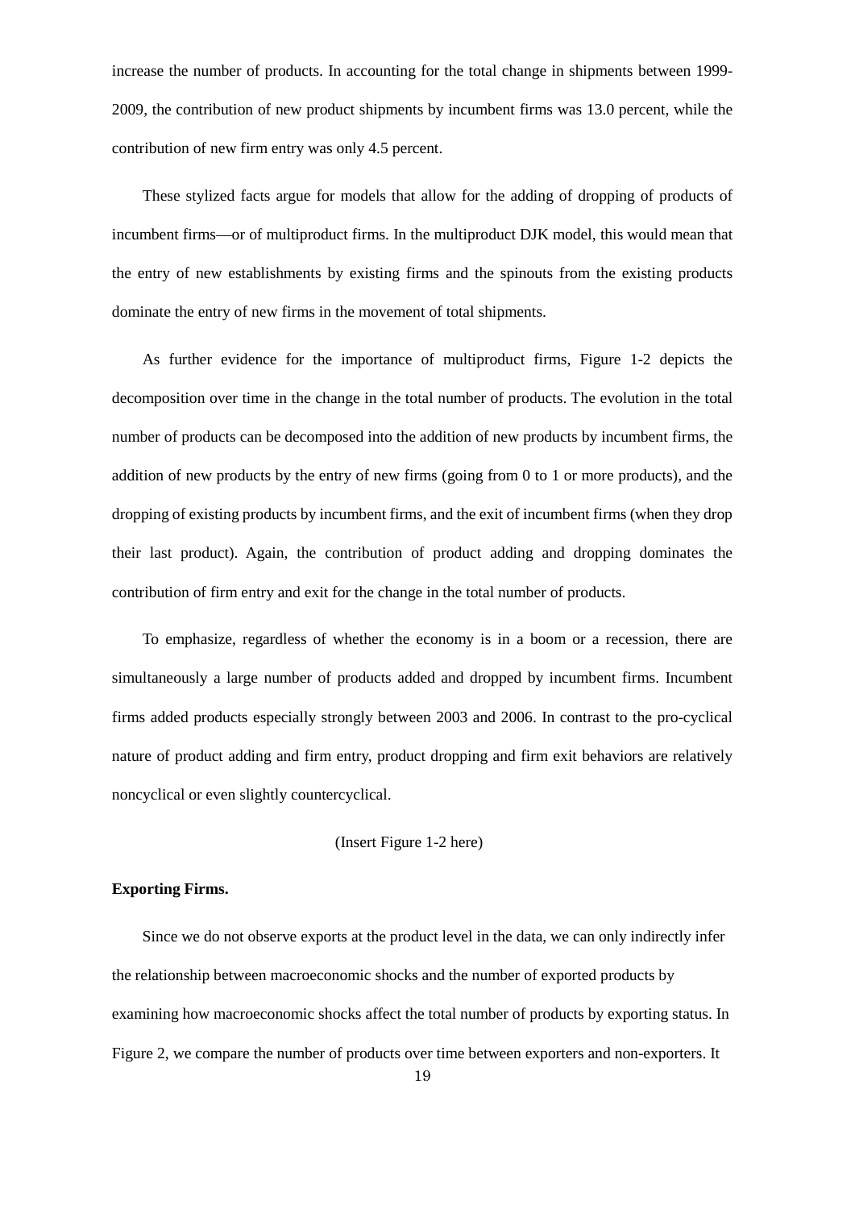increase the number of products. In accounting for the total change in shipments between 1999-2009, the contribution of new product shipments by incumbent firms was 13.0 percent, while the contribution of new firm entry was only 4.5 percent.

These stylized facts argue for models that allow for the adding of dropping of products of incumbent firms—or of multiproduct firms. In the multiproduct DJK model, this would mean that the entry of new establishments by existing firms and the spinouts from the existing products dominate the entry of new firms in the movement of total shipments.

As further evidence for the importance of multiproduct firms, Figure 1-2 depicts the decomposition over time in the change in the total number of products. The evolution in the total number of products can be decomposed into the addition of new products by incumbent firms, the addition of new products by the entry of new firms (going from 0 to 1 or more products), and the dropping of existing products by incumbent firms, and the exit of incumbent firms (when they drop their last product). Again, the contribution of product adding and dropping dominates the contribution of firm entry and exit for the change in the total number of products.

To emphasize, regardless of whether the economy is in a boom or a recession, there are simultaneously a large number of products added and dropped by incumbent firms. Incumbent firms added products especially strongly between 2003 and 2006. In contrast to the pro-cyclical nature of product adding and firm entry, product dropping and firm exit behaviors are relatively noncyclical or even slightly countercyclical.

(Insert Figure 1-2 here)

**Exporting Firms.**

Since we do not observe exports at the product level in the data, we can only indirectly infer the relationship between macroeconomic shocks and the number of exported products by examining how macroeconomic shocks affect the total number of products by exporting status. In Figure 2, we compare the number of products over time between exporters and non-exporters. It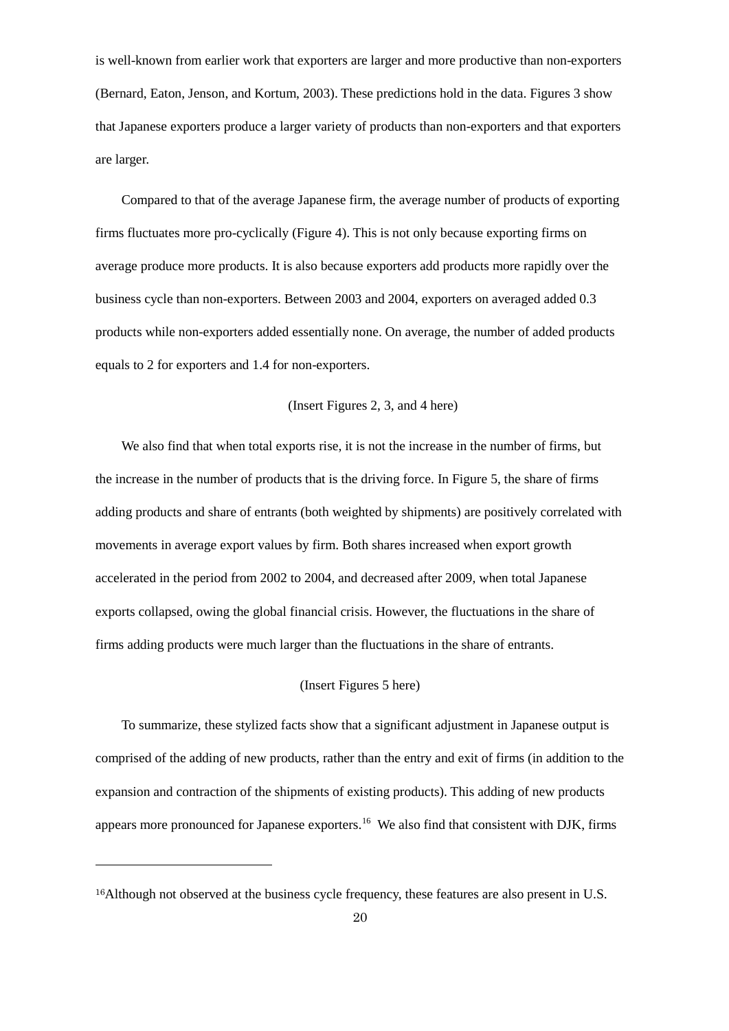is well-known from earlier work that exporters are larger and more productive than non-exporters (Bernard, Eaton, Jenson, and Kortum, 2003). These predictions hold in the data. Figures 3 show that Japanese exporters produce a larger variety of products than non-exporters and that exporters are larger.

Compared to that of the average Japanese firm, the average number of products of exporting firms fluctuates more pro-cyclically (Figure 4). This is not only because exporting firms on average produce more products. It is also because exporters add products more rapidly over the business cycle than non-exporters. Between 2003 and 2004, exporters on averaged added 0.3 products while non-exporters added essentially none. On average, the number of added products equals to 2 for exporters and 1.4 for non-exporters.

(Insert Figures 2, 3, and 4 here)

We also find that when total exports rise, it is not the increase in the number of firms, but the increase in the number of products that is the driving force. In Figure 5, the share of firms adding products and share of entrants (both weighted by shipments) are positively correlated with movements in average export values by firm. Both shares increased when export growth accelerated in the period from 2002 to 2004, and decreased after 2009, when total Japanese exports collapsed, owing the global financial crisis. However, the fluctuations in the share of firms adding products were much larger than the fluctuations in the share of entrants.

(Insert Figures 5 here)

To summarize, these stylized facts show that a significant adjustment in Japanese output is comprised of the adding of new products, rather than the entry and exit of firms (in addition to the expansion and contraction of the shipments of existing products). This adding of new products appears more pronounced for Japanese exporters.[16] We also find that consistent with DJK, firms

[16]Although not observed at the business cycle frequency, these features are also present in U.S.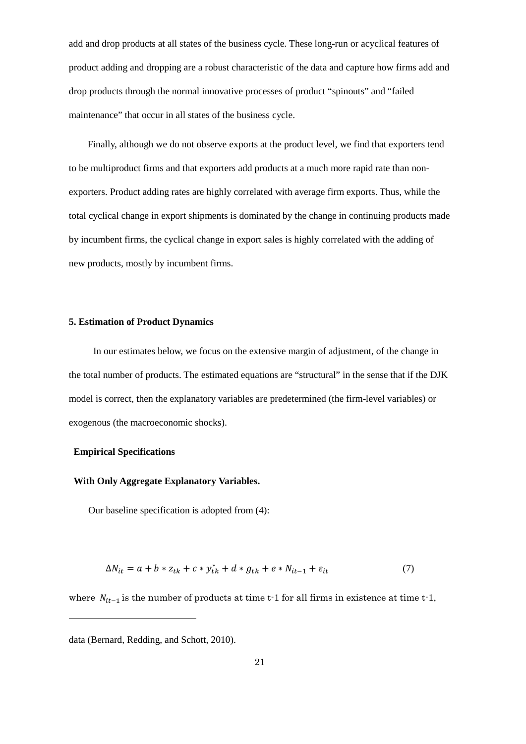add and drop products at all states of the business cycle. These long-run or acyclical features of product adding and dropping are a robust characteristic of the data and capture how firms add and drop products through the normal innovative processes of product "spinouts" and "failed maintenance" that occur in all states of the business cycle.

Finally, although we do not observe exports at the product level, we find that exporters tend to be multiproduct firms and that exporters add products at a much more rapid rate than non-exporters. Product adding rates are highly correlated with average firm exports. Thus, while the total cyclical change in export shipments is dominated by the change in continuing products made by incumbent firms, the cyclical change in export sales is highly correlated with the adding of new products, mostly by incumbent firms.

## 5. Estimation of Product Dynamics

In our estimates below, we focus on the extensive margin of adjustment, of the change in the total number of products. The estimated equations are "structural" in the sense that if the DJK model is correct, then the explanatory variables are predetermined (the firm-level variables) or exogenous (the macroeconomic shocks).

### Empirical Specifications

#### With Only Aggregate Explanatory Variables.

Our baseline specification is adopted from (4):

$$\Delta N_{it} = a + b * z_{tk} + c * y^{*}_{tk} + d * g_{tk} + e * N_{it-1} + \varepsilon_{it} \qquad (7)$$

where $N_{it-1}$ is the number of products at time t-1 for all firms in existence at time t-1,

---

data (Bernard, Redding, and Schott, 2010).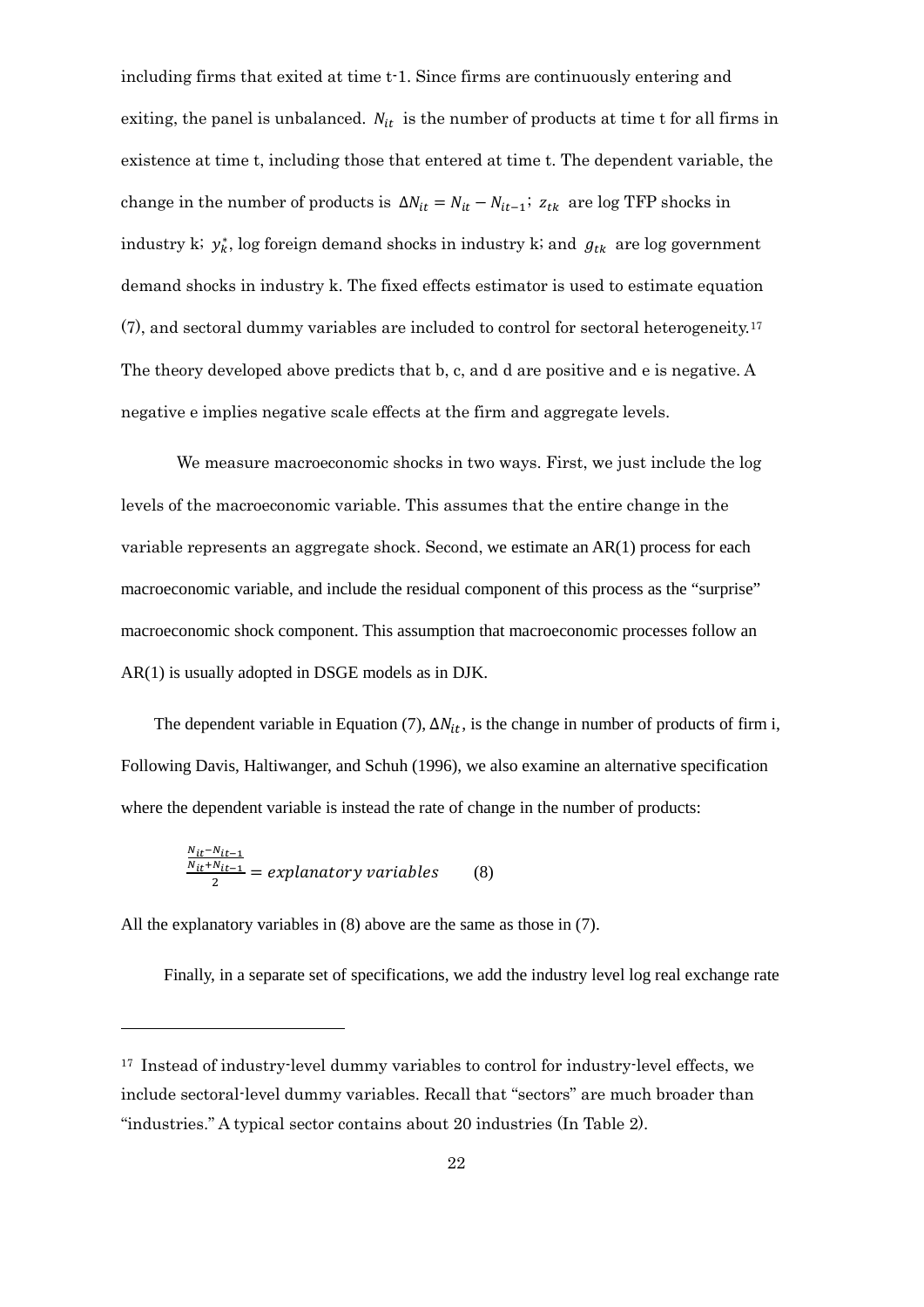including firms that exited at time t-1. Since firms are continuously entering and exiting, the panel is unbalanced. $N_{it}$ is the number of products at time t for all firms in existence at time t, including those that entered at time t. The dependent variable, the change in the number of products is $\Delta N_{it} = N_{it} - N_{it-1}$; $z_{tk}$ are log TFP shocks in industry k; $y_k^*$, log foreign demand shocks in industry k; and $g_{tk}$ are log government demand shocks in industry k. The fixed effects estimator is used to estimate equation (7), and sectoral dummy variables are included to control for sectoral heterogeneity.[17] The theory developed above predicts that b, c, and d are positive and e is negative. A negative e implies negative scale effects at the firm and aggregate levels.

We measure macroeconomic shocks in two ways. First, we just include the log levels of the macroeconomic variable. This assumes that the entire change in the variable represents an aggregate shock. Second, we estimate an AR(1) process for each macroeconomic variable, and include the residual component of this process as the "surprise" macroeconomic shock component. This assumption that macroeconomic processes follow an AR(1) is usually adopted in DSGE models as in DJK.

The dependent variable in Equation (7), $\Delta N_{it}$, is the change in number of products of firm i, Following Davis, Haltiwanger, and Schuh (1996), we also examine an alternative specification where the dependent variable is instead the rate of change in the number of products:

$$\frac{\frac{N_{it}-N_{it-1}}{N_{it}+N_{it-1}}}{2} = explanatory\ variables \qquad (8)$$

All the explanatory variables in (8) above are the same as those in (7).

Finally, in a separate set of specifications, we add the industry level log real exchange rate

---

[17] Instead of industry-level dummy variables to control for industry-level effects, we include sectoral-level dummy variables. Recall that "sectors" are much broader than "industries." A typical sector contains about 20 industries (In Table 2).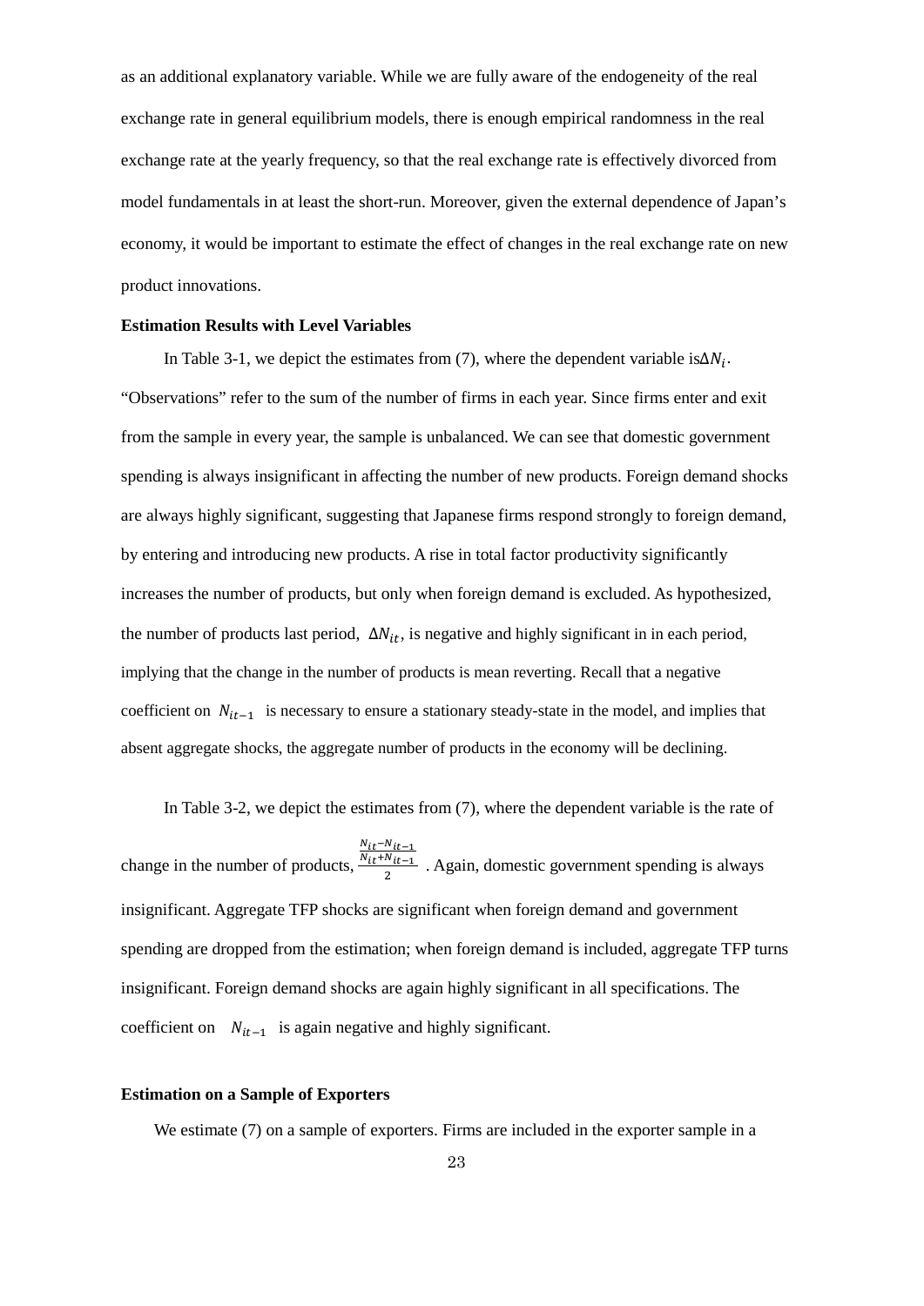as an additional explanatory variable. While we are fully aware of the endogeneity of the real exchange rate in general equilibrium models, there is enough empirical randomness in the real exchange rate at the yearly frequency, so that the real exchange rate is effectively divorced from model fundamentals in at least the short-run. Moreover, given the external dependence of Japan's economy, it would be important to estimate the effect of changes in the real exchange rate on new product innovations.

**Estimation Results with Level Variables**

In Table 3-1, we depict the estimates from (7), where the dependent variable is$\Delta N_i$. "Observations" refer to the sum of the number of firms in each year. Since firms enter and exit from the sample in every year, the sample is unbalanced. We can see that domestic government spending is always insignificant in affecting the number of new products. Foreign demand shocks are always highly significant, suggesting that Japanese firms respond strongly to foreign demand, by entering and introducing new products. A rise in total factor productivity significantly increases the number of products, but only when foreign demand is excluded. As hypothesized, the number of products last period, $\Delta N_{it}$, is negative and highly significant in in each period, implying that the change in the number of products is mean reverting. Recall that a negative coefficient on $N_{it-1}$ is necessary to ensure a stationary steady-state in the model, and implies that absent aggregate shocks, the aggregate number of products in the economy will be declining.

In Table 3-2, we depict the estimates from (7), where the dependent variable is the rate of change in the number of products, $\frac{N_{it}-N_{it-1}}{\frac{N_{it}+N_{it-1}}{2}}$ . Again, domestic government spending is always insignificant. Aggregate TFP shocks are significant when foreign demand and government spending are dropped from the estimation; when foreign demand is included, aggregate TFP turns insignificant. Foreign demand shocks are again highly significant in all specifications. The coefficient on $N_{it-1}$ is again negative and highly significant.

**Estimation on a Sample of Exporters**

We estimate (7) on a sample of exporters. Firms are included in the exporter sample in a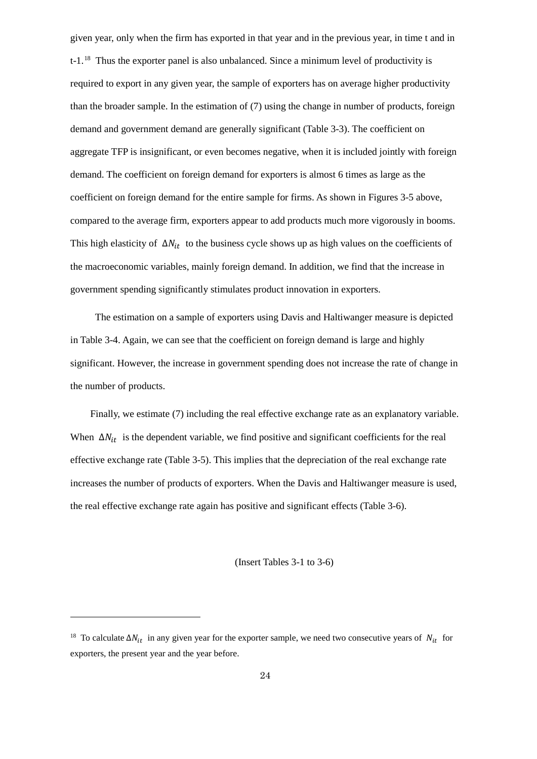given year, only when the firm has exported in that year and in the previous year, in time t and in t-1.[18] Thus the exporter panel is also unbalanced. Since a minimum level of productivity is required to export in any given year, the sample of exporters has on average higher productivity than the broader sample. In the estimation of (7) using the change in number of products, foreign demand and government demand are generally significant (Table 3-3). The coefficient on aggregate TFP is insignificant, or even becomes negative, when it is included jointly with foreign demand. The coefficient on foreign demand for exporters is almost 6 times as large as the coefficient on foreign demand for the entire sample for firms. As shown in Figures 3-5 above, compared to the average firm, exporters appear to add products much more vigorously in booms. This high elasticity of $\Delta N_{it}$ to the business cycle shows up as high values on the coefficients of the macroeconomic variables, mainly foreign demand. In addition, we find that the increase in government spending significantly stimulates product innovation in exporters.

The estimation on a sample of exporters using Davis and Haltiwanger measure is depicted in Table 3-4. Again, we can see that the coefficient on foreign demand is large and highly significant. However, the increase in government spending does not increase the rate of change in the number of products.

Finally, we estimate (7) including the real effective exchange rate as an explanatory variable. When $\Delta N_{it}$ is the dependent variable, we find positive and significant coefficients for the real effective exchange rate (Table 3-5). This implies that the depreciation of the real exchange rate increases the number of products of exporters. When the Davis and Haltiwanger measure is used, the real effective exchange rate again has positive and significant effects (Table 3-6).

(Insert Tables 3-1 to 3-6)

[18] To calculate $\Delta N_{it}$ in any given year for the exporter sample, we need two consecutive years of $N_{it}$ for exporters, the present year and the year before.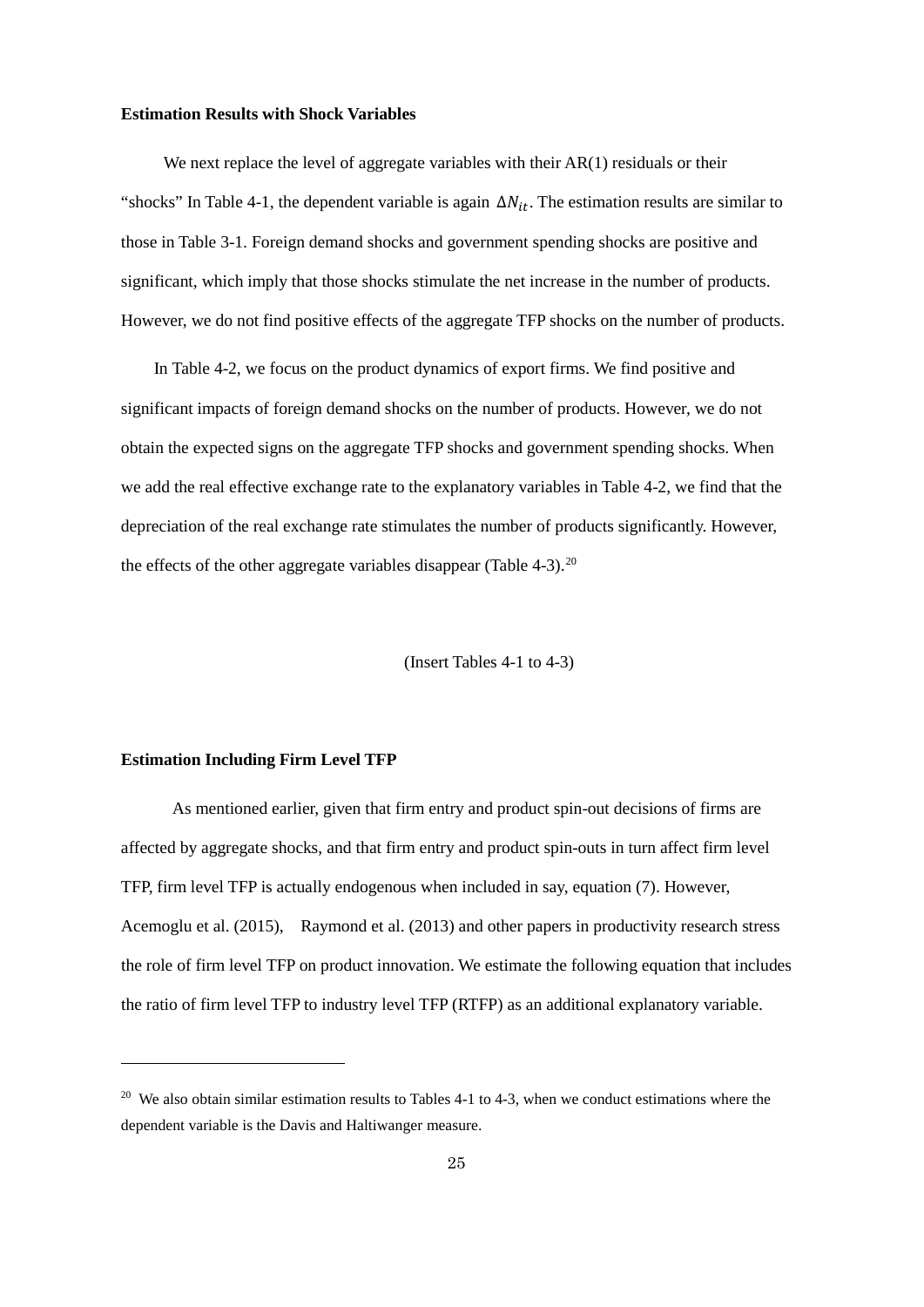**Estimation Results with Shock Variables**

We next replace the level of aggregate variables with their AR(1) residuals or their "shocks" In Table 4-1, the dependent variable is again $\Delta N_{it}$. The estimation results are similar to those in Table 3-1. Foreign demand shocks and government spending shocks are positive and significant, which imply that those shocks stimulate the net increase in the number of products. However, we do not find positive effects of the aggregate TFP shocks on the number of products.

In Table 4-2, we focus on the product dynamics of export firms. We find positive and significant impacts of foreign demand shocks on the number of products. However, we do not obtain the expected signs on the aggregate TFP shocks and government spending shocks. When we add the real effective exchange rate to the explanatory variables in Table 4-2, we find that the depreciation of the real exchange rate stimulates the number of products significantly. However, the effects of the other aggregate variables disappear (Table 4-3).[20]

(Insert Tables 4-1 to 4-3)

**Estimation Including Firm Level TFP**

As mentioned earlier, given that firm entry and product spin-out decisions of firms are affected by aggregate shocks, and that firm entry and product spin-outs in turn affect firm level TFP, firm level TFP is actually endogenous when included in say, equation (7). However, Acemoglu et al. (2015), Raymond et al. (2013) and other papers in productivity research stress the role of firm level TFP on product innovation. We estimate the following equation that includes the ratio of firm level TFP to industry level TFP (RTFP) as an additional explanatory variable.

---

[20] We also obtain similar estimation results to Tables 4-1 to 4-3, when we conduct estimations where the dependent variable is the Davis and Haltiwanger measure.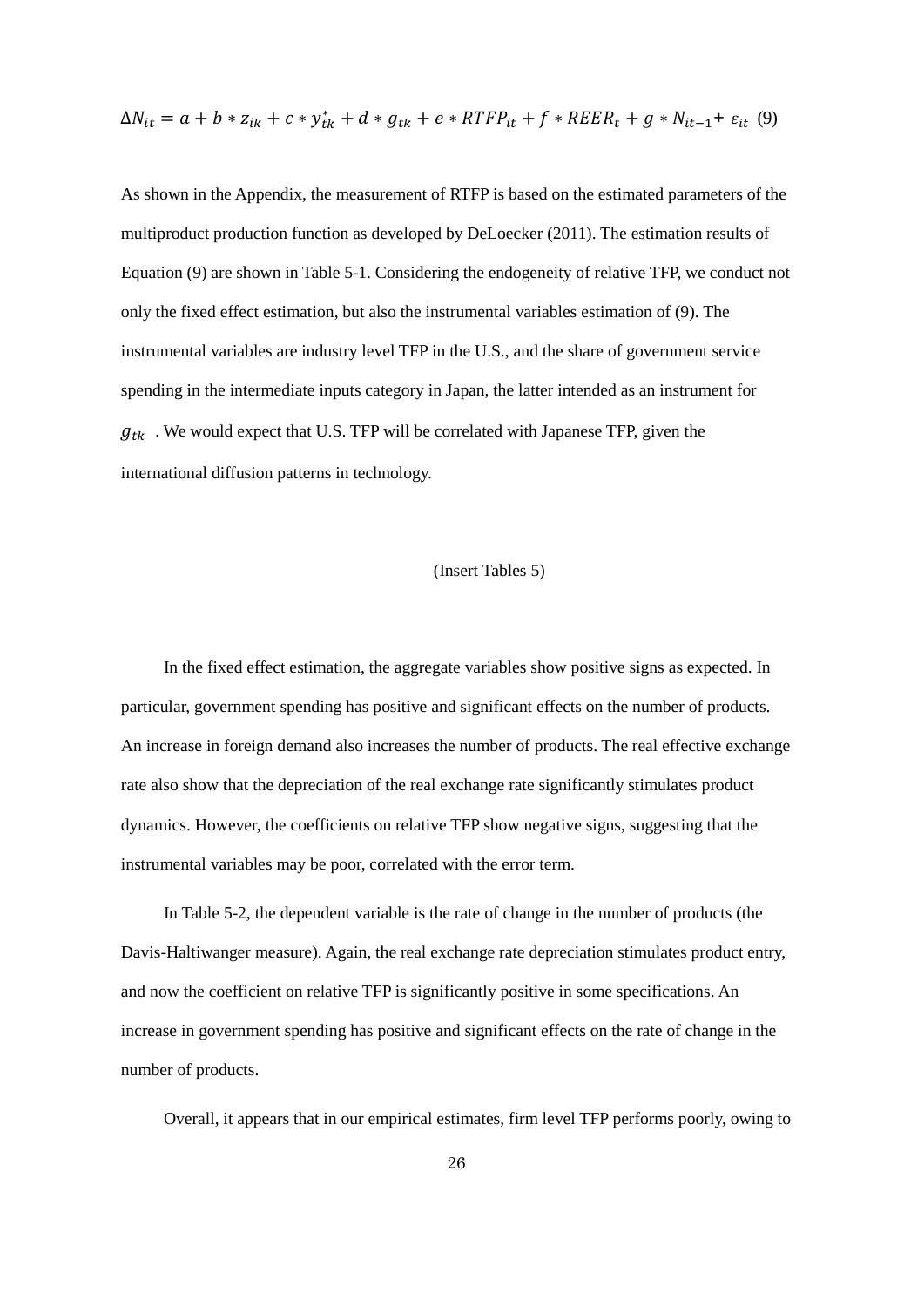$$\Delta N_{it} = a + b * z_{ik} + c * y_{tk}^{*} + d * g_{tk} + e * RTFP_{it} + f * REER_{t} + g * N_{it-1} + \varepsilon_{it} \quad (9)$$

As shown in the Appendix, the measurement of RTFP is based on the estimated parameters of the multiproduct production function as developed by DeLoecker (2011). The estimation results of Equation (9) are shown in Table 5-1. Considering the endogeneity of relative TFP, we conduct not only the fixed effect estimation, but also the instrumental variables estimation of (9). The instrumental variables are industry level TFP in the U.S., and the share of government service spending in the intermediate inputs category in Japan, the latter intended as an instrument for $g_{tk}$ . We would expect that U.S. TFP will be correlated with Japanese TFP, given the international diffusion patterns in technology.

(Insert Tables 5)

In the fixed effect estimation, the aggregate variables show positive signs as expected. In particular, government spending has positive and significant effects on the number of products. An increase in foreign demand also increases the number of products. The real effective exchange rate also show that the depreciation of the real exchange rate significantly stimulates product dynamics. However, the coefficients on relative TFP show negative signs, suggesting that the instrumental variables may be poor, correlated with the error term.

In Table 5-2, the dependent variable is the rate of change in the number of products (the Davis-Haltiwanger measure). Again, the real exchange rate depreciation stimulates product entry, and now the coefficient on relative TFP is significantly positive in some specifications. An increase in government spending has positive and significant effects on the rate of change in the number of products.

Overall, it appears that in our empirical estimates, firm level TFP performs poorly, owing to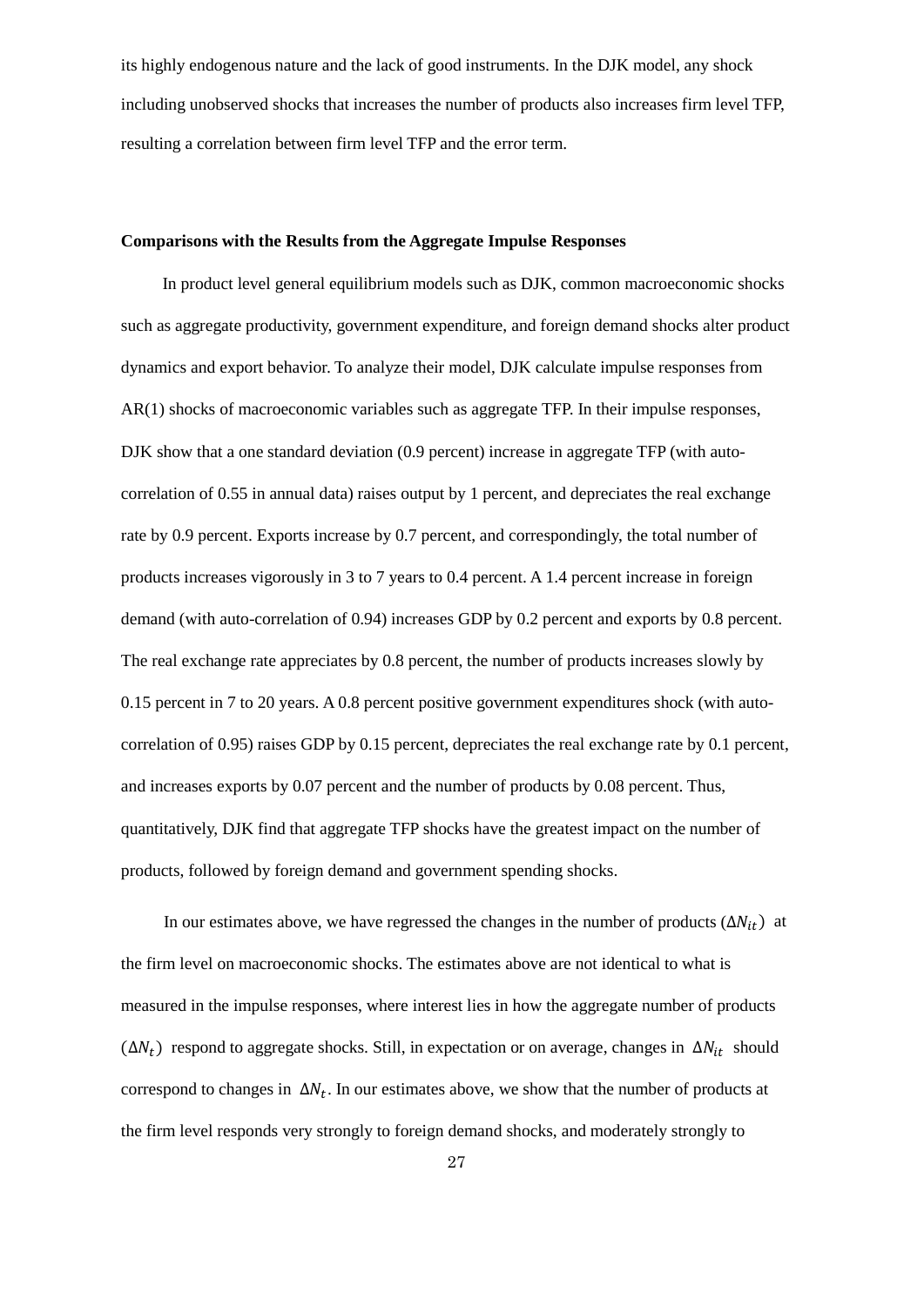its highly endogenous nature and the lack of good instruments. In the DJK model, any shock including unobserved shocks that increases the number of products also increases firm level TFP, resulting a correlation between firm level TFP and the error term.

**Comparisons with the Results from the Aggregate Impulse Responses**

In product level general equilibrium models such as DJK, common macroeconomic shocks such as aggregate productivity, government expenditure, and foreign demand shocks alter product dynamics and export behavior. To analyze their model, DJK calculate impulse responses from AR(1) shocks of macroeconomic variables such as aggregate TFP. In their impulse responses, DJK show that a one standard deviation (0.9 percent) increase in aggregate TFP (with auto-correlation of 0.55 in annual data) raises output by 1 percent, and depreciates the real exchange rate by 0.9 percent. Exports increase by 0.7 percent, and correspondingly, the total number of products increases vigorously in 3 to 7 years to 0.4 percent. A 1.4 percent increase in foreign demand (with auto-correlation of 0.94) increases GDP by 0.2 percent and exports by 0.8 percent. The real exchange rate appreciates by 0.8 percent, the number of products increases slowly by 0.15 percent in 7 to 20 years. A 0.8 percent positive government expenditures shock (with auto-correlation of 0.95) raises GDP by 0.15 percent, depreciates the real exchange rate by 0.1 percent, and increases exports by 0.07 percent and the number of products by 0.08 percent. Thus, quantitatively, DJK find that aggregate TFP shocks have the greatest impact on the number of products, followed by foreign demand and government spending shocks.

In our estimates above, we have regressed the changes in the number of products ($\Delta N_{it}$) at the firm level on macroeconomic shocks. The estimates above are not identical to what is measured in the impulse responses, where interest lies in how the aggregate number of products ($\Delta N_t$) respond to aggregate shocks. Still, in expectation or on average, changes in $\Delta N_{it}$ should correspond to changes in $\Delta N_t$. In our estimates above, we show that the number of products at the firm level responds very strongly to foreign demand shocks, and moderately strongly to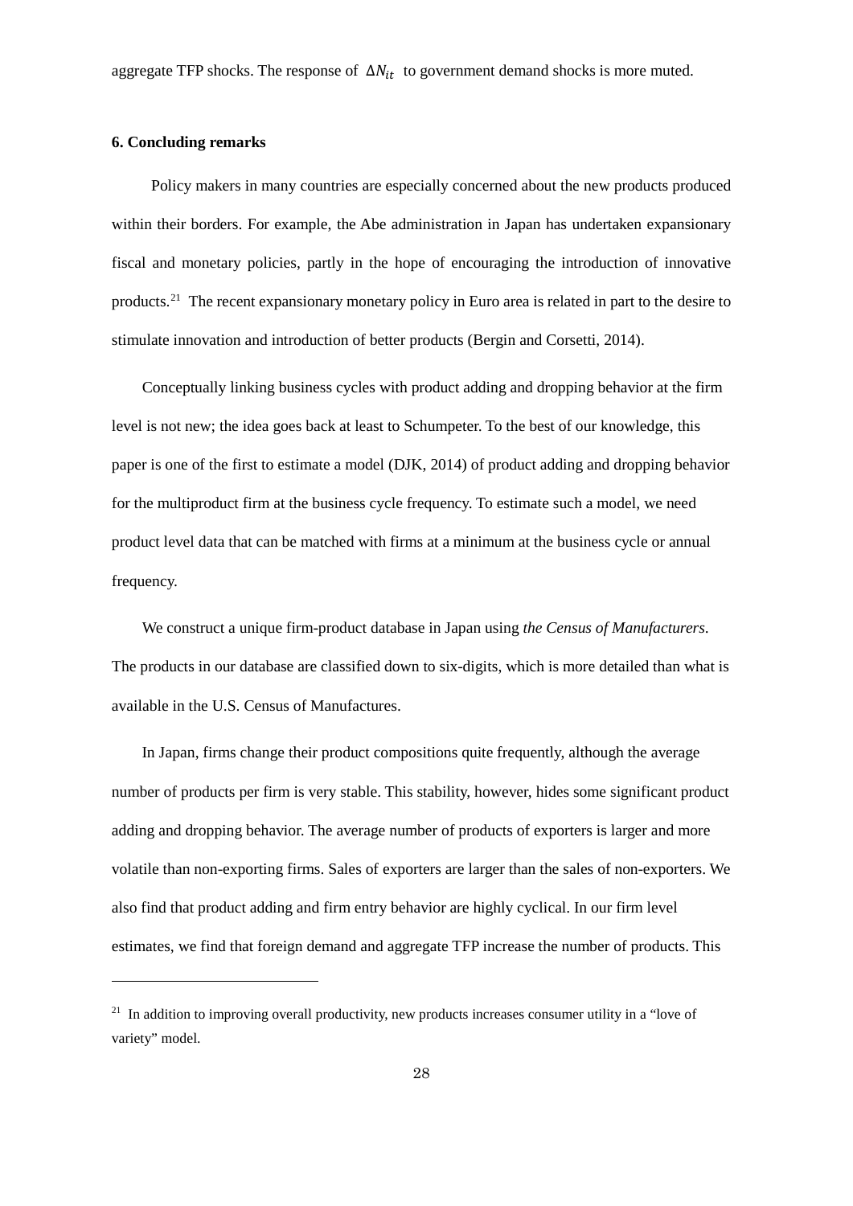aggregate TFP shocks. The response of $\Delta N_{it}$ to government demand shocks is more muted.

### 6. Concluding remarks

Policy makers in many countries are especially concerned about the new products produced within their borders. For example, the Abe administration in Japan has undertaken expansionary fiscal and monetary policies, partly in the hope of encouraging the introduction of innovative products.[21] The recent expansionary monetary policy in Euro area is related in part to the desire to stimulate innovation and introduction of better products (Bergin and Corsetti, 2014).

Conceptually linking business cycles with product adding and dropping behavior at the firm level is not new; the idea goes back at least to Schumpeter. To the best of our knowledge, this paper is one of the first to estimate a model (DJK, 2014) of product adding and dropping behavior for the multiproduct firm at the business cycle frequency. To estimate such a model, we need product level data that can be matched with firms at a minimum at the business cycle or annual frequency.

We construct a unique firm-product database in Japan using *the Census of Manufacturers*. The products in our database are classified down to six-digits, which is more detailed than what is available in the U.S. Census of Manufactures.

In Japan, firms change their product compositions quite frequently, although the average number of products per firm is very stable. This stability, however, hides some significant product adding and dropping behavior. The average number of products of exporters is larger and more volatile than non-exporting firms. Sales of exporters are larger than the sales of non-exporters. We also find that product adding and firm entry behavior are highly cyclical. In our firm level estimates, we find that foreign demand and aggregate TFP increase the number of products. This

---

[21] In addition to improving overall productivity, new products increases consumer utility in a "love of variety" model.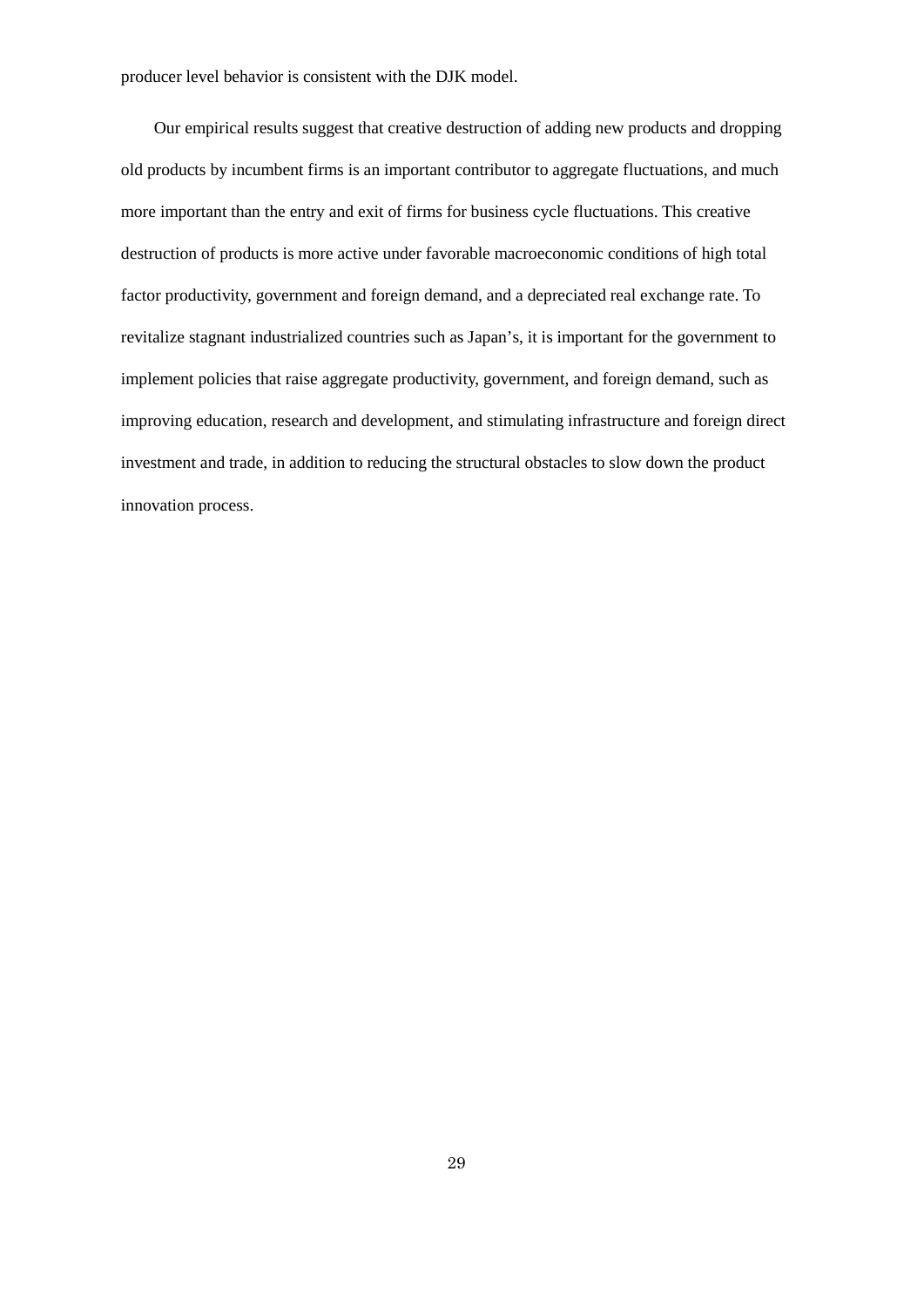producer level behavior is consistent with the DJK model.

Our empirical results suggest that creative destruction of adding new products and dropping old products by incumbent firms is an important contributor to aggregate fluctuations, and much more important than the entry and exit of firms for business cycle fluctuations. This creative destruction of products is more active under favorable macroeconomic conditions of high total factor productivity, government and foreign demand, and a depreciated real exchange rate. To revitalize stagnant industrialized countries such as Japan's, it is important for the government to implement policies that raise aggregate productivity, government, and foreign demand, such as improving education, research and development, and stimulating infrastructure and foreign direct investment and trade, in addition to reducing the structural obstacles to slow down the product innovation process.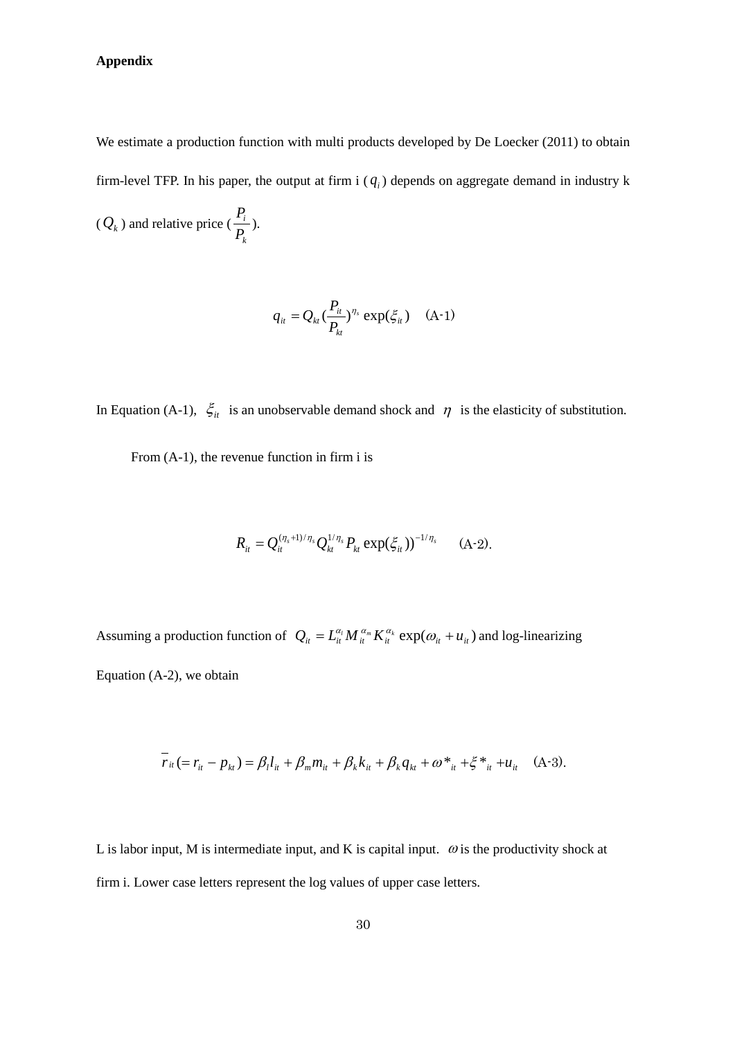**Appendix**

We estimate a production function with multi products developed by De Loecker (2011) to obtain firm-level TFP. In his paper, the output at firm i ($q_i$) depends on aggregate demand in industry k ($Q_k$) and relative price ($\frac{P_i}{P_k}$).

$$q_{it} = Q_{kt}(\frac{P_{it}}{P_{kt}})^{\eta_s} \exp(\xi_{it}) \quad \text{(A-1)}$$

In Equation (A-1), $\xi_{it}$ is an unobservable demand shock and $\eta$ is the elasticity of substitution.

From (A-1), the revenue function in firm i is

$$R_{it} = Q_{it}^{(\eta_s+1)/\eta_s} Q_{kt}^{1/\eta_s} P_{kt} \exp(\xi_{it}))^{-1/\eta_s} \quad \text{(A-2).}$$

Assuming a production function of $Q_{it} = L_{it}^{\alpha_l} M_{it}^{\alpha_m} K_{it}^{\alpha_k} \exp(\omega_{it} + u_{it})$ and log-linearizing Equation (A-2), we obtain

$$\bar{r}_{it} (= r_{it} - p_{kt}) = \beta_l l_{it} + \beta_m m_{it} + \beta_k k_{it} + \beta_k q_{kt} + \omega *_{it} + \xi *_{it} + u_{it} \quad \text{(A-3).}$$

L is labor input, M is intermediate input, and K is capital input. $\omega$ is the productivity shock at firm i. Lower case letters represent the log values of upper case letters.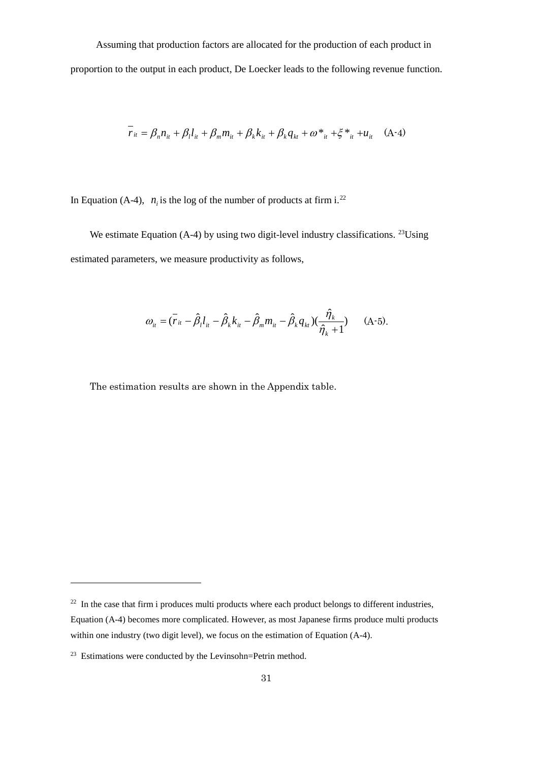Assuming that production factors are allocated for the production of each product in proportion to the output in each product, De Loecker leads to the following revenue function.

$$\bar{r}_{it} = \beta_n n_{it} + \beta_l l_{it} + \beta_m m_{it} + \beta_k k_{it} + \beta_k q_{kt} + \omega^*_{it} + \xi^*_{it} + u_{it} \quad \text{(A-4)}$$

In Equation (A-4), $n_i$ is the log of the number of products at firm i.[22]

We estimate Equation (A-4) by using two digit-level industry classifications. [23]Using estimated parameters, we measure productivity as follows,

$$\omega_{it} = (\bar{r}_{it} - \hat{\beta}_l l_{it} - \hat{\beta}_k k_{it} - \hat{\beta}_m m_{it} - \hat{\beta}_k q_{kt})(\frac{\hat{\eta}_k}{\hat{\eta}_k + 1}) \qquad \text{(A-5)}.$$

The estimation results are shown in the Appendix table.

---

[22] In the case that firm i produces multi products where each product belongs to different industries, Equation (A-4) becomes more complicated. However, as most Japanese firms produce multi products within one industry (two digit level), we focus on the estimation of Equation (A-4).

[23] Estimations were conducted by the Levinsohn=Petrin method.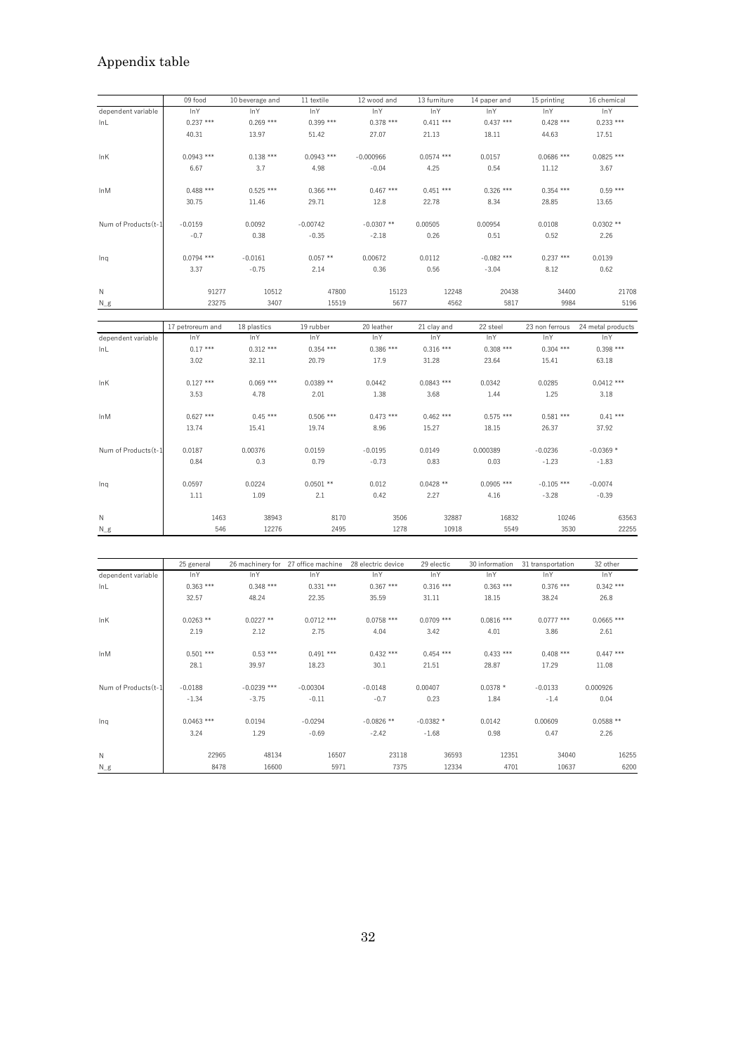# Appendix table

| | 09 food | 10 beverage and | 11 textile | 12 wood and | 13 furniture | 14 paper and | 15 printing | 16 chemical |
|---|---|---|---|---|---|---|---|---|
| dependent variable | lnY | lnY | lnY | lnY | lnY | lnY | lnY | lnY |
| lnL | 0.237 *** | 0.269 *** | 0.399 *** | 0.378 *** | 0.411 *** | 0.437 *** | 0.428 *** | 0.233 *** |
| | 40.31 | 13.97 | 51.42 | 27.07 | 21.13 | 18.11 | 44.63 | 17.51 |
| lnK | 0.0943 *** | 0.138 *** | 0.0943 *** | -0.000966 | 0.0574 *** | 0.0157 | 0.0686 *** | 0.0825 *** |
| | 6.67 | 3.7 | 4.98 | -0.04 | 4.25 | 0.54 | 11.12 | 3.67 |
| lnM | 0.488 *** | 0.525 *** | 0.366 *** | 0.467 *** | 0.451 *** | 0.326 *** | 0.354 *** | 0.59 *** |
| | 30.75 | 11.46 | 29.71 | 12.8 | 22.78 | 8.34 | 28.85 | 13.65 |
| Num of Products(t-1 | -0.0159 | 0.0092 | -0.00742 | -0.0307 ** | 0.00505 | 0.00954 | 0.0108 | 0.0302 ** |
| | -0.7 | 0.38 | -0.35 | -2.18 | 0.26 | 0.51 | 0.52 | 2.26 |
| lnq | 0.0794 *** | -0.0161 | 0.057 ** | 0.00672 | 0.0112 | -0.082 *** | 0.237 *** | 0.0139 |
| | 3.37 | -0.75 | 2.14 | 0.36 | 0.56 | -3.04 | 8.12 | 0.62 |
| N | 91277 | 10512 | 47800 | 15123 | 12248 | 20438 | 34400 | 21708 |
| N_g | 23275 | 3407 | 15519 | 5677 | 4562 | 5817 | 9984 | 5196 |

| | 17 petroreum and | 18 plastics | 19 rubber | 20 leather | 21 clay and | 22 steel | 23 non ferrous | 24 metal products |
|---|---|---|---|---|---|---|---|---|
| dependent variable | lnY | lnY | lnY | lnY | lnY | lnY | lnY | lnY |
| lnL | 0.17 *** | 0.312 *** | 0.354 *** | 0.386 *** | 0.316 *** | 0.308 *** | 0.304 *** | 0.398 *** |
| | 3.02 | 32.11 | 20.79 | 17.9 | 31.28 | 23.64 | 15.41 | 63.18 |
| lnK | 0.127 *** | 0.069 *** | 0.0389 ** | 0.0442 | 0.0843 *** | 0.0342 | 0.0285 | 0.0412 *** |
| | 3.53 | 4.78 | 2.01 | 1.38 | 3.68 | 1.44 | 1.25 | 3.18 |
| lnM | 0.627 *** | 0.45 *** | 0.506 *** | 0.473 *** | 0.462 *** | 0.575 *** | 0.581 *** | 0.41 *** |
| | 13.74 | 15.41 | 19.74 | 8.96 | 15.27 | 18.15 | 26.37 | 37.92 |
| Num of Products(t-1 | 0.0187 | 0.00376 | 0.0159 | -0.0195 | 0.0149 | 0.000389 | -0.0236 | -0.0369 * |
| | 0.84 | 0.3 | 0.79 | -0.73 | 0.83 | 0.03 | -1.23 | -1.83 |
| lnq | 0.0597 | 0.0224 | 0.0501 ** | 0.012 | 0.0428 ** | 0.0905 *** | -0.105 *** | -0.0074 |
| | 1.11 | 1.09 | 2.1 | 0.42 | 2.27 | 4.16 | -3.28 | -0.39 |
| N | 1463 | 38943 | 8170 | 3506 | 32887 | 16832 | 10246 | 63563 |
| N_g | 546 | 12276 | 2495 | 1278 | 10918 | 5549 | 3530 | 22255 |

| | 25 general | 26 machinery for | 27 office machine | 28 electric device | 29 electic | 30 information | 31 transportation | 32 other |
|---|---|---|---|---|---|---|---|---|
| dependent variable | lnY | lnY | lnY | lnY | lnY | lnY | lnY | lnY |
| lnL | 0.363 *** | 0.348 *** | 0.331 *** | 0.367 *** | 0.316 *** | 0.363 *** | 0.376 *** | 0.342 *** |
| | 32.57 | 48.24 | 22.35 | 35.59 | 31.11 | 18.15 | 38.24 | 26.8 |
| lnK | 0.0263 ** | 0.0227 ** | 0.0712 *** | 0.0758 *** | 0.0709 *** | 0.0816 *** | 0.0777 *** | 0.0665 *** |
| | 2.19 | 2.12 | 2.75 | 4.04 | 3.42 | 4.01 | 3.86 | 2.61 |
| lnM | 0.501 *** | 0.53 *** | 0.491 *** | 0.432 *** | 0.454 *** | 0.433 *** | 0.408 *** | 0.447 *** |
| | 28.1 | 39.97 | 18.23 | 30.1 | 21.51 | 28.87 | 17.29 | 11.08 |
| Num of Products(t-1 | -0.0188 | -0.0239 *** | -0.00304 | -0.0148 | 0.00407 | 0.0378 * | -0.0133 | 0.000926 |
| | -1.34 | -3.75 | -0.11 | -0.7 | 0.23 | 1.84 | -1.4 | 0.04 |
| lnq | 0.0463 *** | 0.0194 | -0.0294 | -0.0826 ** | -0.0382 * | 0.0142 | 0.00609 | 0.0588 ** |
| | 3.24 | 1.29 | -0.69 | -2.42 | -1.68 | 0.98 | 0.47 | 2.26 |
| N | 22965 | 48134 | 16507 | 23118 | 36593 | 12351 | 34040 | 16255 |
| N_g | 8478 | 16600 | 5971 | 7375 | 12334 | 4701 | 10637 | 6200 |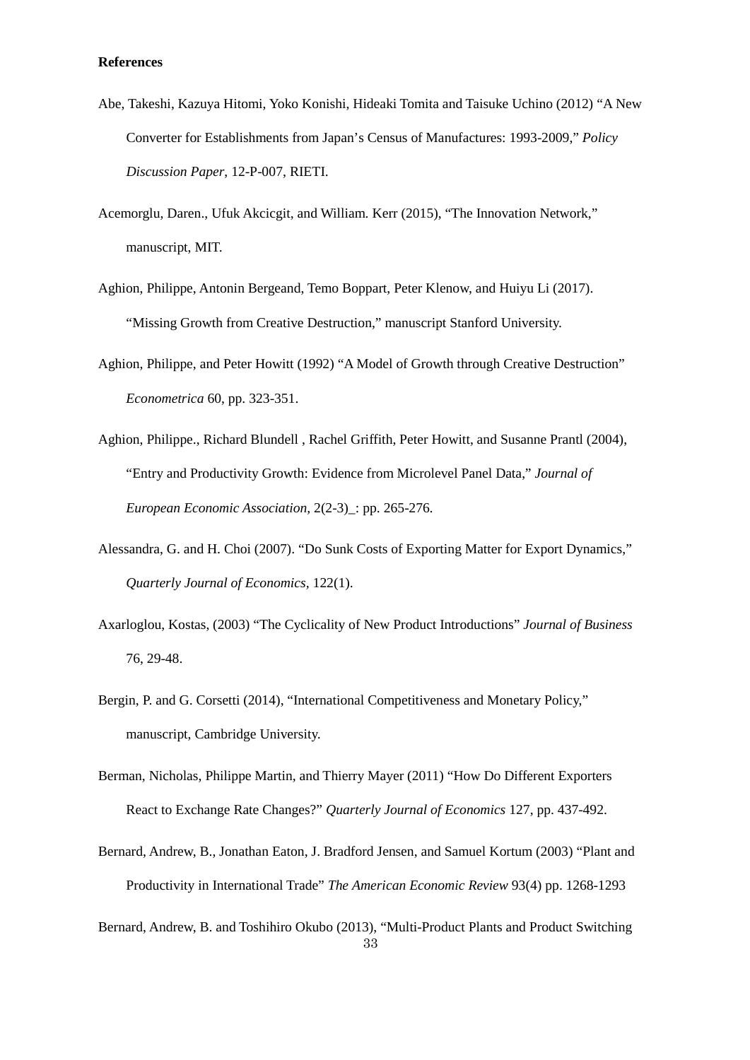**References**

Abe, Takeshi, Kazuya Hitomi, Yoko Konishi, Hideaki Tomita and Taisuke Uchino (2012) “A New Converter for Establishments from Japan’s Census of Manufactures: 1993-2009,” *Policy Discussion Paper*, 12-P-007, RIETI.

Acemorglu, Daren., Ufuk Akcicgit, and William. Kerr (2015), “The Innovation Network,” manuscript, MIT.

Aghion, Philippe, Antonin Bergeand, Temo Boppart, Peter Klenow, and Huiyu Li (2017). “Missing Growth from Creative Destruction,” manuscript Stanford University.

Aghion, Philippe, and Peter Howitt (1992) “A Model of Growth through Creative Destruction” *Econometrica* 60, pp. 323-351.

Aghion, Philippe., Richard Blundell , Rachel Griffith, Peter Howitt, and Susanne Prantl (2004), “Entry and Productivity Growth: Evidence from Microlevel Panel Data,” *Journal of European Economic Association,* 2(2-3)_: pp. 265-276.

Alessandra, G. and H. Choi (2007). “Do Sunk Costs of Exporting Matter for Export Dynamics,” *Quarterly Journal of Economics*, 122(1).

Axarloglou, Kostas, (2003) “The Cyclicality of New Product Introductions” *Journal of Business* 76, 29-48.

Bergin, P. and G. Corsetti (2014), “International Competitiveness and Monetary Policy,” manuscript, Cambridge University.

Berman, Nicholas, Philippe Martin, and Thierry Mayer (2011) “How Do Different Exporters React to Exchange Rate Changes?” *Quarterly Journal of Economics* 127, pp. 437-492.

Bernard, Andrew, B., Jonathan Eaton, J. Bradford Jensen, and Samuel Kortum (2003) “Plant and Productivity in International Trade” *The American Economic Review* 93(4) pp. 1268-1293

Bernard, Andrew, B. and Toshihiro Okubo (2013), “Multi-Product Plants and Product Switching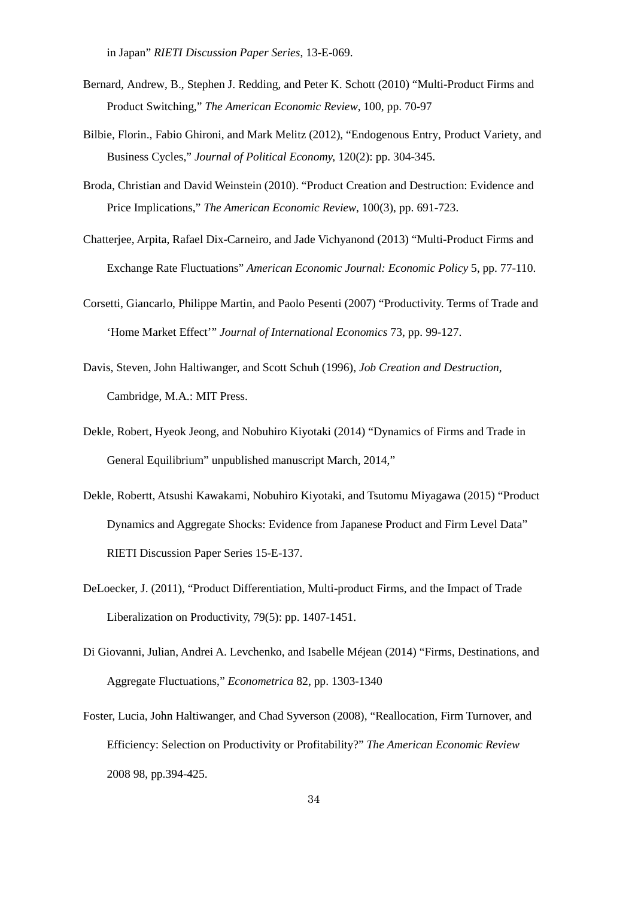in Japan" *RIETI Discussion Paper Series*, 13-E-069.

Bernard, Andrew, B., Stephen J. Redding, and Peter K. Schott (2010) "Multi-Product Firms and Product Switching," *The American Economic Review*, 100, pp. 70-97

Bilbie, Florin., Fabio Ghironi, and Mark Melitz (2012), "Endogenous Entry, Product Variety, and Business Cycles," *Journal of Political Economy*, 120(2): pp. 304-345.

Broda, Christian and David Weinstein (2010). "Product Creation and Destruction: Evidence and Price Implications," *The American Economic Review*, 100(3), pp. 691-723.

Chatterjee, Arpita, Rafael Dix-Carneiro, and Jade Vichyanond (2013) "Multi-Product Firms and Exchange Rate Fluctuations" *American Economic Journal: Economic Policy* 5, pp. 77-110.

Corsetti, Giancarlo, Philippe Martin, and Paolo Pesenti (2007) "Productivity. Terms of Trade and 'Home Market Effect'" *Journal of International Economics* 73, pp. 99-127.

Davis, Steven, John Haltiwanger, and Scott Schuh (1996), *Job Creation and Destruction*, Cambridge, M.A.: MIT Press.

Dekle, Robert, Hyeok Jeong, and Nobuhiro Kiyotaki (2014) "Dynamics of Firms and Trade in General Equilibrium" unpublished manuscript March, 2014,"

Dekle, Robertt, Atsushi Kawakami, Nobuhiro Kiyotaki, and Tsutomu Miyagawa (2015) "Product Dynamics and Aggregate Shocks: Evidence from Japanese Product and Firm Level Data" RIETI Discussion Paper Series 15-E-137.

DeLoecker, J. (2011), "Product Differentiation, Multi-product Firms, and the Impact of Trade Liberalization on Productivity, 79(5): pp. 1407-1451.

Di Giovanni, Julian, Andrei A. Levchenko, and Isabelle Méjean (2014) "Firms, Destinations, and Aggregate Fluctuations," *Econometrica* 82, pp. 1303-1340

Foster, Lucia, John Haltiwanger, and Chad Syverson (2008), "Reallocation, Firm Turnover, and Efficiency: Selection on Productivity or Profitability?" *The American Economic Review* 2008 98, pp.394-425.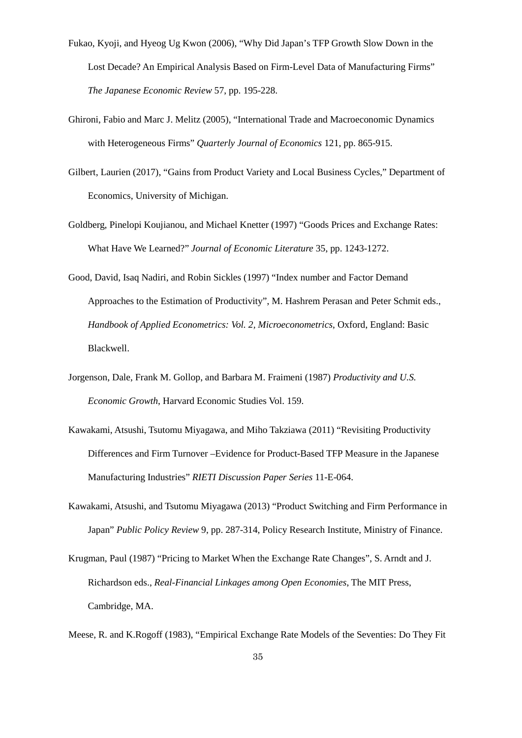Fukao, Kyoji, and Hyeog Ug Kwon (2006), "Why Did Japan's TFP Growth Slow Down in the Lost Decade? An Empirical Analysis Based on Firm-Level Data of Manufacturing Firms" *The Japanese Economic Review* 57, pp. 195-228.

Ghironi, Fabio and Marc J. Melitz (2005), "International Trade and Macroeconomic Dynamics with Heterogeneous Firms" *Quarterly Journal of Economics* 121, pp. 865-915.

Gilbert, Laurien (2017), "Gains from Product Variety and Local Business Cycles," Department of Economics, University of Michigan.

Goldberg, Pinelopi Koujianou, and Michael Knetter (1997) "Goods Prices and Exchange Rates: What Have We Learned?" *Journal of Economic Literature* 35, pp. 1243-1272.

Good, David, Isaq Nadiri, and Robin Sickles (1997) "Index number and Factor Demand Approaches to the Estimation of Productivity", M. Hashrem Perasan and Peter Schmit eds., *Handbook of Applied Econometrics: Vol. 2, Microeconometrics*, Oxford, England: Basic Blackwell.

Jorgenson, Dale, Frank M. Gollop, and Barbara M. Fraimeni (1987) *Productivity and U.S. Economic Growth*, Harvard Economic Studies Vol. 159.

Kawakami, Atsushi, Tsutomu Miyagawa, and Miho Takziawa (2011) "Revisiting Productivity Differences and Firm Turnover –Evidence for Product-Based TFP Measure in the Japanese Manufacturing Industries" *RIETI Discussion Paper Series* 11-E-064.

Kawakami, Atsushi, and Tsutomu Miyagawa (2013) "Product Switching and Firm Performance in Japan" *Public Policy Review* 9, pp. 287-314, Policy Research Institute, Ministry of Finance.

Krugman, Paul (1987) "Pricing to Market When the Exchange Rate Changes", S. Arndt and J. Richardson eds., *Real-Financial Linkages among Open Economies*, The MIT Press, Cambridge, MA.

Meese, R. and K.Rogoff (1983), "Empirical Exchange Rate Models of the Seventies: Do They Fit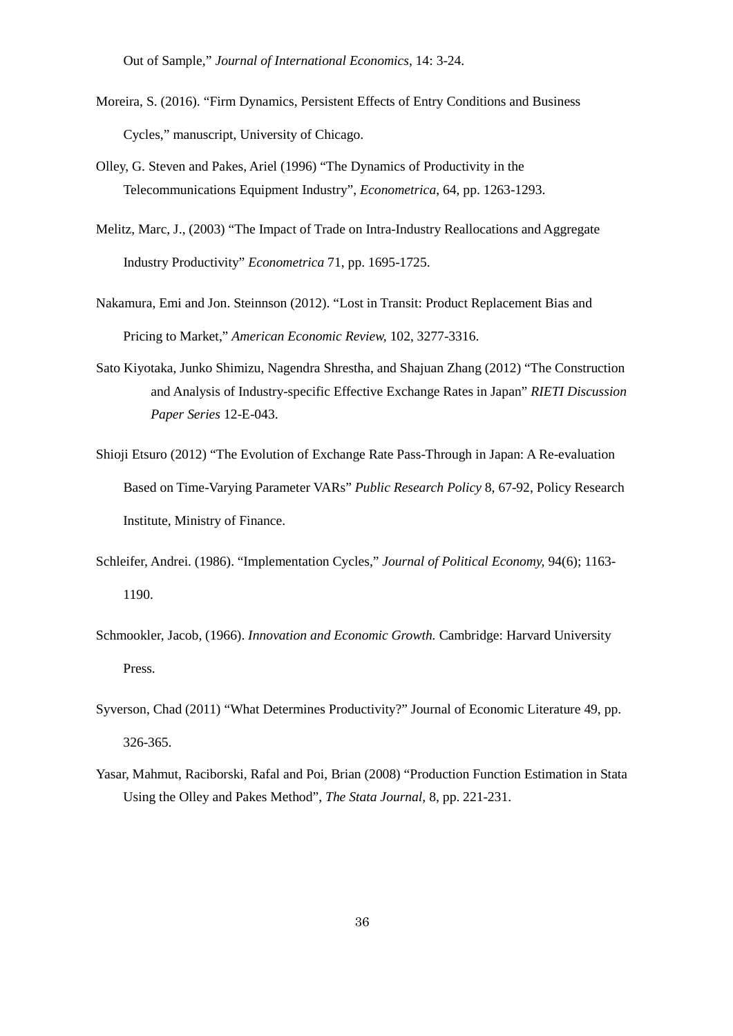Out of Sample," *Journal of International Economics*, 14: 3-24.

Moreira, S. (2016). "Firm Dynamics, Persistent Effects of Entry Conditions and Business Cycles," manuscript, University of Chicago.

Olley, G. Steven and Pakes, Ariel (1996) "The Dynamics of Productivity in the Telecommunications Equipment Industry", *Econometrica*, 64, pp. 1263-1293.

Melitz, Marc, J., (2003) "The Impact of Trade on Intra-Industry Reallocations and Aggregate Industry Productivity" *Econometrica* 71, pp. 1695-1725.

Nakamura, Emi and Jon. Steinnson (2012). "Lost in Transit: Product Replacement Bias and Pricing to Market," *American Economic Review,* 102, 3277-3316.

Sato Kiyotaka, Junko Shimizu, Nagendra Shrestha, and Shajuan Zhang (2012) "The Construction and Analysis of Industry-specific Effective Exchange Rates in Japan" *RIETI Discussion Paper Series* 12-E-043.

Shioji Etsuro (2012) "The Evolution of Exchange Rate Pass-Through in Japan: A Re-evaluation Based on Time-Varying Parameter VARs" *Public Research Policy* 8, 67-92, Policy Research Institute, Ministry of Finance.

Schleifer, Andrei. (1986). "Implementation Cycles," *Journal of Political Economy,* 94(6); 1163-1190.

Schmookler, Jacob, (1966). *Innovation and Economic Growth.* Cambridge: Harvard University Press.

Syverson, Chad (2011) "What Determines Productivity?" Journal of Economic Literature 49, pp. 326-365.

Yasar, Mahmut, Raciborski, Rafal and Poi, Brian (2008) "Production Function Estimation in Stata Using the Olley and Pakes Method", *The Stata Journal*, 8, pp. 221-231.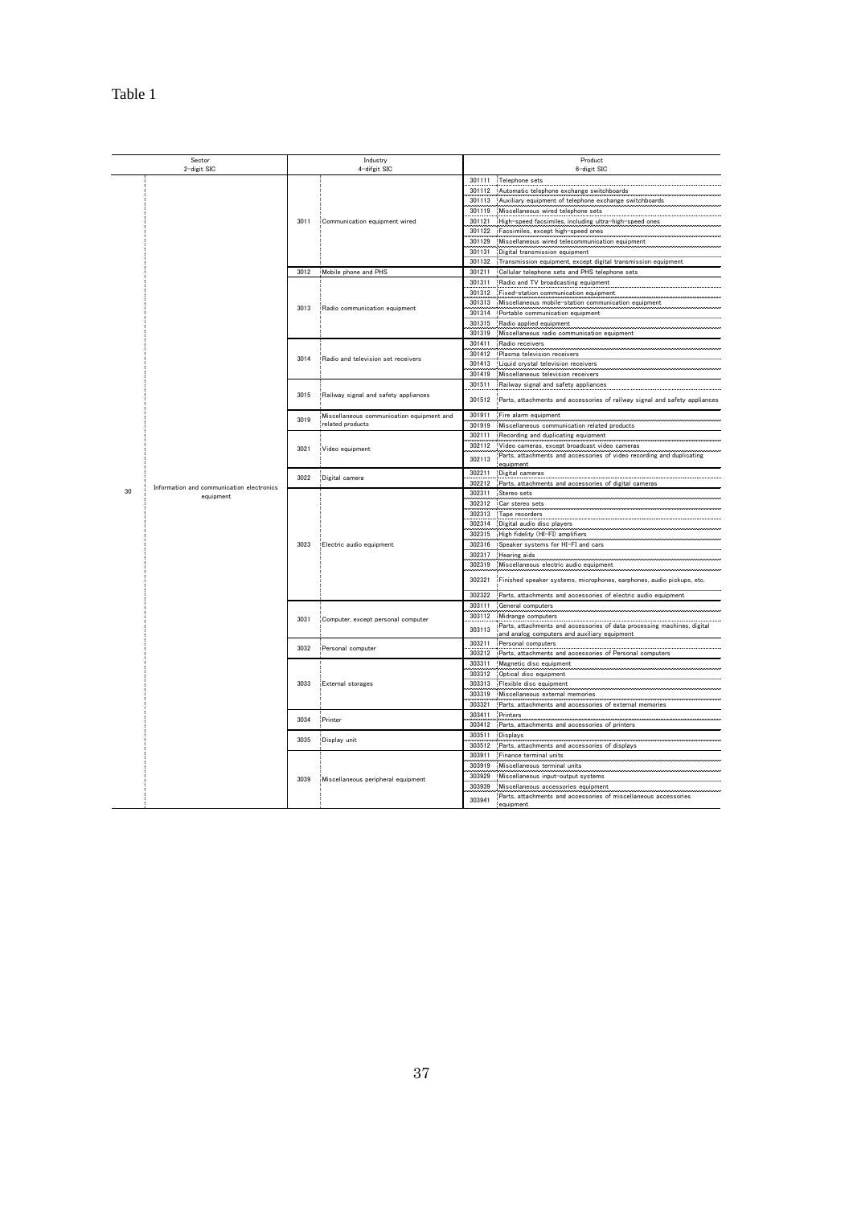Table 1

| Sector 2-digit SIC | | Industry 4-difgit SIC | | Product 6-digit SIC | |
|---|---|---|---|---|---|
| 30 | Information and communication electronics equipment | 3011 | Communication equipment wired | 301111 | Telephone sets |
| | | | | 301112 | Automatic telephone exchange switchboards |
| | | | | 301113 | Auxiliary equipment of telephone exchange switchboards |
| | | | | 301119 | Miscellaneous wired telephone sets |
| | | | | 301121 | High-speed facsimiles, including ultra-high-speed ones |
| | | | | 301122 | Facsimiles, except high-speed ones |
| | | | | 301129 | Miscellaneous wired telecommunication equipment |
| | | | | 301131 | Digital transmission equipment |
| | | | | 301132 | Transmission equipment, except digital transmission equipment |
| | | 3012 | Mobile phone and PHS | 301211 | Cellular telephone sets and PHS telephone sets |
| | | 3013 | Radio communication equipment | 301311 | Radio and TV broadcasting equipment |
| | | | | 301312 | Fixed-station communication equipment |
| | | | | 301313 | Miscellaneous mobile-station communication equipment |
| | | | | 301314 | Portable communication equipment |
| | | | | 301315 | Radio applied equipment |
| | | | | 301319 | Miscellaneous radio communication equipment |
| | | 3014 | Radio and television set receivers | 301411 | Radio receivers |
| | | | | 301412 | Plasma television receivers |
| | | | | 301413 | Liquid crystal television receivers |
| | | | | 301419 | Miscellaneous television receivers |
| | | 3015 | Railway signal and safety appliances | 301511 | Railway signal and safety appliances |
| | | | | 301512 | Parts, attachments and accessories of railway signal and safety appliances |
| | | 3019 | Miscellaneous communication equipment and related products | 301911 | Fire alarm equipment |
| | | | | 301919 | Miscellaneous communication related products |
| | | 3021 | Video equipment | 302111 | Recording and duplicating equipment |
| | | | | 302112 | Video cameras, except broadcast video cameras |
| | | | | 302113 | Parts, attachments and accessories of video recording and duplicating equipment |
| | | 3022 | Digital camera | 302211 | Digital cameras |
| | | | | 302212 | Parts, attachments and accessories of digital cameras |
| | | 3023 | Electric audio equipment | 302311 | Stereo sets |
| | | | | 302312 | Car stereo sets |
| | | | | 302313 | Tape recorders |
| | | | | 302314 | Digital audio disc players |
| | | | | 302315 | High fidelity (HI-FI) amplifiers |
| | | | | 302316 | Speaker systems for HI-FI and cars |
| | | | | 302317 | Hearing aids |
| | | | | 302319 | Miscellaneous electric audio equipment |
| | | | | 302321 | Finished speaker systems, microphones, earphones, audio pickups, etc. |
| | | | | 302322 | Parts, attachments and accessories of electric audio equipment |
| | | 3031 | Computer, except personal computer | 303111 | General computers |
| | | | | 303112 | Midrange computers |
| | | | | 303113 | Parts, attachments and accessories of data processing machines, digital and analog computers and auxiliary equipment |
| | | 3032 | Personal computer | 303211 | Personal computers |
| | | | | 303212 | Parts, attachments and accessories of Personal computers |
| | | 3033 | External storages | 303311 | Magnetic disc equipment |
| | | | | 303312 | Optical disc equipment |
| | | | | 303313 | Flexible disc equipment |
| | | | | 303319 | Miscellaneous external memories |
| | | | | 303321 | Parts, attachments and accessories of external memories |
| | | 3034 | Printer | 303411 | Printers |
| | | | | 303412 | Parts, attachments and accessories of printers |
| | | 3035 | Display unit | 303511 | Displays |
| | | | | 303512 | Parts, attachments and accessories of displays |
| | | 3039 | Miscellaneous peripheral equipment | 303911 | Finance terminal units |
| | | | | 303919 | Miscellaneous terminal units |
| | | | | 303929 | Miscellaneous input-output systems |
| | | | | 303939 | Miscellaneous accessories equipment |
| | | | | 303941 | Parts, attachments and accessories of miscellaneous accessories equipment |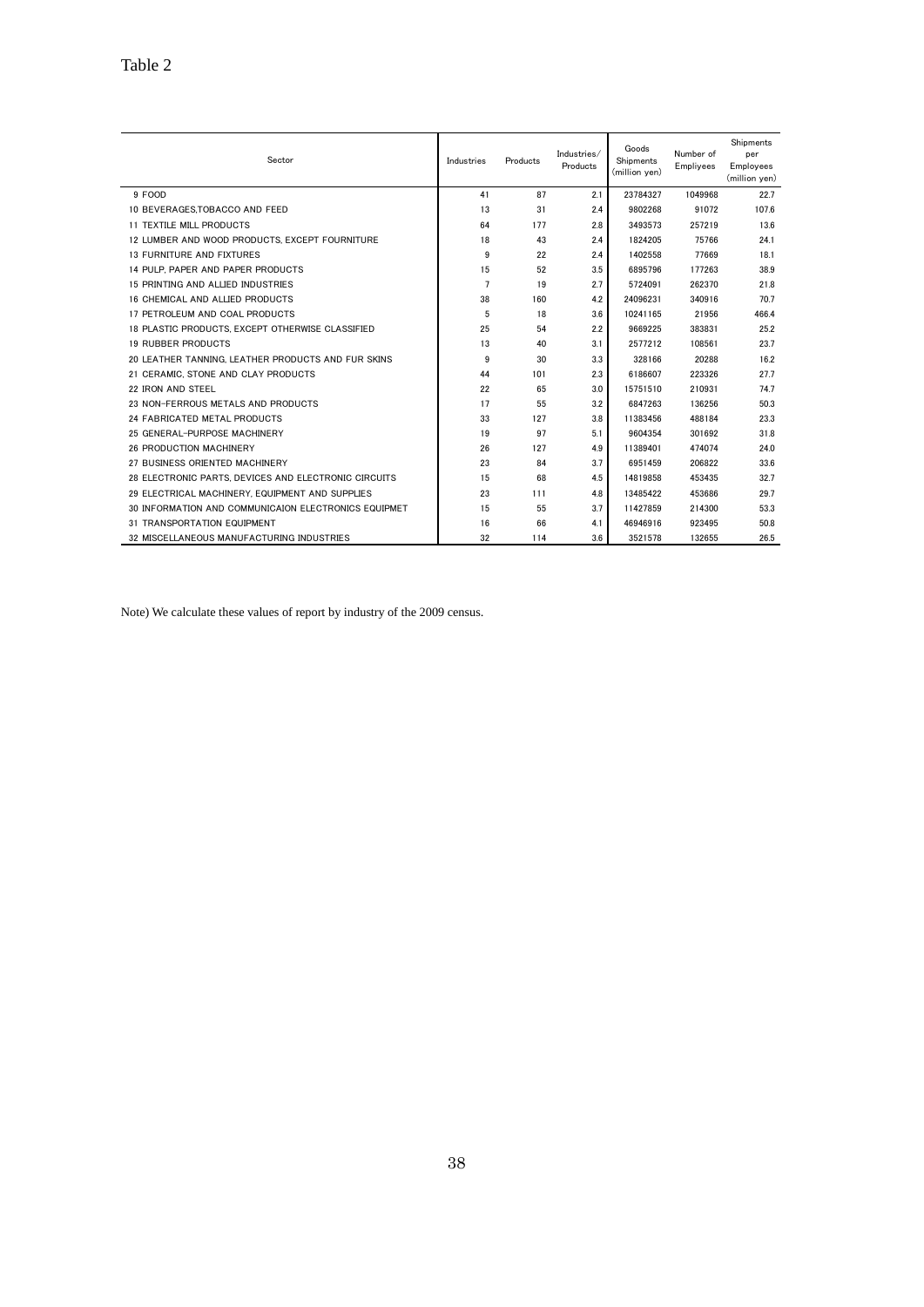Table 2

| Sector | Industries | Products | Industries/ Products | Goods Shipments (million yen) | Number of Empliyees | Shipments per Employees (million yen) |
|---|---|---|---|---|---|---|
| 9 FOOD | 41 | 87 | 2.1 | 23784327 | 1049968 | 22.7 |
| 10 BEVERAGES,TOBACCO AND FEED | 13 | 31 | 2.4 | 9802268 | 91072 | 107.6 |
| 11 TEXTILE MILL PRODUCTS | 64 | 177 | 2.8 | 3493573 | 257219 | 13.6 |
| 12 LUMBER AND WOOD PRODUCTS, EXCEPT FOURNITURE | 18 | 43 | 2.4 | 1824205 | 75766 | 24.1 |
| 13 FURNITURE AND FIXTURES | 9 | 22 | 2.4 | 1402558 | 77669 | 18.1 |
| 14 PULP, PAPER AND PAPER PRODUCTS | 15 | 52 | 3.5 | 6895796 | 177263 | 38.9 |
| 15 PRINTING AND ALLIED INDUSTRIES | 7 | 19 | 2.7 | 5724091 | 262370 | 21.8 |
| 16 CHEMICAL AND ALLIED PRODUCTS | 38 | 160 | 4.2 | 24096231 | 340916 | 70.7 |
| 17 PETROLEUM AND COAL PRODUCTS | 5 | 18 | 3.6 | 10241165 | 21956 | 466.4 |
| 18 PLASTIC PRODUCTS, EXCEPT OTHERWISE CLASSIFIED | 25 | 54 | 2.2 | 9669225 | 383831 | 25.2 |
| 19 RUBBER PRODUCTS | 13 | 40 | 3.1 | 2577212 | 108561 | 23.7 |
| 20 LEATHER TANNING, LEATHER PRODUCTS AND FUR SKINS | 9 | 30 | 3.3 | 328166 | 20288 | 16.2 |
| 21 CERAMIC, STONE AND CLAY PRODUCTS | 44 | 101 | 2.3 | 6186607 | 223326 | 27.7 |
| 22 IRON AND STEEL | 22 | 65 | 3.0 | 15751510 | 210931 | 74.7 |
| 23 NON-FERROUS METALS AND PRODUCTS | 17 | 55 | 3.2 | 6847263 | 136256 | 50.3 |
| 24 FABRICATED METAL PRODUCTS | 33 | 127 | 3.8 | 11383456 | 488184 | 23.3 |
| 25 GENERAL-PURPOSE MACHINERY | 19 | 97 | 5.1 | 9604354 | 301692 | 31.8 |
| 26 PRODUCTION MACHINERY | 26 | 127 | 4.9 | 11389401 | 474074 | 24.0 |
| 27 BUSINESS ORIENTED MACHINERY | 23 | 84 | 3.7 | 6951459 | 206822 | 33.6 |
| 28 ELECTRONIC PARTS, DEVICES AND ELECTRONIC CIRCUITS | 15 | 68 | 4.5 | 14819858 | 453435 | 32.7 |
| 29 ELECTRICAL MACHINERY, EQUIPMENT AND SUPPLIES | 23 | 111 | 4.8 | 13485422 | 453686 | 29.7 |
| 30 INFORMATION AND COMMUNICAION ELECTRONICS EQUIPMET | 15 | 55 | 3.7 | 11427859 | 214300 | 53.3 |
| 31 TRANSPORTATION EQUIPMENT | 16 | 66 | 4.1 | 46946916 | 923495 | 50.8 |
| 32 MISCELLANEOUS MANUFACTURING INDUSTRIES | 32 | 114 | 3.6 | 3521578 | 132655 | 26.5 |

Note) We calculate these values of report by industry of the 2009 census.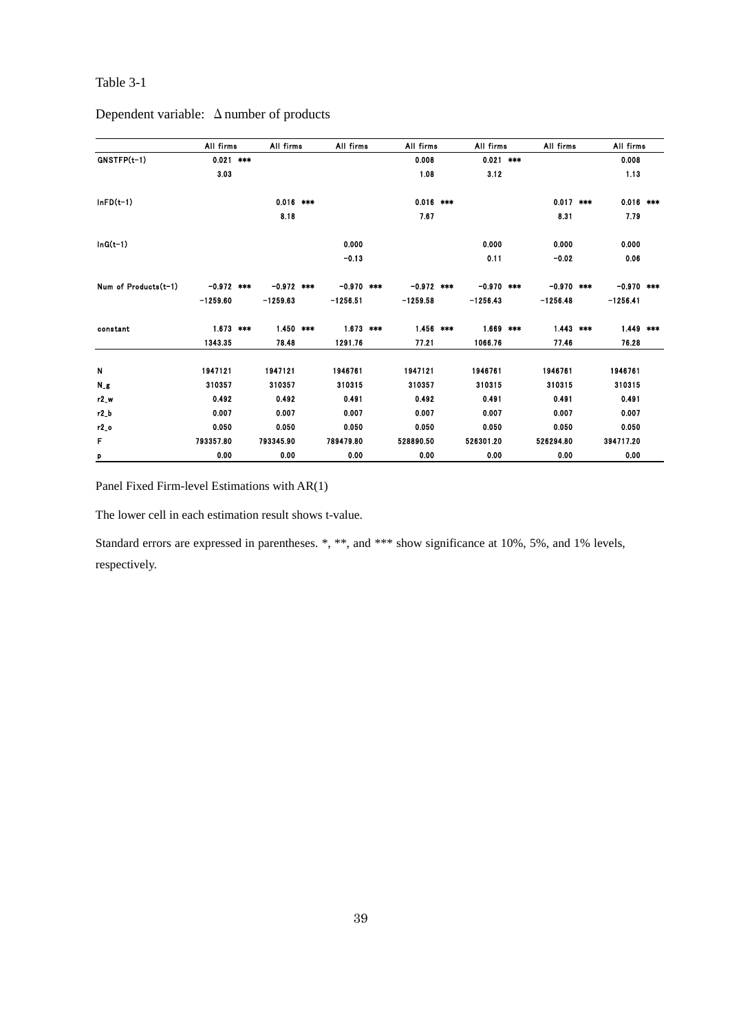Table 3-1

Dependent variable: Δnumber of products

| | All firms | All firms | All firms | All firms | All firms | All firms | All firms |
|---|---|---|---|---|---|---|---|
| GNSTFP(t-1) | 0.021 *** | | | 0.008 | 0.021 *** | | 0.008 |
| | 3.03 | | | 1.08 | 3.12 | | 1.13 |
| lnFD(t-1) | | 0.016 *** | | 0.016 *** | | 0.017 *** | 0.016 *** |
| | | 8.18 | | 7.67 | | 8.31 | 7.79 |
| lnG(t-1) | | | 0.000 | | 0.000 | 0.000 | 0.000 |
| | | | -0.13 | | 0.11 | -0.02 | 0.06 |
| Num of Products(t-1) | -0.972 *** | -0.972 *** | -0.970 *** | -0.972 *** | -0.970 *** | -0.970 *** | -0.970 *** |
| | -1259.60 | -1259.63 | -1256.51 | -1259.58 | -1256.43 | -1256.48 | -1256.41 |
| constant | 1.673 *** | 1.450 *** | 1.673 *** | 1.456 *** | 1.669 *** | 1.443 *** | 1.449 *** |
| | 1343.35 | 78.48 | 1291.76 | 77.21 | 1066.76 | 77.46 | 76.28 |
| N | 1947121 | 1947121 | 1946761 | 1947121 | 1946761 | 1946761 | 1946761 |
| N_g | 310357 | 310357 | 310315 | 310357 | 310315 | 310315 | 310315 |
| r2_w | 0.492 | 0.492 | 0.491 | 0.492 | 0.491 | 0.491 | 0.491 |
| r2_b | 0.007 | 0.007 | 0.007 | 0.007 | 0.007 | 0.007 | 0.007 |
| r2_o | 0.050 | 0.050 | 0.050 | 0.050 | 0.050 | 0.050 | 0.050 |
| F | 793357.80 | 793345.90 | 789479.80 | 528890.50 | 526301.20 | 526294.80 | 394717.20 |
| p | 0.00 | 0.00 | 0.00 | 0.00 | 0.00 | 0.00 | 0.00 |

Panel Fixed Firm-level Estimations with AR(1)

The lower cell in each estimation result shows t-value.

Standard errors are expressed in parentheses. *, **, and *** show significance at 10%, 5%, and 1% levels, respectively.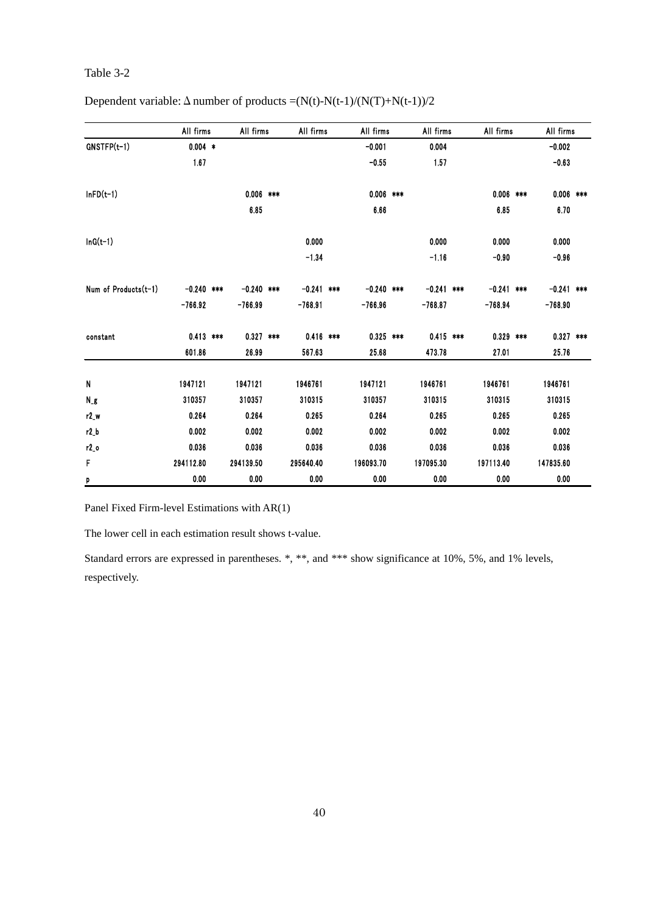Table 3-2

Dependent variable: Δ number of products $=(N(t)-N(t-1)/(N(T)+N(t-1))/2$

| | All firms | All firms | All firms | All firms | All firms | All firms | All firms |
|---|---|---|---|---|---|---|---|
| GNSTFP(t-1) | 0.004 * | | | -0.001 | 0.004 | | -0.002 |
| | 1.67 | | | -0.55 | 1.57 | | -0.63 |
| lnFD(t-1) | | 0.006 *** | | 0.006 *** | | 0.006 *** | 0.006 *** |
| | | 6.85 | | 6.66 | | 6.85 | 6.70 |
| lnG(t-1) | | | 0.000 | | 0.000 | 0.000 | 0.000 |
| | | | -1.34 | | -1.16 | -0.90 | -0.96 |
| Num of Products(t-1) | -0.240 *** | -0.240 *** | -0.241 *** | -0.240 *** | -0.241 *** | -0.241 *** | -0.241 *** |
| | -766.92 | -766.99 | -768.91 | -766.96 | -768.87 | -768.94 | -768.90 |
| constant | 0.413 *** | 0.327 *** | 0.416 *** | 0.325 *** | 0.415 *** | 0.329 *** | 0.327 *** |
| | 601.86 | 26.99 | 567.63 | 25.68 | 473.78 | 27.01 | 25.76 |
| N | 1947121 | 1947121 | 1946761 | 1947121 | 1946761 | 1946761 | 1946761 |
| N_g | 310357 | 310357 | 310315 | 310357 | 310315 | 310315 | 310315 |
| r2_w | 0.264 | 0.264 | 0.265 | 0.264 | 0.265 | 0.265 | 0.265 |
| r2_b | 0.002 | 0.002 | 0.002 | 0.002 | 0.002 | 0.002 | 0.002 |
| r2_o | 0.036 | 0.036 | 0.036 | 0.036 | 0.036 | 0.036 | 0.036 |
| F | 294112.80 | 294139.50 | 295640.40 | 196093.70 | 197095.30 | 197113.40 | 147835.60 |
| p | 0.00 | 0.00 | 0.00 | 0.00 | 0.00 | 0.00 | 0.00 |

Panel Fixed Firm-level Estimations with AR(1)

The lower cell in each estimation result shows t-value.

Standard errors are expressed in parentheses. *, **, and *** show significance at 10%, 5%, and 1% levels, respectively.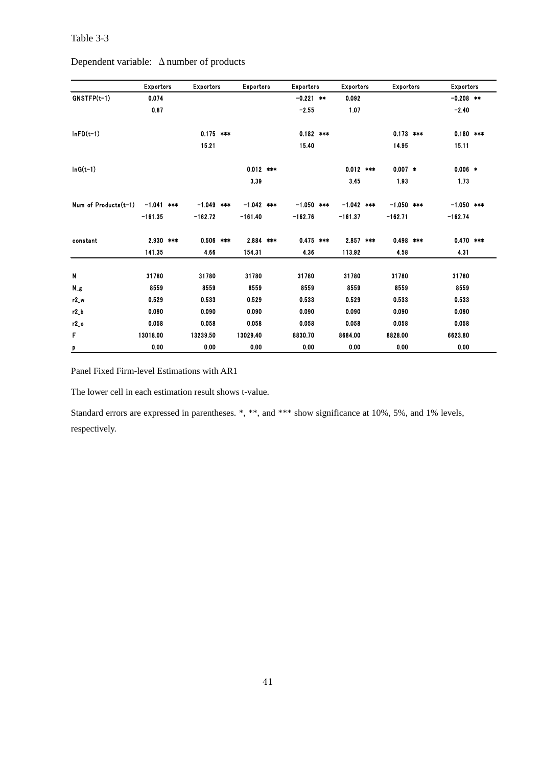Table 3-3

Dependent variable: Δnumber of products

| | Exporters | Exporters | Exporters | Exporters | Exporters | Exporters | Exporters |
|---|---|---|---|---|---|---|---|
| GNSTFP(t-1) | 0.074 | | | -0.221 ** | 0.092 | | -0.208 ** |
| | 0.87 | | | -2.55 | 1.07 | | -2.40 |
| lnFD(t-1) | | 0.175 *** | | 0.182 *** | | 0.173 *** | 0.180 *** |
| | | 15.21 | | 15.40 | | 14.95 | 15.11 |
| lnG(t-1) | | | 0.012 *** | | 0.012 *** | 0.007 * | 0.006 * |
| | | | 3.39 | | 3.45 | 1.93 | 1.73 |
| Num of Products(t-1) | -1.041 *** | -1.049 *** | -1.042 *** | -1.050 *** | -1.042 *** | -1.050 *** | -1.050 *** |
| | -161.35 | -162.72 | -161.40 | -162.76 | -161.37 | -162.71 | -162.74 |
| constant | 2.930 *** | 0.506 *** | 2.884 *** | 0.475 *** | 2.857 *** | 0.498 *** | 0.470 *** |
| | 141.35 | 4.66 | 154.31 | 4.36 | 113.92 | 4.58 | 4.31 |
| N | 31780 | 31780 | 31780 | 31780 | 31780 | 31780 | 31780 |
| N_g | 8559 | 8559 | 8559 | 8559 | 8559 | 8559 | 8559 |
| r2_w | 0.529 | 0.533 | 0.529 | 0.533 | 0.529 | 0.533 | 0.533 |
| r2_b | 0.090 | 0.090 | 0.090 | 0.090 | 0.090 | 0.090 | 0.090 |
| r2_o | 0.058 | 0.058 | 0.058 | 0.058 | 0.058 | 0.058 | 0.058 |
| F | 13018.00 | 13239.50 | 13029.40 | 8830.70 | 8684.00 | 8828.00 | 6623.80 |
| p | 0.00 | 0.00 | 0.00 | 0.00 | 0.00 | 0.00 | 0.00 |

Panel Fixed Firm-level Estimations with AR1

The lower cell in each estimation result shows t-value.

Standard errors are expressed in parentheses. *, **, and *** show significance at 10%, 5%, and 1% levels, respectively.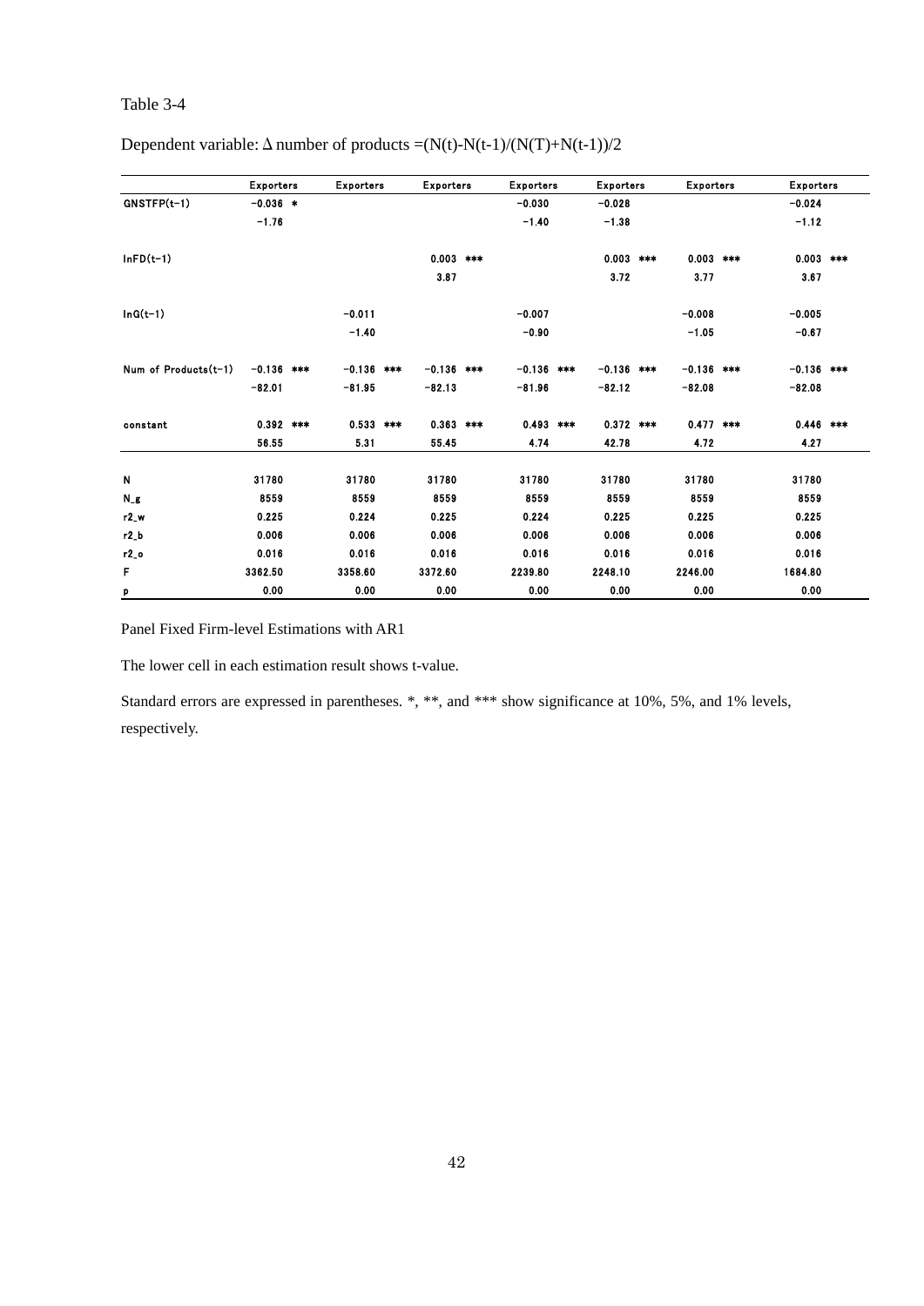Table 3-4

Dependent variable: Δ number of products =(N(t)-N(t-1)/(N(T)+N(t-1))/2

| | Exporters | Exporters | Exporters | Exporters | Exporters | Exporters | Exporters |
|---|---|---|---|---|---|---|---|
| GNSTFP(t-1) | -0.036 * | | | -0.030 | -0.028 | | -0.024 |
| | -1.76 | | | -1.40 | -1.38 | | -1.12 |
| lnFD(t-1) | | | 0.003 *** | | 0.003 *** | 0.003 *** | 0.003 *** |
| | | | 3.87 | | 3.72 | 3.77 | 3.67 |
| lnG(t-1) | | -0.011 | | -0.007 | | -0.008 | -0.005 |
| | | -1.40 | | -0.90 | | -1.05 | -0.67 |
| Num of Products(t-1) | -0.136 *** | -0.136 *** | -0.136 *** | -0.136 *** | -0.136 *** | -0.136 *** | -0.136 *** |
| | -82.01 | -81.95 | -82.13 | -81.96 | -82.12 | -82.08 | -82.08 |
| constant | 0.392 *** | 0.533 *** | 0.363 *** | 0.493 *** | 0.372 *** | 0.477 *** | 0.446 *** |
| | 56.55 | 5.31 | 55.45 | 4.74 | 42.78 | 4.72 | 4.27 |
| N | 31780 | 31780 | 31780 | 31780 | 31780 | 31780 | 31780 |
| N_g | 8559 | 8559 | 8559 | 8559 | 8559 | 8559 | 8559 |
| r2_w | 0.225 | 0.224 | 0.225 | 0.224 | 0.225 | 0.225 | 0.225 |
| r2_b | 0.006 | 0.006 | 0.006 | 0.006 | 0.006 | 0.006 | 0.006 |
| r2_o | 0.016 | 0.016 | 0.016 | 0.016 | 0.016 | 0.016 | 0.016 |
| F | 3362.50 | 3358.60 | 3372.60 | 2239.80 | 2248.10 | 2246.00 | 1684.80 |
| p | 0.00 | 0.00 | 0.00 | 0.00 | 0.00 | 0.00 | 0.00 |

Panel Fixed Firm-level Estimations with AR1

The lower cell in each estimation result shows t-value.

Standard errors are expressed in parentheses. *, **, and *** show significance at 10%, 5%, and 1% levels, respectively.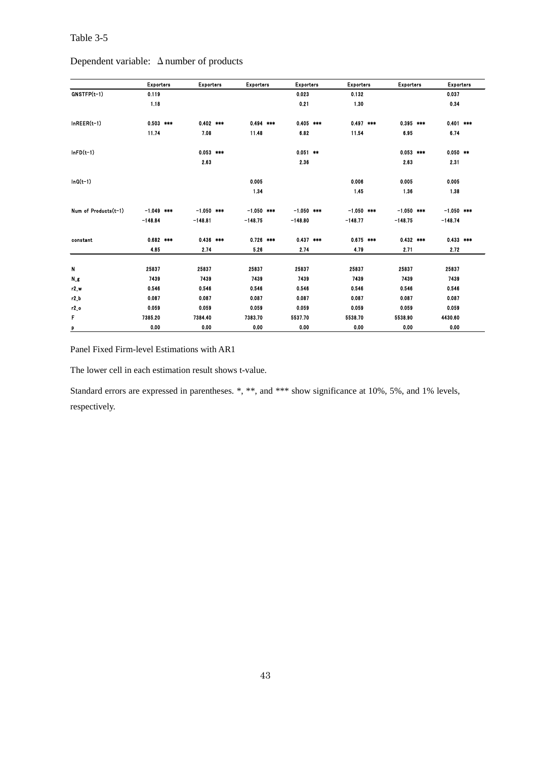Table 3-5

Dependent variable: Δnumber of products

| | Exporters | Exporters | Exporters | Exporters | Exporters | Exporters | Exporters |
|---|---|---|---|---|---|---|---|
| GNSTFP(t-1) | 0.119 | | | 0.023 | 0.132 | | 0.037 |
| | 1.18 | | | 0.21 | 1.30 | | 0.34 |
| lnREER(t-1) | 0.503 *** | 0.402 *** | 0.494 *** | 0.405 *** | 0.497 *** | 0.395 *** | 0.401 *** |
| | 11.74 | 7.08 | 11.48 | 6.82 | 11.54 | 6.95 | 6.74 |
| lnFD(t-1) | | 0.053 *** | | 0.051 ** | | 0.053 *** | 0.050 ** |
| | | 2.63 | | 2.36 | | 2.63 | 2.31 |
| lnG(t-1) | | | 0.005 | | 0.006 | 0.005 | 0.005 |
| | | | 1.34 | | 1.45 | 1.36 | 1.38 |
| Num of Products(t-1) | −1.049 *** | −1.050 *** | −1.050 *** | −1.050 *** | −1.050 *** | −1.050 *** | −1.050 *** |
| | −148.84 | −148.81 | −148.75 | −148.80 | −148.77 | −148.75 | −148.74 |
| constant | 0.682 *** | 0.436 *** | 0.726 *** | 0.437 *** | 0.675 *** | 0.432 *** | 0.433 *** |
| | 4.85 | 2.74 | 5.26 | 2.74 | 4.79 | 2.71 | 2.72 |
| N | 25837 | 25837 | 25837 | 25837 | 25837 | 25837 | 25837 |
| N_g | 7439 | 7439 | 7439 | 7439 | 7439 | 7439 | 7439 |
| r2_w | 0.546 | 0.546 | 0.546 | 0.546 | 0.546 | 0.546 | 0.546 |
| r2_b | 0.087 | 0.087 | 0.087 | 0.087 | 0.087 | 0.087 | 0.087 |
| r2_o | 0.059 | 0.059 | 0.059 | 0.059 | 0.059 | 0.059 | 0.059 |
| F | 7385.20 | 7384.40 | 7383.70 | 5537.70 | 5538.70 | 5538.90 | 4430.60 |
| p | 0.00 | 0.00 | 0.00 | 0.00 | 0.00 | 0.00 | 0.00 |

Panel Fixed Firm-level Estimations with AR1

The lower cell in each estimation result shows t-value.

Standard errors are expressed in parentheses. *, **, and *** show significance at 10%, 5%, and 1% levels, respectively.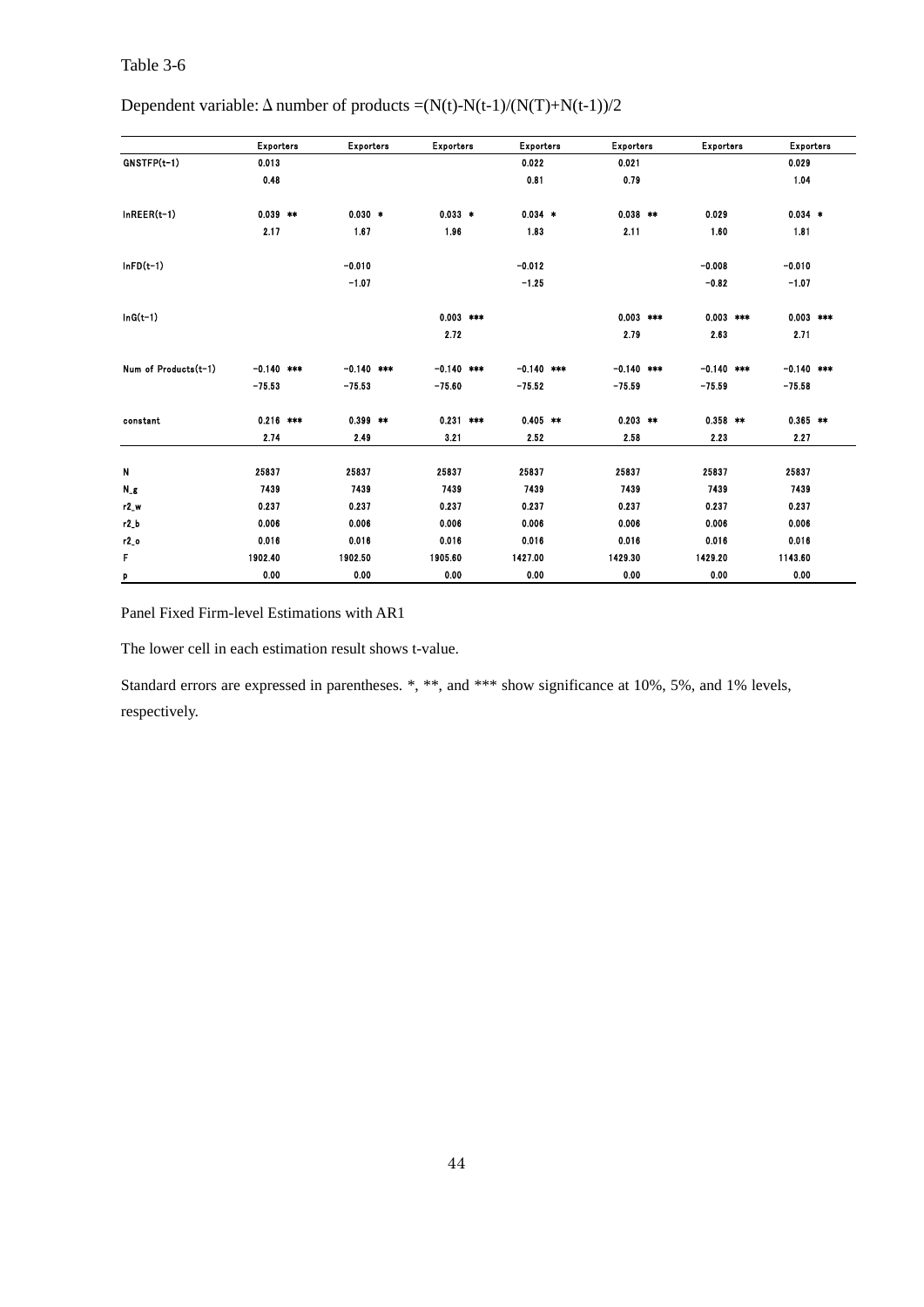Table 3-6

Dependent variable: Δ number of products =(N(t)-N(t-1)/(N(T)+N(t-1))/2

| | Exporters | Exporters | Exporters | Exporters | Exporters | Exporters | Exporters |
|---|---|---|---|---|---|---|---|
| GNSTFP(t-1) | 0.013 | | | 0.022 | 0.021 | | 0.029 |
| | 0.48 | | | 0.81 | 0.79 | | 1.04 |
| lnREER(t-1) | 0.039 ** | 0.030 * | 0.033 * | 0.034 * | 0.038 ** | 0.029 | 0.034 * |
| | 2.17 | 1.67 | 1.96 | 1.83 | 2.11 | 1.60 | 1.81 |
| lnFD(t-1) | | -0.010 | | -0.012 | | -0.008 | -0.010 |
| | | -1.07 | | -1.25 | | -0.82 | -1.07 |
| lnG(t-1) | | | 0.003 *** | | 0.003 *** | 0.003 *** | 0.003 *** |
| | | | 2.72 | | 2.79 | 2.63 | 2.71 |
| Num of Products(t-1) | -0.140 *** | -0.140 *** | -0.140 *** | -0.140 *** | -0.140 *** | -0.140 *** | -0.140 *** |
| | -75.53 | -75.53 | -75.60 | -75.52 | -75.59 | -75.59 | -75.58 |
| constant | 0.216 *** | 0.399 ** | 0.231 *** | 0.405 ** | 0.203 ** | 0.358 ** | 0.365 ** |
| | 2.74 | 2.49 | 3.21 | 2.52 | 2.58 | 2.23 | 2.27 |
| N | 25837 | 25837 | 25837 | 25837 | 25837 | 25837 | 25837 |
| N_g | 7439 | 7439 | 7439 | 7439 | 7439 | 7439 | 7439 |
| r2_w | 0.237 | 0.237 | 0.237 | 0.237 | 0.237 | 0.237 | 0.237 |
| r2_b | 0.006 | 0.006 | 0.006 | 0.006 | 0.006 | 0.006 | 0.006 |
| r2_o | 0.016 | 0.016 | 0.016 | 0.016 | 0.016 | 0.016 | 0.016 |
| F | 1902.40 | 1902.50 | 1905.60 | 1427.00 | 1429.30 | 1429.20 | 1143.60 |
| p | 0.00 | 0.00 | 0.00 | 0.00 | 0.00 | 0.00 | 0.00 |

Panel Fixed Firm-level Estimations with AR1

The lower cell in each estimation result shows t-value.

Standard errors are expressed in parentheses. *, **, and *** show significance at 10%, 5%, and 1% levels, respectively.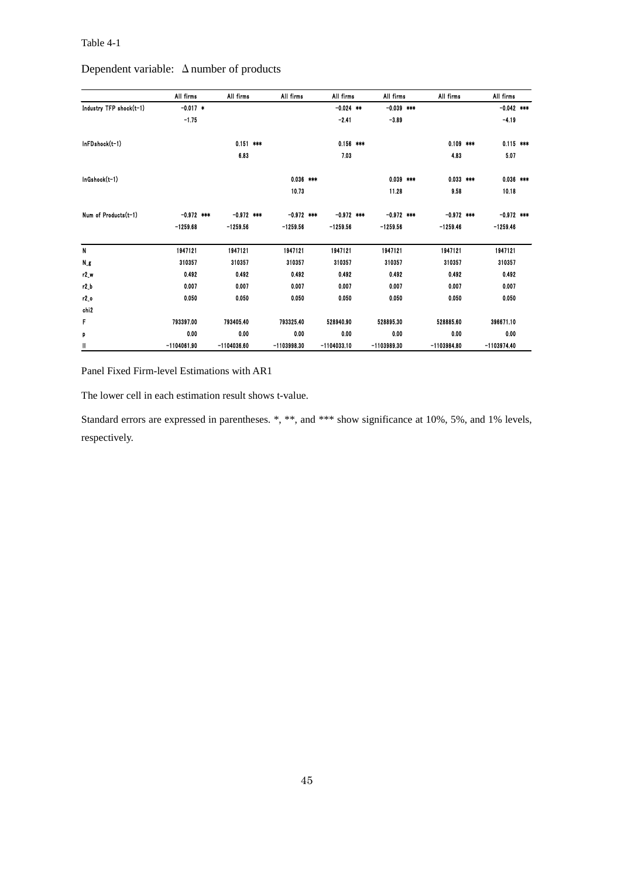Table 4-1

Dependent variable: Δ number of products

| | All firms | All firms | All firms | All firms | All firms | All firms | All firms |
|---|---|---|---|---|---|---|---|
| Industry TFP shock(t-1) | -0.017 * | | | -0.024 ** | -0.039 *** | | -0.042 *** |
| | -1.75 | | | -2.41 | -3.89 | | -4.19 |
| lnFDshock(t-1) | | 0.151 *** | | 0.156 *** | | 0.109 *** | 0.115 *** |
| | | 6.83 | | 7.03 | | 4.83 | 5.07 |
| lnGshock(t-1) | | | 0.036 *** | | 0.039 *** | 0.033 *** | 0.036 *** |
| | | | 10.73 | | 11.28 | 9.58 | 10.18 |
| Num of Products(t-1) | -0.972 *** | -0.972 *** | -0.972 *** | -0.972 *** | -0.972 *** | -0.972 *** | -0.972 *** |
| | -1259.68 | -1259.56 | -1259.56 | -1259.56 | -1259.56 | -1259.46 | -1259.46 |
| N | 1947121 | 1947121 | 1947121 | 1947121 | 1947121 | 1947121 | 1947121 |
| N_g | 310357 | 310357 | 310357 | 310357 | 310357 | 310357 | 310357 |
| r2_w | 0.492 | 0.492 | 0.492 | 0.492 | 0.492 | 0.492 | 0.492 |
| r2_b | 0.007 | 0.007 | 0.007 | 0.007 | 0.007 | 0.007 | 0.007 |
| r2_o | 0.050 | 0.050 | 0.050 | 0.050 | 0.050 | 0.050 | 0.050 |
| chi2 | | | | | | | |
| F | 793397.00 | 793405.40 | 793325.40 | 528940.90 | 528895.30 | 528885.60 | 396671.10 |
| p | 0.00 | 0.00 | 0.00 | 0.00 | 0.00 | 0.00 | 0.00 |
| ll | -1104061.90 | -1104036.60 | -1103998.30 | -1104033.10 | -1103989.30 | -1103984.80 | -1103974.40 |

Panel Fixed Firm-level Estimations with AR1

The lower cell in each estimation result shows t-value.

Standard errors are expressed in parentheses. *, **, and *** show significance at 10%, 5%, and 1% levels, respectively.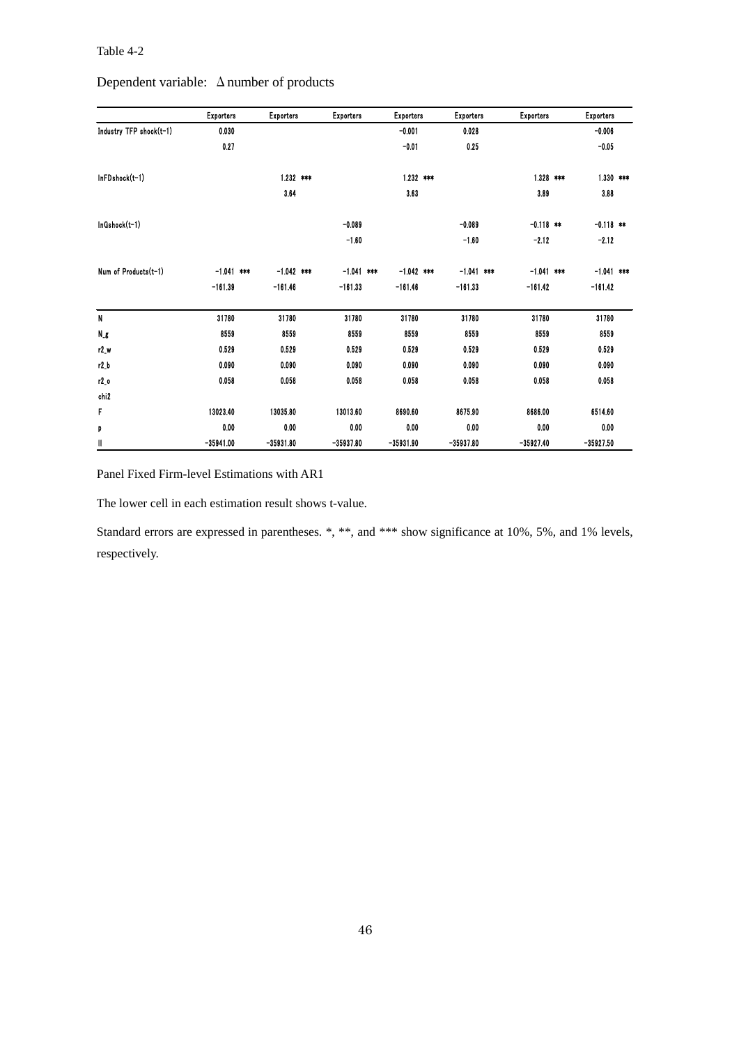Table 4-2

Dependent variable: Δ number of products

| | Exporters | Exporters | Exporters | Exporters | Exporters | Exporters | Exporters |
|---|---|---|---|---|---|---|---|
| Industry TFP shock(t-1) | 0.030 | | | -0.001 | 0.028 | | -0.006 |
| | 0.27 | | | -0.01 | 0.25 | | -0.05 |
| lnFDshock(t-1) | | 1.232 *** | | 1.232 *** | | 1.328 *** | 1.330 *** |
| | | 3.64 | | 3.63 | | 3.89 | 3.88 |
| lnGshock(t-1) | | | -0.089 | | -0.089 | -0.118 ** | -0.118 ** |
| | | | -1.60 | | -1.60 | -2.12 | -2.12 |
| Num of Products(t-1) | -1.041 *** | -1.042 *** | -1.041 *** | -1.042 *** | -1.041 *** | -1.041 *** | -1.041 *** |
| | -161.39 | -161.46 | -161.33 | -161.46 | -161.33 | -161.42 | -161.42 |
| N | 31780 | 31780 | 31780 | 31780 | 31780 | 31780 | 31780 |
| N_g | 8559 | 8559 | 8559 | 8559 | 8559 | 8559 | 8559 |
| r2_w | 0.529 | 0.529 | 0.529 | 0.529 | 0.529 | 0.529 | 0.529 |
| r2_b | 0.090 | 0.090 | 0.090 | 0.090 | 0.090 | 0.090 | 0.090 |
| r2_o | 0.058 | 0.058 | 0.058 | 0.058 | 0.058 | 0.058 | 0.058 |
| chi2 | | | | | | | |
| F | 13023.40 | 13035.80 | 13013.60 | 8690.60 | 8675.90 | 8686.00 | 6514.60 |
| p | 0.00 | 0.00 | 0.00 | 0.00 | 0.00 | 0.00 | 0.00 |
| ll | -35941.00 | -35931.80 | -35937.80 | -35931.90 | -35937.80 | -35927.40 | -35927.50 |

Panel Fixed Firm-level Estimations with AR1

The lower cell in each estimation result shows t-value.

Standard errors are expressed in parentheses. *, **, and *** show significance at 10%, 5%, and 1% levels, respectively.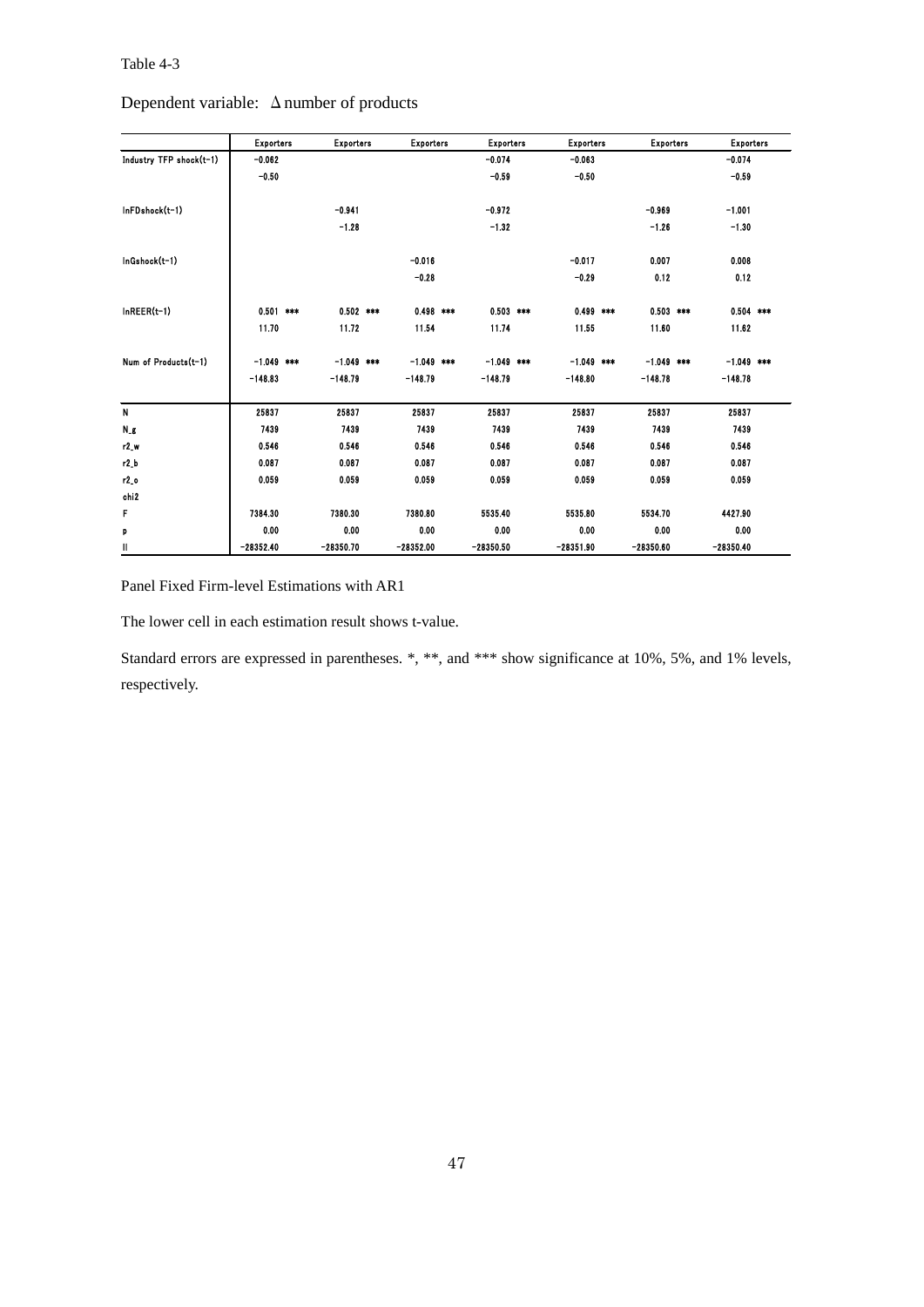Table 4-3

Dependent variable: Δ number of products

| | Exporters | Exporters | Exporters | Exporters | Exporters | Exporters | Exporters |
|---|---|---|---|---|---|---|---|
| Industry TFP shock(t-1) | -0.062 | | | -0.074 | -0.063 | | -0.074 |
| | -0.50 | | | -0.59 | -0.50 | | -0.59 |
| lnFDshock(t-1) | | -0.941 | | -0.972 | | -0.969 | -1.001 |
| | | -1.28 | | -1.32 | | -1.26 | -1.30 |
| lnGshock(t-1) | | | -0.016 | | -0.017 | 0.007 | 0.008 |
| | | | -0.28 | | -0.29 | 0.12 | 0.12 |
| lnREER(t-1) | 0.501 *** | 0.502 *** | 0.498 *** | 0.503 *** | 0.499 *** | 0.503 *** | 0.504 *** |
| | 11.70 | 11.72 | 11.54 | 11.74 | 11.55 | 11.60 | 11.62 |
| Num of Products(t-1) | -1.049 *** | -1.049 *** | -1.049 *** | -1.049 *** | -1.049 *** | -1.049 *** | -1.049 *** |
| | -148.83 | -148.79 | -148.79 | -148.79 | -148.80 | -148.78 | -148.78 |
| N | 25837 | 25837 | 25837 | 25837 | 25837 | 25837 | 25837 |
| N_g | 7439 | 7439 | 7439 | 7439 | 7439 | 7439 | 7439 |
| r2_w | 0.546 | 0.546 | 0.546 | 0.546 | 0.546 | 0.546 | 0.546 |
| r2_b | 0.087 | 0.087 | 0.087 | 0.087 | 0.087 | 0.087 | 0.087 |
| r2_o | 0.059 | 0.059 | 0.059 | 0.059 | 0.059 | 0.059 | 0.059 |
| chi2 | | | | | | | |
| F | 7384.30 | 7380.30 | 7380.80 | 5535.40 | 5535.80 | 5534.70 | 4427.90 |
| p | 0.00 | 0.00 | 0.00 | 0.00 | 0.00 | 0.00 | 0.00 |
| ll | -28352.40 | -28350.70 | -28352.00 | -28350.50 | -28351.90 | -28350.60 | -28350.40 |

Panel Fixed Firm-level Estimations with AR1

The lower cell in each estimation result shows t-value.

Standard errors are expressed in parentheses. *, **, and *** show significance at 10%, 5%, and 1% levels, respectively.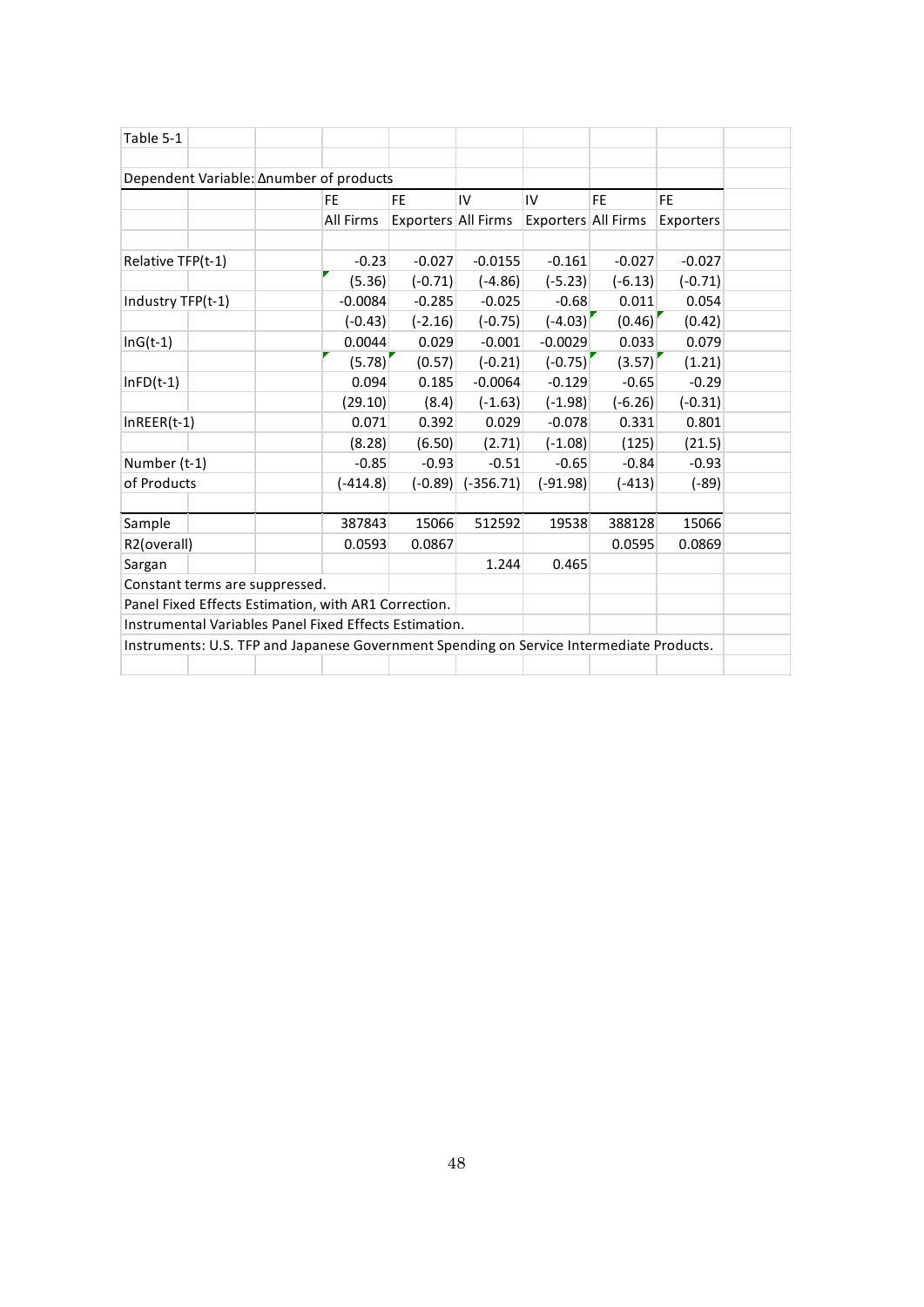Table 5-1

Dependent Variable: Δnumber of products

| | FE | FE | IV | IV | FE | FE |
|---|---|---|---|---|---|---|
| | All Firms | Exporters | All Firms | Exporters | All Firms | Exporters |
| Relative TFP(t-1) | -0.23 | -0.027 | -0.0155 | -0.161 | -0.027 | -0.027 |
| | (5.36) | (-0.71) | (-4.86) | (-5.23) | (-6.13) | (-0.71) |
| Industry TFP(t-1) | -0.0084 | -0.285 | -0.025 | -0.68 | 0.011 | 0.054 |
| | (-0.43) | (-2.16) | (-0.75) | (-4.03) | (0.46) | (0.42) |
| lnG(t-1) | 0.0044 | 0.029 | -0.001 | -0.0029 | 0.033 | 0.079 |
| | (5.78) | (0.57) | (-0.21) | (-0.75) | (3.57) | (1.21) |
| lnFD(t-1) | 0.094 | 0.185 | -0.0064 | -0.129 | -0.65 | -0.29 |
| | (29.10) | (8.4) | (-1.63) | (-1.98) | (-6.26) | (-0.31) |
| lnREER(t-1) | 0.071 | 0.392 | 0.029 | -0.078 | 0.331 | 0.801 |
| | (8.28) | (6.50) | (2.71) | (-1.08) | (125) | (21.5) |
| Number (t-1) | -0.85 | -0.93 | -0.51 | -0.65 | -0.84 | -0.93 |
| of Products | (-414.8) | (-0.89) | (-356.71) | (-91.98) | (-413) | (-89) |
| Sample | 387843 | 15066 | 512592 | 19538 | 388128 | 15066 |
| R2(overall) | 0.0593 | 0.0867 | | | 0.0595 | 0.0869 |
| Sargan | | | 1.244 | 0.465 | | |

Constant terms are suppressed.

Panel Fixed Effects Estimation, with AR1 Correction.

Instrumental Variables Panel Fixed Effects Estimation.

Instruments: U.S. TFP and Japanese Government Spending on Service Intermediate Products.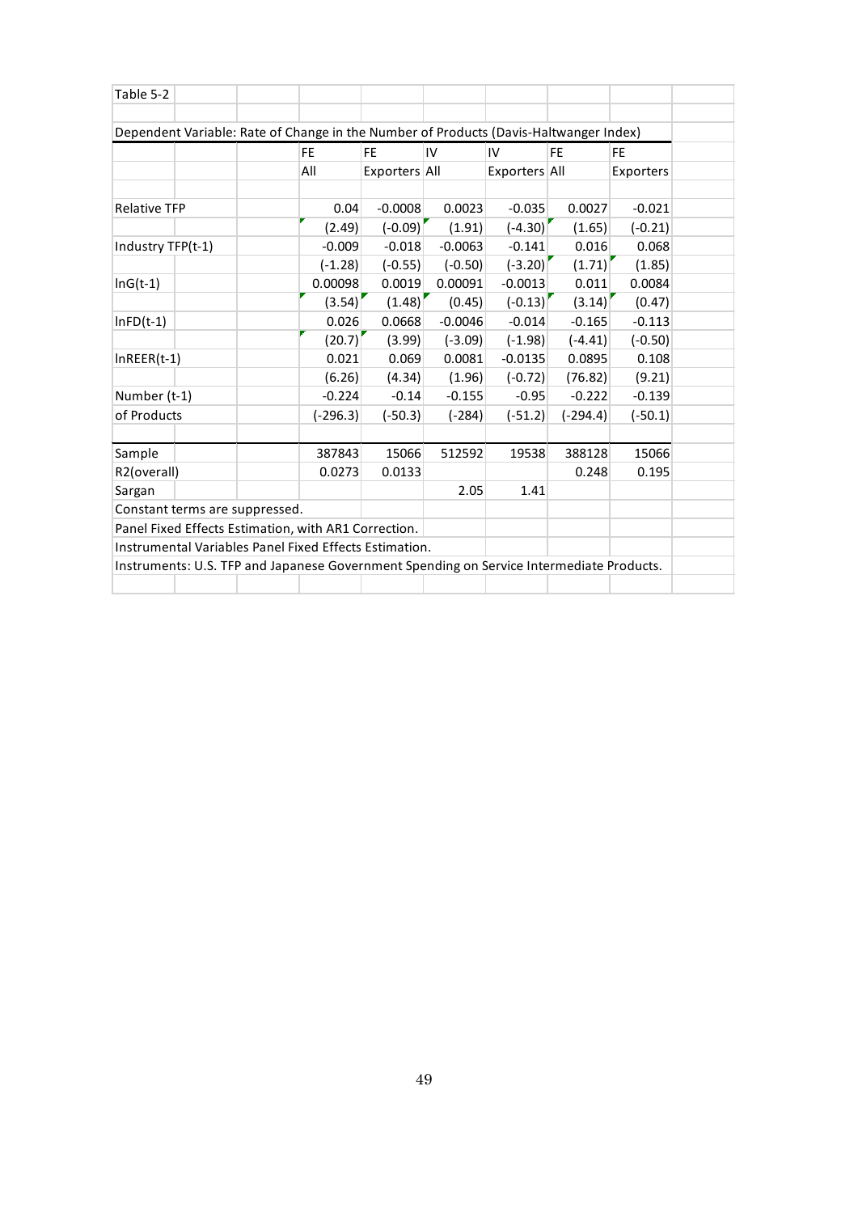Table 5-2

Dependent Variable: Rate of Change in the Number of Products (Davis-Haltwanger Index)

| | FE | FE | IV | IV | FE | FE |
|---|---|---|---|---|---|---|
| | All | Exporters | All | Exporters | All | Exporters |
| Relative TFP | 0.04 | -0.0008 | 0.0023 | -0.035 | 0.0027 | -0.021 |
| | (2.49) | (-0.09) | (1.91) | (-4.30) | (1.65) | (-0.21) |
| Industry TFP(t-1) | -0.009 | -0.018 | -0.0063 | -0.141 | 0.016 | 0.068 |
| | (-1.28) | (-0.55) | (-0.50) | (-3.20) | (1.71) | (1.85) |
| lnG(t-1) | 0.00098 | 0.0019 | 0.00091 | -0.0013 | 0.011 | 0.0084 |
| | (3.54) | (1.48) | (0.45) | (-0.13) | (3.14) | (0.47) |
| lnFD(t-1) | 0.026 | 0.0668 | -0.0046 | -0.014 | -0.165 | -0.113 |
| | (20.7) | (3.99) | (-3.09) | (-1.98) | (-4.41) | (-0.50) |
| lnREER(t-1) | 0.021 | 0.069 | 0.0081 | -0.0135 | 0.0895 | 0.108 |
| | (6.26) | (4.34) | (1.96) | (-0.72) | (76.82) | (9.21) |
| Number (t-1) of Products | -0.224 | -0.14 | -0.155 | -0.95 | -0.222 | -0.139 |
| | (-296.3) | (-50.3) | (-284) | (-51.2) | (-294.4) | (-50.1) |
| Sample | 387843 | 15066 | 512592 | 19538 | 388128 | 15066 |
| R2(overall) | 0.0273 | 0.0133 | | | 0.248 | 0.195 |
| Sargan | | | 2.05 | 1.41 | | |

Constant terms are suppressed.

Panel Fixed Effects Estimation, with AR1 Correction.

Instrumental Variables Panel Fixed Effects Estimation.

Instruments: U.S. TFP and Japanese Government Spending on Service Intermediate Products.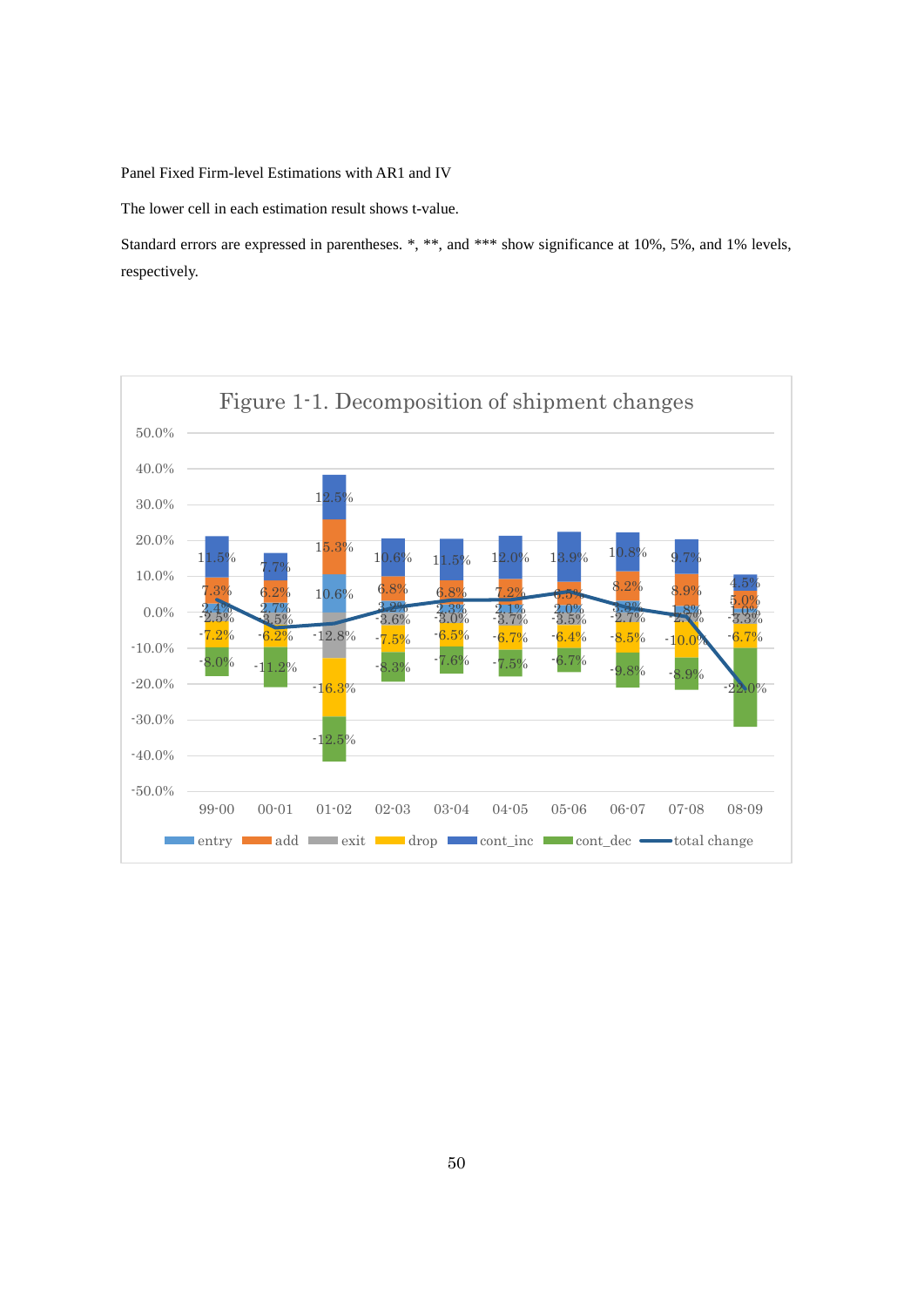Panel Fixed Firm-level Estimations with AR1 and IV

The lower cell in each estimation result shows t-value.

Standard errors are expressed in parentheses. *, **, and *** show significance at 10%, 5%, and 1% levels, respectively.

Figure 1-1. Decomposition of shipment changes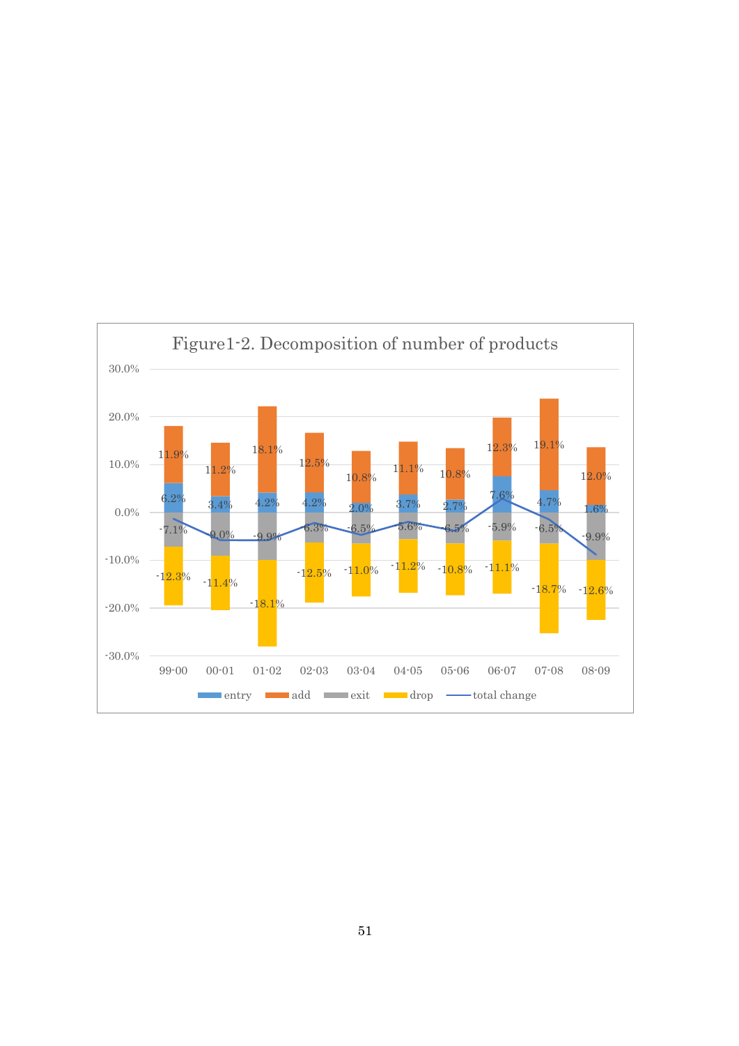Figure1-2. Decomposition of number of products

| | 99-00 | 00-01 | 01-02 | 02-03 | 03-04 | 04-05 | 05-06 | 06-07 | 07-08 | 08-09 |
|---|---|---|---|---|---|---|---|---|---|---|
| entry | 6.2% | 3.4% | 4.2% | 4.2% | 2.0% | 3.7% | 2.7% | 7.6% | 4.7% | 1.6% |
| add | 11.9% | 11.2% | 18.1% | 12.5% | 10.8% | 11.1% | 10.8% | 12.3% | 19.1% | 12.0% |
| exit | -7.1% | -9.0% | -9.9% | -6.3% | -6.5% | -5.6% | -6.5% | -5.9% | -6.5% | -9.9% |
| drop | -12.3% | -11.4% | -18.1% | -12.5% | -11.0% | -11.2% | -10.8% | -11.1% | -18.7% | -12.6% |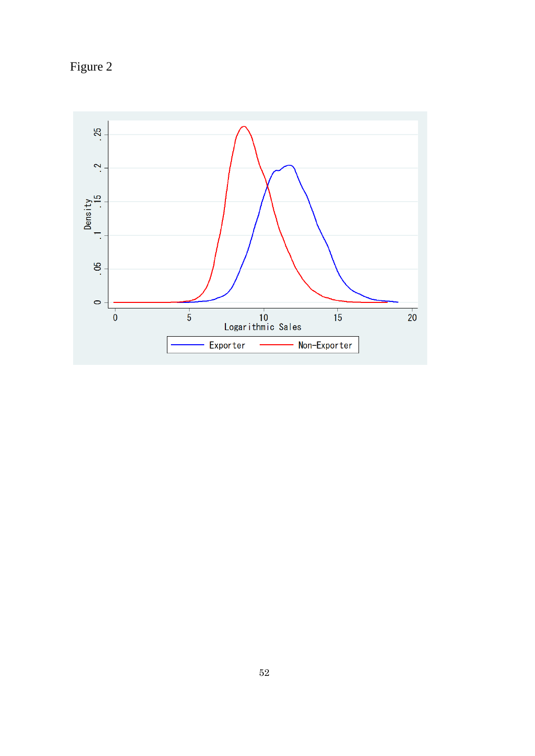Figure 2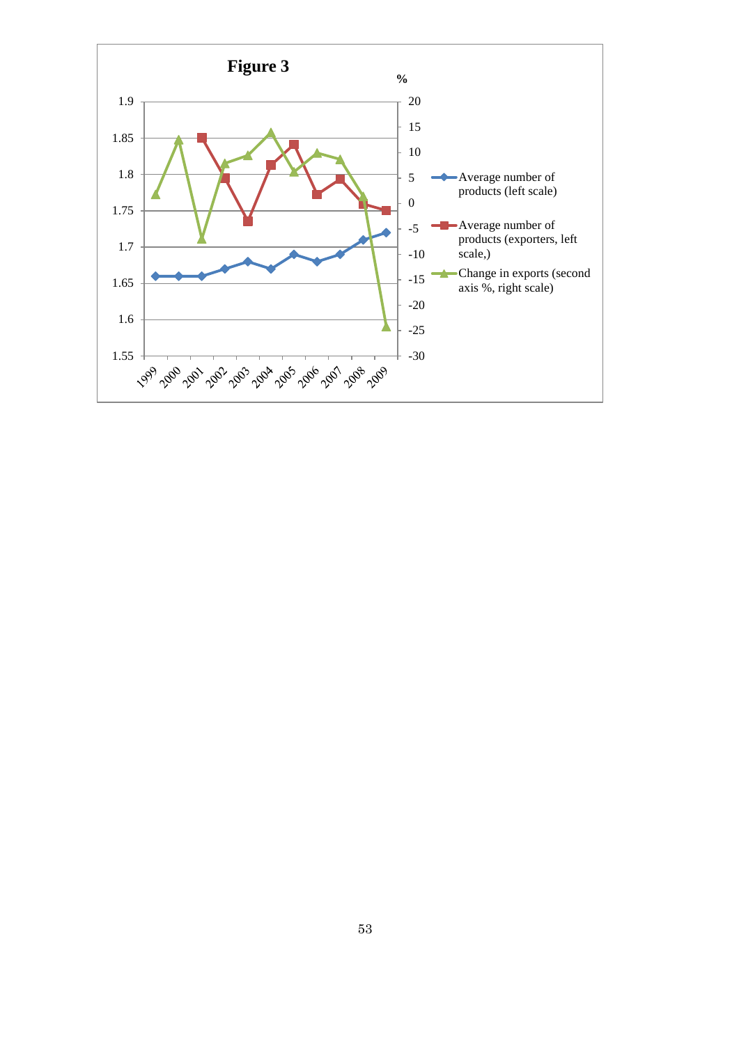**Figure 3**

%

| | Average number of products (left scale) | Average number of products (exporters, left scale,) | Change in exports (second axis %, right scale) |
|---|---|---|---|
| 1999 | 1.66 | | |
| 2000 | 1.66 | | |
| 2001 | 1.66 | 1.85 | |
| 2002 | 1.67 | | |
| 2003 | 1.68 | | |
| 2004 | 1.67 | | |
| 2005 | 1.69 | | |
| 2006 | 1.68 | | |
| 2007 | 1.69 | | |
| 2008 | 1.71 | | |
| 2009 | 1.72 | 1.75 | |

Left scale: 1.55–1.9; right scale: -30–20.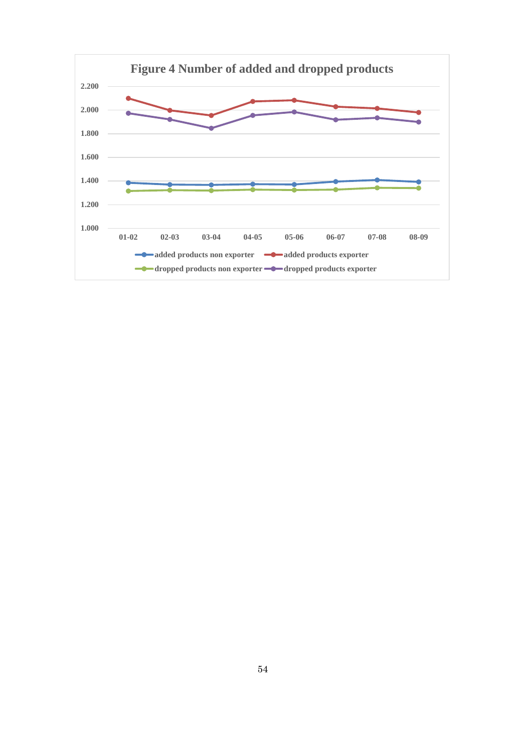**Figure 4 Number of added and dropped products**

2.200
2.000
1.800
1.600
1.400
1.200
1.000

01-02 02-03 03-04 04-05 05-06 06-07 07-08 08-09

added products non exporter
added products exporter
dropped products non exporter
dropped products exporter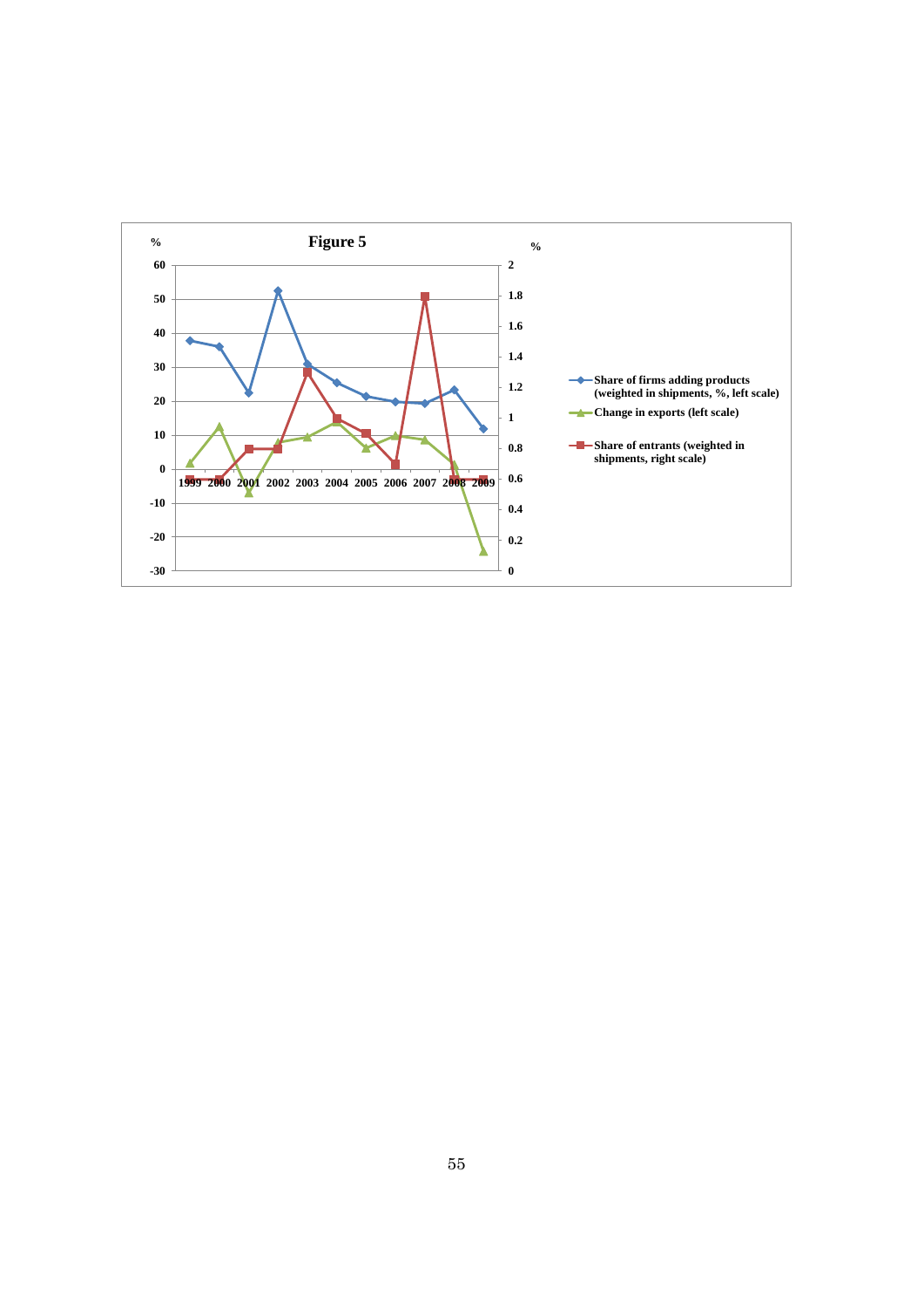Figure 5

%

60
50
40
30
20
10
0
-10
-20
-30

%

2
1.8
1.6
1.4
1.2
1
0.8
0.6
0.4
0.2
0

1999 2000 2001 2002 2003 2004 2005 2006 2007 2008 2009

Share of firms adding products (weighted in shipments, %, left scale)

Change in exports (left scale)

Share of entrants (weighted in shipments, right scale)